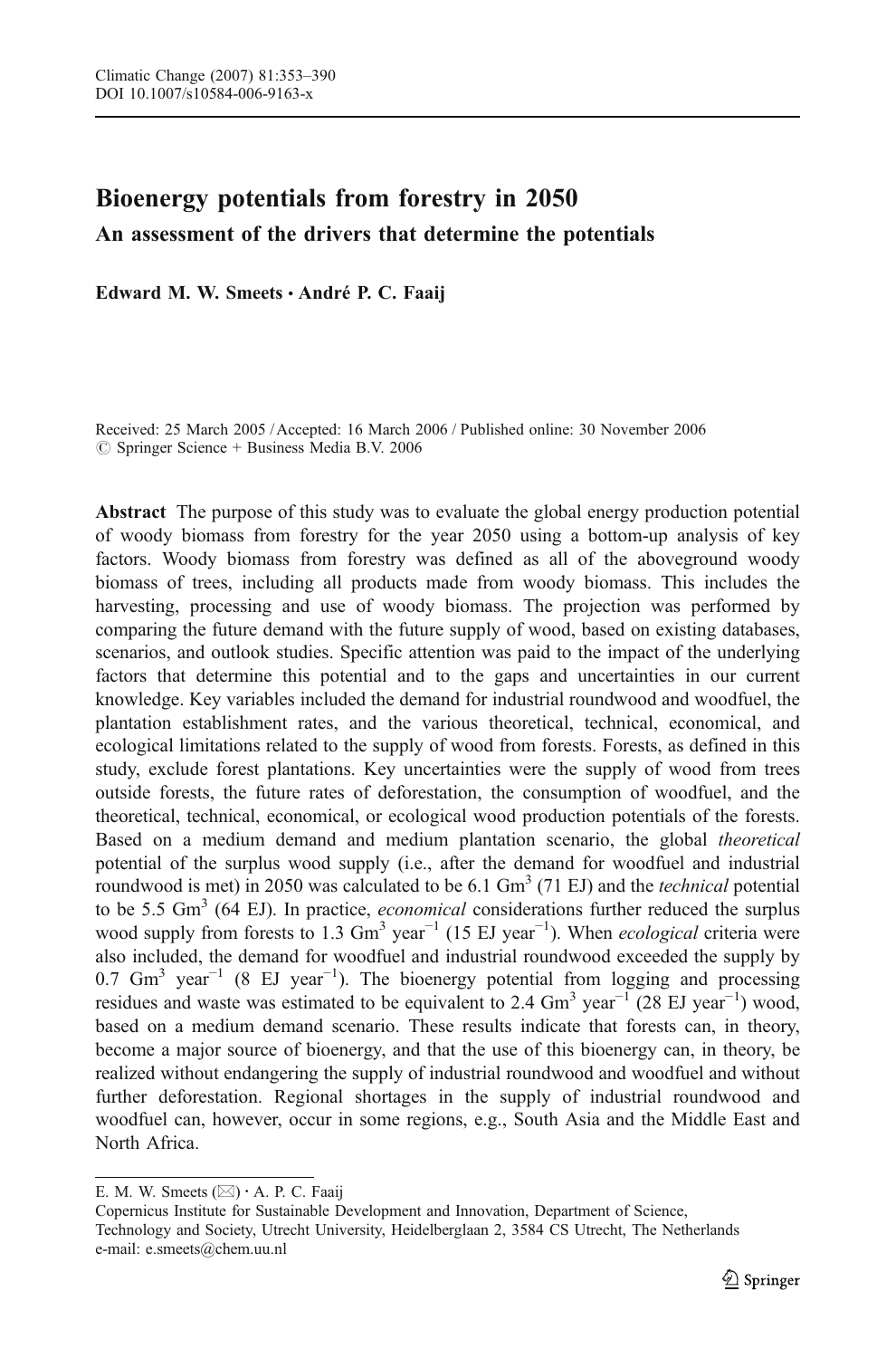# Bioenergy potentials from forestry in 2050

## An assessment of the drivers that determine the potentials

**Edward M. W. Smeets · André P. C. Faaij**

Received: 25 March 2005 / Accepted: 16 March 2006 / Published online: 30 November 2006
© Springer Science + Business Media B.V. 2006

**Abstract** The purpose of this study was to evaluate the global energy production potential of woody biomass from forestry for the year 2050 using a bottom-up analysis of key factors. Woody biomass from forestry was defined as all of the aboveground woody biomass of trees, including all products made from woody biomass. This includes the harvesting, processing and use of woody biomass. The projection was performed by comparing the future demand with the future supply of wood, based on existing databases, scenarios, and outlook studies. Specific attention was paid to the impact of the underlying factors that determine this potential and to the gaps and uncertainties in our current knowledge. Key variables included the demand for industrial roundwood and woodfuel, the plantation establishment rates, and the various theoretical, technical, economical, and ecological limitations related to the supply of wood from forests. Forests, as defined in this study, exclude forest plantations. Key uncertainties were the supply of wood from trees outside forests, the future rates of deforestation, the consumption of woodfuel, and the theoretical, technical, economical, or ecological wood production potentials of the forests. Based on a medium demand and medium plantation scenario, the global *theoretical* potential of the surplus wood supply (i.e., after the demand for woodfuel and industrial roundwood is met) in 2050 was calculated to be 6.1 $Gm^3$ (71 EJ) and the *technical* potential to be 5.5 $Gm^3$ (64 EJ). In practice, *economical* considerations further reduced the surplus wood supply from forests to 1.3 $Gm^3$ $year^{-1}$ (15 EJ $year^{-1}$). When *ecological* criteria were also included, the demand for woodfuel and industrial roundwood exceeded the supply by 0.7 $Gm^3$ $year^{-1}$ (8 EJ $year^{-1}$). The bioenergy potential from logging and processing residues and waste was estimated to be equivalent to 2.4 $Gm^3$ $year^{-1}$ (28 EJ $year^{-1}$) wood, based on a medium demand scenario. These results indicate that forests can, in theory, become a major source of bioenergy, and that the use of this bioenergy can, in theory, be realized without endangering the supply of industrial roundwood and woodfuel and without further deforestation. Regional shortages in the supply of industrial roundwood and woodfuel can, however, occur in some regions, e.g., South Asia and the Middle East and North Africa.

---

E. M. W. Smeets (✉) · A. P. C. Faaij
Copernicus Institute for Sustainable Development and Innovation, Department of Science, Technology and Society, Utrecht University, Heidelberglaan 2, 3584 CS Utrecht, The Netherlands
e-mail: e.smeets@chem.uu.nl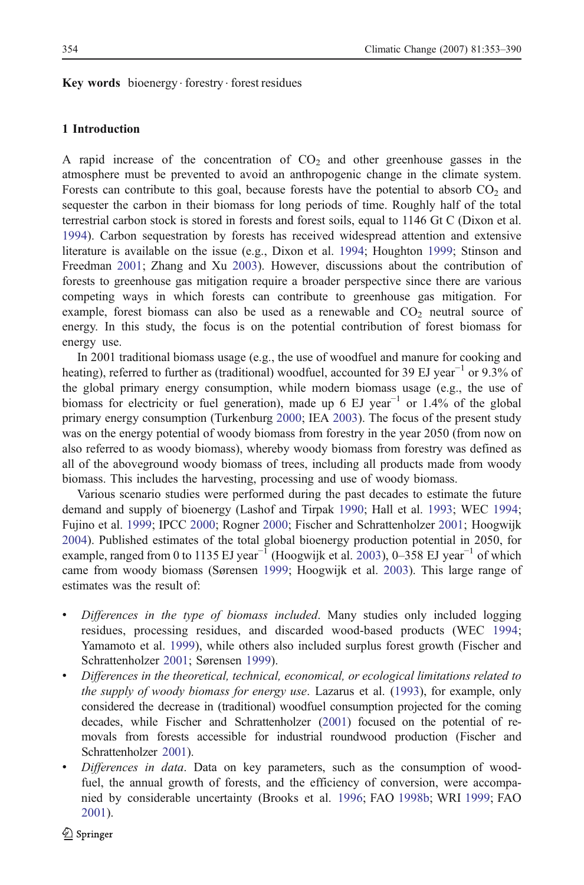**Key words** bioenergy · forestry · forest residues

## 1 Introduction

A rapid increase of the concentration of $CO_2$ and other greenhouse gasses in the atmosphere must be prevented to avoid an anthropogenic change in the climate system. Forests can contribute to this goal, because forests have the potential to absorb $CO_2$ and sequester the carbon in their biomass for long periods of time. Roughly half of the total terrestrial carbon stock is stored in forests and forest soils, equal to 1146 Gt C (Dixon et al. 1994). Carbon sequestration by forests has received widespread attention and extensive literature is available on the issue (e.g., Dixon et al. 1994; Houghton 1999; Stinson and Freedman 2001; Zhang and Xu 2003). However, discussions about the contribution of forests to greenhouse gas mitigation require a broader perspective since there are various competing ways in which forests can contribute to greenhouse gas mitigation. For example, forest biomass can also be used as a renewable and $CO_2$ neutral source of energy. In this study, the focus is on the potential contribution of forest biomass for energy use.

In 2001 traditional biomass usage (e.g., the use of woodfuel and manure for cooking and heating), referred to further as (traditional) woodfuel, accounted for 39 EJ $year^{-1}$ or 9.3% of the global primary energy consumption, while modern biomass usage (e.g., the use of biomass for electricity or fuel generation), made up 6 EJ $year^{-1}$ or 1.4% of the global primary energy consumption (Turkenburg 2000; IEA 2003). The focus of the present study was on the energy potential of woody biomass from forestry in the year 2050 (from now on also referred to as woody biomass), whereby woody biomass from forestry was defined as all of the aboveground woody biomass of trees, including all products made from woody biomass. This includes the harvesting, processing and use of woody biomass.

Various scenario studies were performed during the past decades to estimate the future demand and supply of bioenergy (Lashof and Tirpak 1990; Hall et al. 1993; WEC 1994; Fujino et al. 1999; IPCC 2000; Rogner 2000; Fischer and Schrattenholzer 2001; Hoogwijk 2004). Published estimates of the total global bioenergy production potential in 2050, for example, ranged from 0 to 1135 EJ $year^{-1}$ (Hoogwijk et al. 2003), 0–358 EJ $year^{-1}$ of which came from woody biomass (Sørensen 1999; Hoogwijk et al. 2003). This large range of estimates was the result of:

- *Differences in the type of biomass included*. Many studies only included logging residues, processing residues, and discarded wood-based products (WEC 1994; Yamamoto et al. 1999), while others also included surplus forest growth (Fischer and Schrattenholzer 2001; Sørensen 1999).
- *Differences in the theoretical, technical, economical, or ecological limitations related to the supply of woody biomass for energy use*. Lazarus et al. (1993), for example, only considered the decrease in (traditional) woodfuel consumption projected for the coming decades, while Fischer and Schrattenholzer (2001) focused on the potential of removals from forests accessible for industrial roundwood production (Fischer and Schrattenholzer 2001).
- *Differences in data*. Data on key parameters, such as the consumption of woodfuel, the annual growth of forests, and the efficiency of conversion, were accompanied by considerable uncertainty (Brooks et al. 1996; FAO 1998b; WRI 1999; FAO 2001).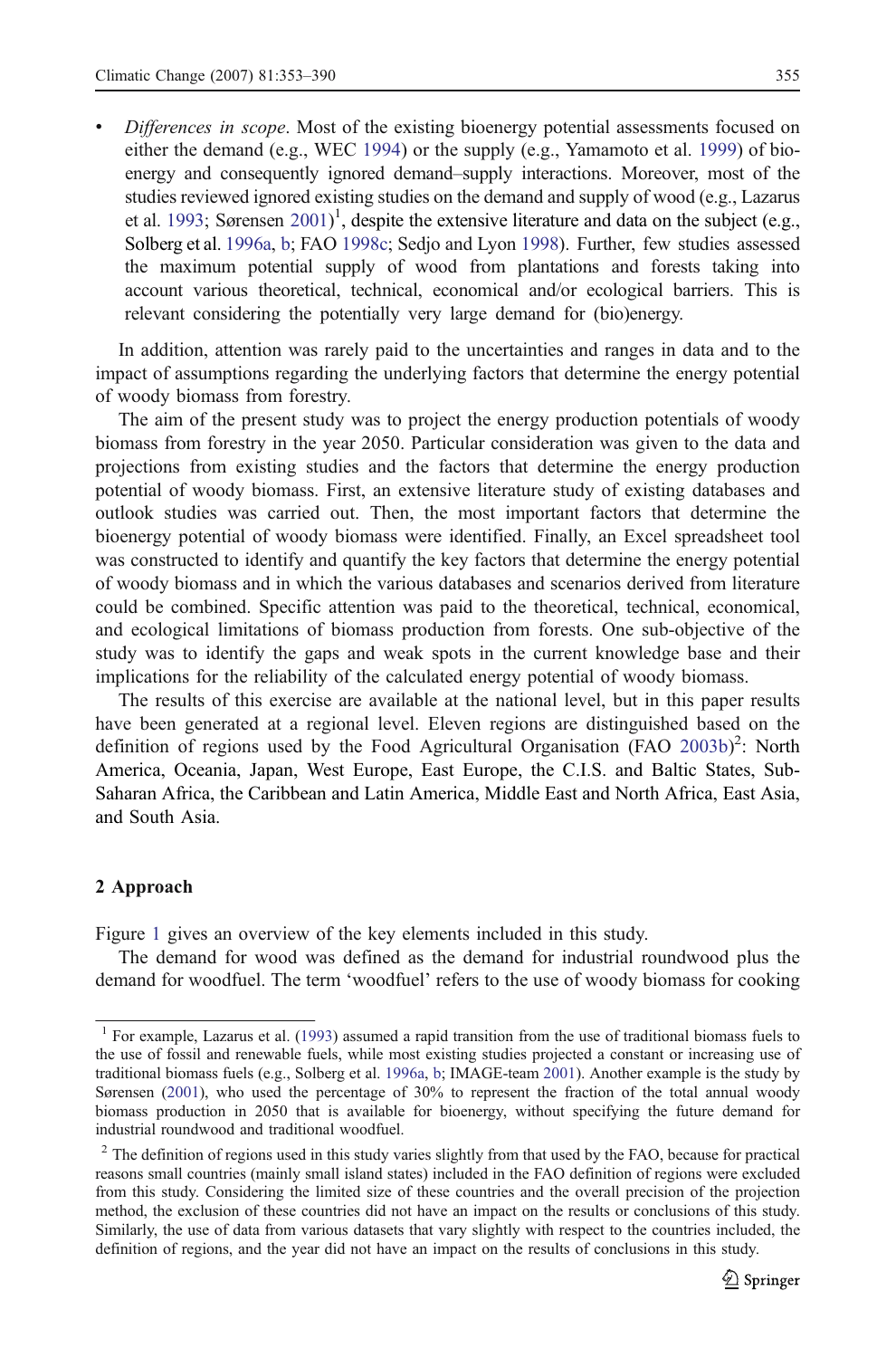- *Differences in scope*. Most of the existing bioenergy potential assessments focused on either the demand (e.g., WEC 1994) or the supply (e.g., Yamamoto et al. 1999) of bioenergy and consequently ignored demand–supply interactions. Moreover, most of the studies reviewed ignored existing studies on the demand and supply of wood (e.g., Lazarus et al. 1993; Sørensen 2001)[1], despite the extensive literature and data on the subject (e.g., Solberg et al. 1996a, b; FAO 1998c; Sedjo and Lyon 1998). Further, few studies assessed the maximum potential supply of wood from plantations and forests taking into account various theoretical, technical, economical and/or ecological barriers. This is relevant considering the potentially very large demand for (bio)energy.

In addition, attention was rarely paid to the uncertainties and ranges in data and to the impact of assumptions regarding the underlying factors that determine the energy potential of woody biomass from forestry.

The aim of the present study was to project the energy production potentials of woody biomass from forestry in the year 2050. Particular consideration was given to the data and projections from existing studies and the factors that determine the energy production potential of woody biomass. First, an extensive literature study of existing databases and outlook studies was carried out. Then, the most important factors that determine the bioenergy potential of woody biomass were identified. Finally, an Excel spreadsheet tool was constructed to identify and quantify the key factors that determine the energy potential of woody biomass and in which the various databases and scenarios derived from literature could be combined. Specific attention was paid to the theoretical, technical, economical, and ecological limitations of biomass production from forests. One sub-objective of the study was to identify the gaps and weak spots in the current knowledge base and their implications for the reliability of the calculated energy potential of woody biomass.

The results of this exercise are available at the national level, but in this paper results have been generated at a regional level. Eleven regions are distinguished based on the definition of regions used by the Food Agricultural Organisation (FAO 2003b)[2]: North America, Oceania, Japan, West Europe, East Europe, the C.I.S. and Baltic States, Sub-Saharan Africa, the Caribbean and Latin America, Middle East and North Africa, East Asia, and South Asia.

## 2 Approach

Figure 1 gives an overview of the key elements included in this study.

The demand for wood was defined as the demand for industrial roundwood plus the demand for woodfuel. The term 'woodfuel' refers to the use of woody biomass for cooking

---

[1] For example, Lazarus et al. (1993) assumed a rapid transition from the use of traditional biomass fuels to the use of fossil and renewable fuels, while most existing studies projected a constant or increasing use of traditional biomass fuels (e.g., Solberg et al. 1996a, b; IMAGE-team 2001). Another example is the study by Sørensen (2001), who used the percentage of 30% to represent the fraction of the total annual woody biomass production in 2050 that is available for bioenergy, without specifying the future demand for industrial roundwood and traditional woodfuel.

[2] The definition of regions used in this study varies slightly from that used by the FAO, because for practical reasons small countries (mainly small island states) included in the FAO definition of regions were excluded from this study. Considering the limited size of these countries and the overall precision of the projection method, the exclusion of these countries did not have an impact on the results or conclusions of this study. Similarly, the use of data from various datasets that vary slightly with respect to the countries included, the definition of regions, and the year did not have an impact on the results of conclusions in this study.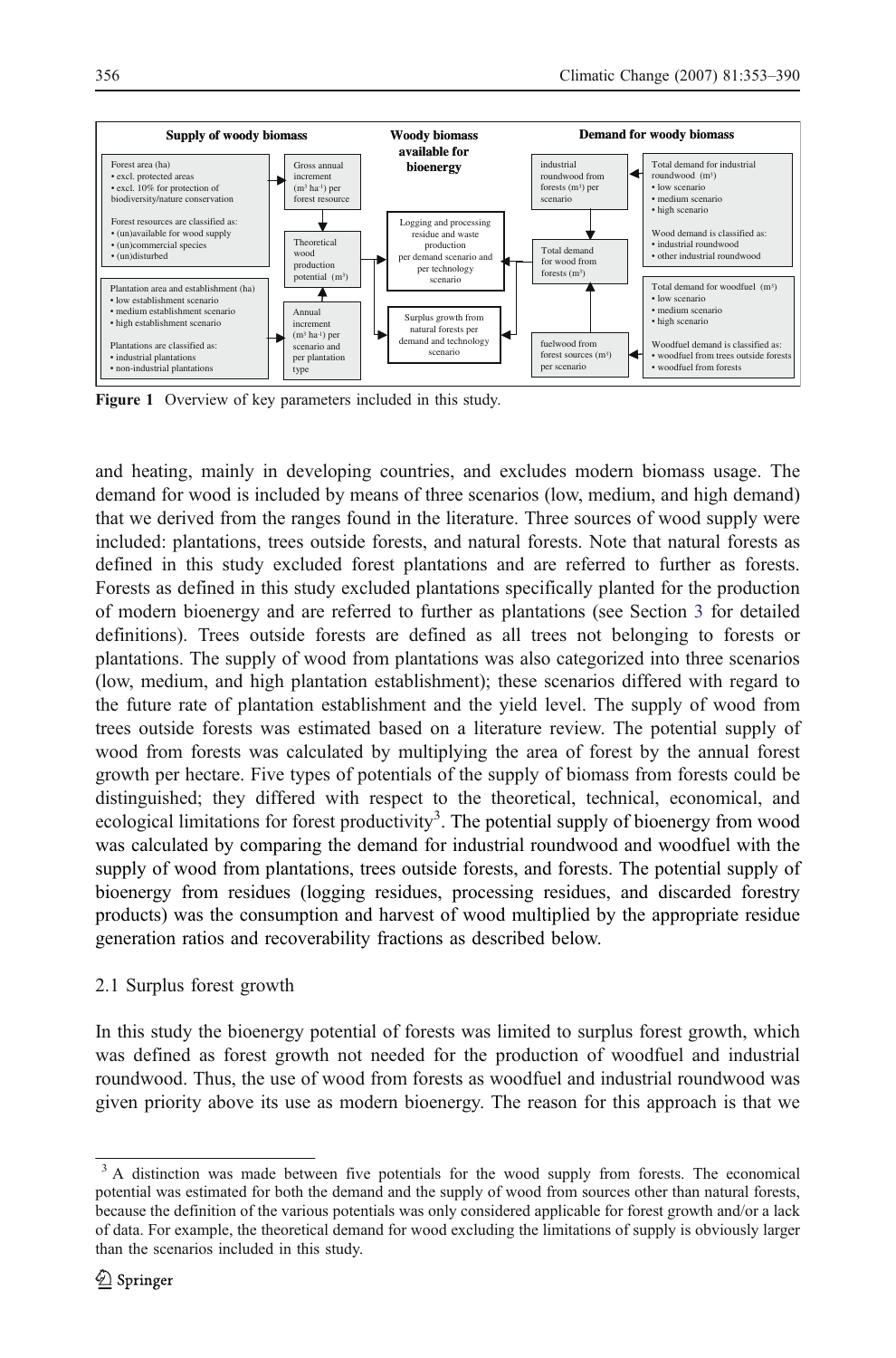Supply of woody biomass

Forest area (ha)
• excl. protected areas
• excl. 10% for protection of biodiversity/nature conservation

Forest resources are classified as:
• (un)available for wood supply
• (un)commercial species
• (un)disturbed

Gross annual increment ($m^3$ $ha^{-1}$) per forest resource

Theoretical wood production potential ($m^3$)

Plantation area and establishment (ha)
• low establishment scenario
• medium establishment scenario
• high establishment scenario

Plantations are classified as:
• industrial plantations
• non-industrial plantations

Annual increment ($m^3$ $ha^{-1}$) per scenario and per plantation type

Woody biomass available for bioenergy

Logging and processing residue and waste production per demand scenario and per technology scenario

Surplus growth from natural forests per demand and technology scenario

Demand for woody biomass

industrial roundwood from forests ($m^3$) per scenario

Total demand for wood from forests ($m^3$)

fuelwood from forest sources ($m^3$) per scenario

Total demand for industrial roundwood ($m^3$)
• low scenario
• medium scenario
• high scenario

Wood demand is classified as:
• industrial roundwood
• other industrial roundwood

Total demand for woodfuel ($m^3$)
• low scenario
• medium scenario
• high scenario

Woodfuel demand is classified as:
• woodfuel from trees outside forests
• woodfuel from forests

**Figure 1** Overview of key parameters included in this study.

and heating, mainly in developing countries, and excludes modern biomass usage. The demand for wood is included by means of three scenarios (low, medium, and high demand) that we derived from the ranges found in the literature. Three sources of wood supply were included: plantations, trees outside forests, and natural forests. Note that natural forests as defined in this study excluded forest plantations and are referred to further as forests. Forests as defined in this study excluded plantations specifically planted for the production of modern bioenergy and are referred to further as plantations (see Section 3 for detailed definitions). Trees outside forests are defined as all trees not belonging to forests or plantations. The supply of wood from plantations was also categorized into three scenarios (low, medium, and high plantation establishment); these scenarios differed with regard to the future rate of plantation establishment and the yield level. The supply of wood from trees outside forests was estimated based on a literature review. The potential supply of wood from forests was calculated by multiplying the area of forest by the annual forest growth per hectare. Five types of potentials of the supply of biomass from forests could be distinguished; they differed with respect to the theoretical, technical, economical, and ecological limitations for forest productivity[3]. The potential supply of bioenergy from wood was calculated by comparing the demand for industrial roundwood and woodfuel with the supply of wood from plantations, trees outside forests, and forests. The potential supply of bioenergy from residues (logging residues, processing residues, and discarded forestry products) was the consumption and harvest of wood multiplied by the appropriate residue generation ratios and recoverability fractions as described below.

## 2.1 Surplus forest growth

In this study the bioenergy potential of forests was limited to surplus forest growth, which was defined as forest growth not needed for the production of woodfuel and industrial roundwood. Thus, the use of wood from forests as woodfuel and industrial roundwood was given priority above its use as modern bioenergy. The reason for this approach is that we

[3] A distinction was made between five potentials for the wood supply from forests. The economical potential was estimated for both the demand and the supply of wood from sources other than natural forests, because the definition of the various potentials was only considered applicable for forest growth and/or a lack of data. For example, the theoretical demand for wood excluding the limitations of supply is obviously larger than the scenarios included in this study.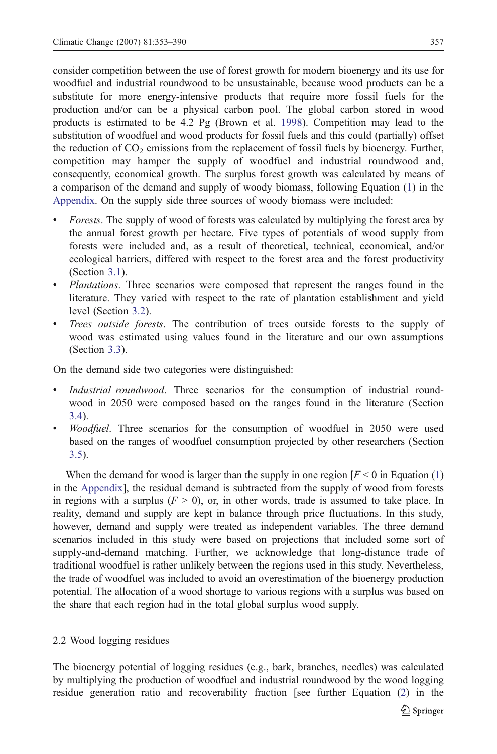consider competition between the use of forest growth for modern bioenergy and its use for woodfuel and industrial roundwood to be unsustainable, because wood products can be a substitute for more energy-intensive products that require more fossil fuels for the production and/or can be a physical carbon pool. The global carbon stored in wood products is estimated to be 4.2 Pg (Brown et al. 1998). Competition may lead to the substitution of woodfuel and wood products for fossil fuels and this could (partially) offset the reduction of $CO_2$ emissions from the replacement of fossil fuels by bioenergy. Further, competition may hamper the supply of woodfuel and industrial roundwood and, consequently, economical growth. The surplus forest growth was calculated by means of a comparison of the demand and supply of woody biomass, following Equation (1) in the Appendix. On the supply side three sources of woody biomass were included:

- *Forests*. The supply of wood of forests was calculated by multiplying the forest area by the annual forest growth per hectare. Five types of potentials of wood supply from forests were included and, as a result of theoretical, technical, economical, and/or ecological barriers, differed with respect to the forest area and the forest productivity (Section 3.1).
- *Plantations*. Three scenarios were composed that represent the ranges found in the literature. They varied with respect to the rate of plantation establishment and yield level (Section 3.2).
- *Trees outside forests*. The contribution of trees outside forests to the supply of wood was estimated using values found in the literature and our own assumptions (Section 3.3).

On the demand side two categories were distinguished:

- *Industrial roundwood*. Three scenarios for the consumption of industrial roundwood in 2050 were composed based on the ranges found in the literature (Section 3.4).
- *Woodfuel*. Three scenarios for the consumption of woodfuel in 2050 were used based on the ranges of woodfuel consumption projected by other researchers (Section 3.5).

When the demand for wood is larger than the supply in one region [$F < 0$ in Equation (1) in the Appendix], the residual demand is subtracted from the supply of wood from forests in regions with a surplus ($F > 0$), or, in other words, trade is assumed to take place. In reality, demand and supply are kept in balance through price fluctuations. In this study, however, demand and supply were treated as independent variables. The three demand scenarios included in this study were based on projections that included some sort of supply-and-demand matching. Further, we acknowledge that long-distance trade of traditional woodfuel is rather unlikely between the regions used in this study. Nevertheless, the trade of woodfuel was included to avoid an overestimation of the bioenergy production potential. The allocation of a wood shortage to various regions with a surplus was based on the share that each region had in the total global surplus wood supply.

## 2.2 Wood logging residues

The bioenergy potential of logging residues (e.g., bark, branches, needles) was calculated by multiplying the production of woodfuel and industrial roundwood by the wood logging residue generation ratio and recoverability fraction [see further Equation (2) in the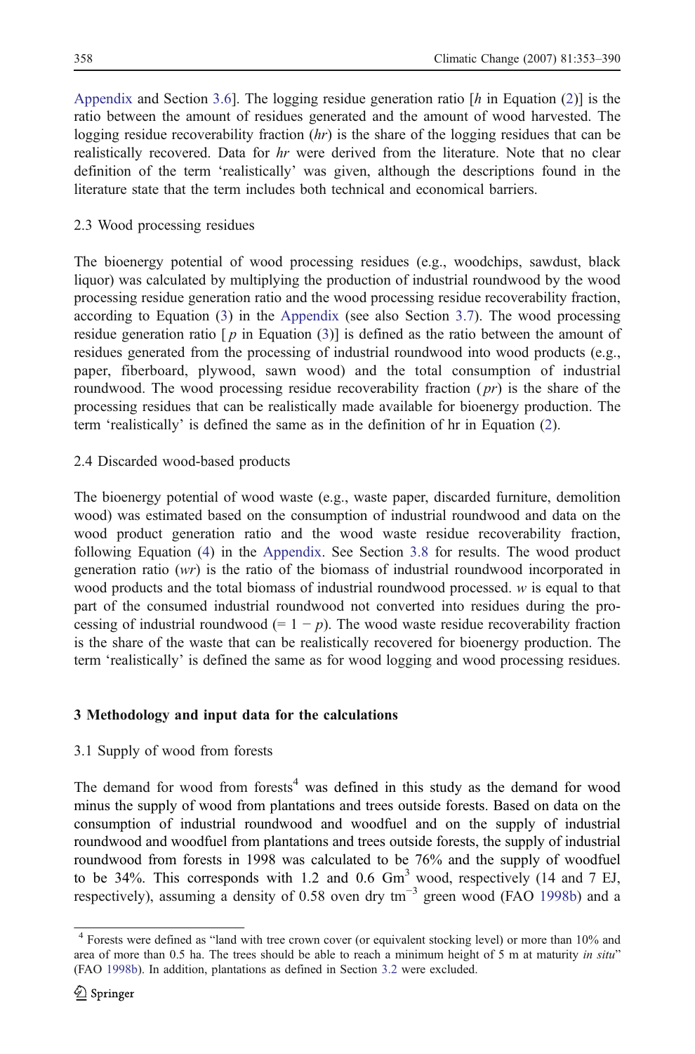Appendix and Section 3.6]. The logging residue generation ratio [$h$ in Equation (2)] is the ratio between the amount of residues generated and the amount of wood harvested. The logging residue recoverability fraction ($hr$) is the share of the logging residues that can be realistically recovered. Data for $hr$ were derived from the literature. Note that no clear definition of the term 'realistically' was given, although the descriptions found in the literature state that the term includes both technical and economical barriers.

### 2.3 Wood processing residues

The bioenergy potential of wood processing residues (e.g., woodchips, sawdust, black liquor) was calculated by multiplying the production of industrial roundwood by the wood processing residue generation ratio and the wood processing residue recoverability fraction, according to Equation (3) in the Appendix (see also Section 3.7). The wood processing residue generation ratio [ $p$ in Equation (3)] is defined as the ratio between the amount of residues generated from the processing of industrial roundwood into wood products (e.g., paper, fiberboard, plywood, sawn wood) and the total consumption of industrial roundwood. The wood processing residue recoverability fraction ( $pr$) is the share of the processing residues that can be realistically made available for bioenergy production. The term 'realistically' is defined the same as in the definition of hr in Equation (2).

### 2.4 Discarded wood-based products

The bioenergy potential of wood waste (e.g., waste paper, discarded furniture, demolition wood) was estimated based on the consumption of industrial roundwood and data on the wood product generation ratio and the wood waste residue recoverability fraction, following Equation (4) in the Appendix. See Section 3.8 for results. The wood product generation ratio ($wr$) is the ratio of the biomass of industrial roundwood incorporated in wood products and the total biomass of industrial roundwood processed. $w$ is equal to that part of the consumed industrial roundwood not converted into residues during the processing of industrial roundwood ($= 1 - p$). The wood waste residue recoverability fraction is the share of the waste that can be realistically recovered for bioenergy production. The term 'realistically' is defined the same as for wood logging and wood processing residues.

## 3 Methodology and input data for the calculations

### 3.1 Supply of wood from forests

The demand for wood from forests[4] was defined in this study as the demand for wood minus the supply of wood from plantations and trees outside forests. Based on data on the consumption of industrial roundwood and woodfuel and on the supply of industrial roundwood and woodfuel from plantations and trees outside forests, the supply of industrial roundwood from forests in 1998 was calculated to be 76% and the supply of woodfuel to be 34%. This corresponds with 1.2 and 0.6 $Gm^3$ wood, respectively (14 and 7 EJ, respectively), assuming a density of 0.58 oven dry $t m^{-3}$ green wood (FAO 1998b) and a

[4] Forests were defined as "land with tree crown cover (or equivalent stocking level) or more than 10% and area of more than 0.5 ha. The trees should be able to reach a minimum height of 5 m at maturity *in situ*" (FAO 1998b). In addition, plantations as defined in Section 3.2 were excluded.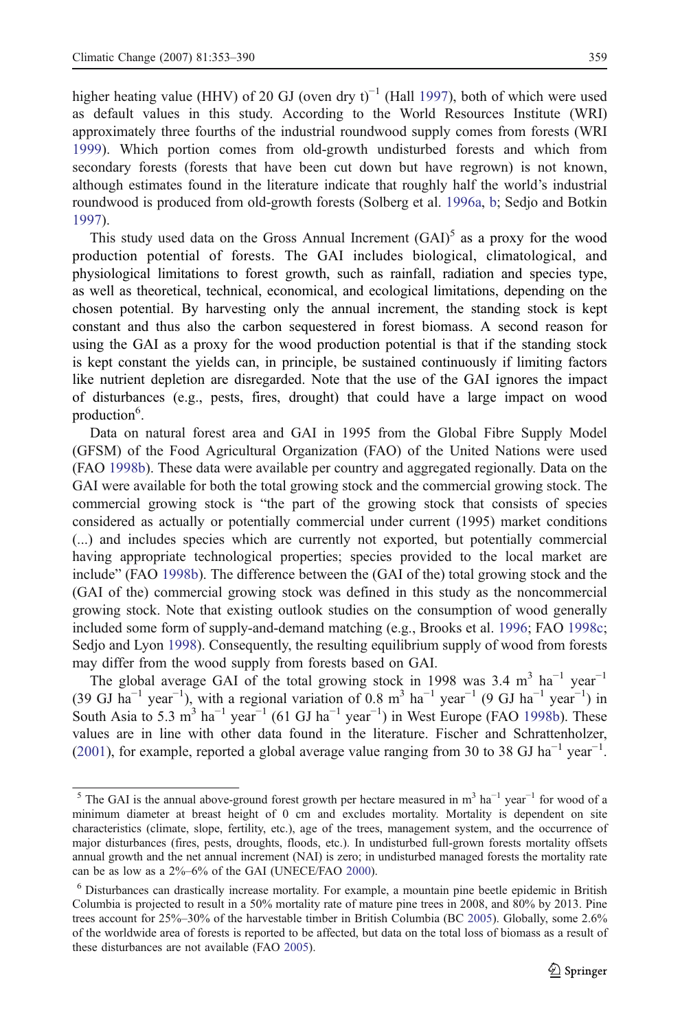higher heating value (HHV) of 20 GJ (oven dry t)$^{-1}$ (Hall 1997), both of which were used as default values in this study. According to the World Resources Institute (WRI) approximately three fourths of the industrial roundwood supply comes from forests (WRI 1999). Which portion comes from old-growth undisturbed forests and which from secondary forests (forests that have been cut down but have regrown) is not known, although estimates found in the literature indicate that roughly half the world's industrial roundwood is produced from old-growth forests (Solberg et al. 1996a, b; Sedjo and Botkin 1997).

This study used data on the Gross Annual Increment (GAI)[5] as a proxy for the wood production potential of forests. The GAI includes biological, climatological, and physiological limitations to forest growth, such as rainfall, radiation and species type, as well as theoretical, technical, economical, and ecological limitations, depending on the chosen potential. By harvesting only the annual increment, the standing stock is kept constant and thus also the carbon sequestered in forest biomass. A second reason for using the GAI as a proxy for the wood production potential is that if the standing stock is kept constant the yields can, in principle, be sustained continuously if limiting factors like nutrient depletion are disregarded. Note that the use of the GAI ignores the impact of disturbances (e.g., pests, fires, drought) that could have a large impact on wood production[6].

Data on natural forest area and GAI in 1995 from the Global Fibre Supply Model (GFSM) of the Food Agricultural Organization (FAO) of the United Nations were used (FAO 1998b). These data were available per country and aggregated regionally. Data on the GAI were available for both the total growing stock and the commercial growing stock. The commercial growing stock is "the part of the growing stock that consists of species considered as actually or potentially commercial under current (1995) market conditions (...) and includes species which are currently not exported, but potentially commercial having appropriate technological properties; species provided to the local market are include" (FAO 1998b). The difference between the (GAI of the) total growing stock and the (GAI of the) commercial growing stock was defined in this study as the noncommercial growing stock. Note that existing outlook studies on the consumption of wood generally included some form of supply-and-demand matching (e.g., Brooks et al. 1996; FAO 1998c; Sedjo and Lyon 1998). Consequently, the resulting equilibrium supply of wood from forests may differ from the wood supply from forests based on GAI.

The global average GAI of the total growing stock in 1998 was 3.4 $m^3$ $ha^{-1}$ $year^{-1}$ (39 GJ $ha^{-1}$ $year^{-1}$), with a regional variation of 0.8 $m^3$ $ha^{-1}$ $year^{-1}$ (9 GJ $ha^{-1}$ $year^{-1}$) in South Asia to 5.3 $m^3$ $ha^{-1}$ $year^{-1}$ (61 GJ $ha^{-1}$ $year^{-1}$) in West Europe (FAO 1998b). These values are in line with other data found in the literature. Fischer and Schrattenholzer, (2001), for example, reported a global average value ranging from 30 to 38 GJ $ha^{-1}$ $year^{-1}$.

---

[5] The GAI is the annual above-ground forest growth per hectare measured in $m^3$ $ha^{-1}$ $year^{-1}$ for wood of a minimum diameter at breast height of 0 cm and excludes mortality. Mortality is dependent on site characteristics (climate, slope, fertility, etc.), age of the trees, management system, and the occurrence of major disturbances (fires, pests, droughts, floods, etc.). In undisturbed full-grown forests mortality offsets annual growth and the net annual increment (NAI) is zero; in undisturbed managed forests the mortality rate can be as low as a 2%–6% of the GAI (UNECE/FAO 2000).

[6] Disturbances can drastically increase mortality. For example, a mountain pine beetle epidemic in British Columbia is projected to result in a 50% mortality rate of mature pine trees in 2008, and 80% by 2013. Pine trees account for 25%–30% of the harvestable timber in British Columbia (BC 2005). Globally, some 2.6% of the worldwide area of forests is reported to be affected, but data on the total loss of biomass as a result of these disturbances are not available (FAO 2005).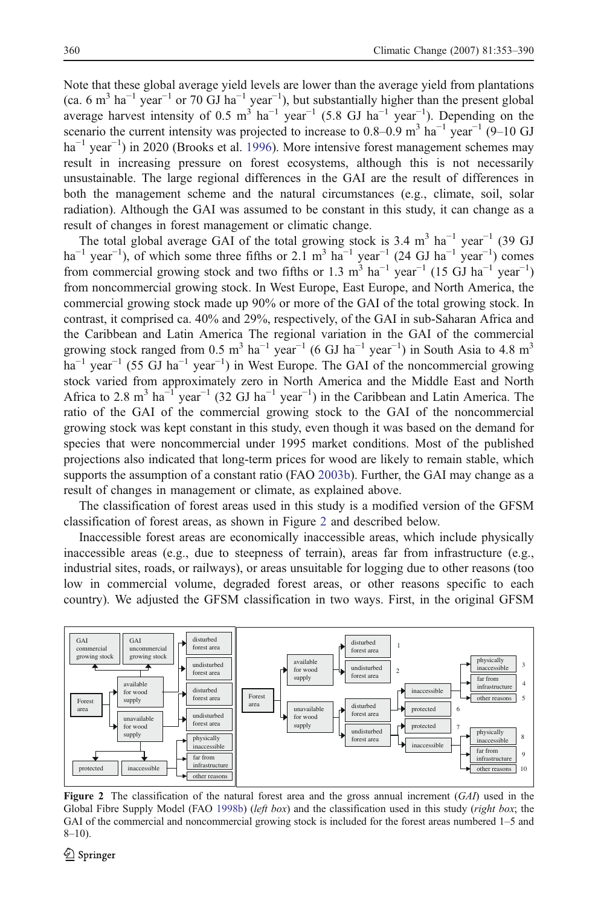Note that these global average yield levels are lower than the average yield from plantations (ca. 6 $m^3$ $ha^{-1}$ $year^{-1}$ or 70 GJ $ha^{-1}$ $year^{-1}$), but substantially higher than the present global average harvest intensity of 0.5 $m^3$ $ha^{-1}$ $year^{-1}$ (5.8 GJ $ha^{-1}$ $year^{-1}$). Depending on the scenario the current intensity was projected to increase to 0.8–0.9 $m^3$ $ha^{-1}$ $year^{-1}$ (9–10 GJ $ha^{-1}$ $year^{-1}$) in 2020 (Brooks et al. 1996). More intensive forest management schemes may result in increasing pressure on forest ecosystems, although this is not necessarily unsustainable. The large regional differences in the GAI are the result of differences in both the management scheme and the natural circumstances (e.g., climate, soil, solar radiation). Although the GAI was assumed to be constant in this study, it can change as a result of changes in forest management or climatic change.

The total global average GAI of the total growing stock is 3.4 $m^3$ $ha^{-1}$ $year^{-1}$ (39 GJ $ha^{-1}$ $year^{-1}$), of which some three fifths or 2.1 $m^3$ $ha^{-1}$ $year^{-1}$ (24 GJ $ha^{-1}$ $year^{-1}$) comes from commercial growing stock and two fifths or 1.3 $m^3$ $ha^{-1}$ $year^{-1}$ (15 GJ $ha^{-1}$ $year^{-1}$) from noncommercial growing stock. In West Europe, East Europe, and North America, the commercial growing stock made up 90% or more of the GAI of the total growing stock. In contrast, it comprised ca. 40% and 29%, respectively, of the GAI in sub-Saharan Africa and the Caribbean and Latin America The regional variation in the GAI of the commercial growing stock ranged from 0.5 $m^3$ $ha^{-1}$ $year^{-1}$ (6 GJ $ha^{-1}$ $year^{-1}$) in South Asia to 4.8 $m^3$ $ha^{-1}$ $year^{-1}$ (55 GJ $ha^{-1}$ $year^{-1}$) in West Europe. The GAI of the noncommercial growing stock varied from approximately zero in North America and the Middle East and North Africa to 2.8 $m^3$ $ha^{-1}$ $year^{-1}$ (32 GJ $ha^{-1}$ $year^{-1}$) in the Caribbean and Latin America. The ratio of the GAI of the commercial growing stock to the GAI of the noncommercial growing stock was kept constant in this study, even though it was based on the demand for species that were noncommercial under 1995 market conditions. Most of the published projections also indicated that long-term prices for wood are likely to remain stable, which supports the assumption of a constant ratio (FAO 2003b). Further, the GAI may change as a result of changes in management or climate, as explained above.

The classification of forest areas used in this study is a modified version of the GFSM classification of forest areas, as shown in Figure 2 and described below.

Inaccessible forest areas are economically inaccessible areas, which include physically inaccessible areas (e.g., due to steepness of terrain), areas far from infrastructure (e.g., industrial sites, roads, or railways), or areas unsuitable for logging due to other reasons (too low in commercial volume, degraded forest areas, or other reasons specific to each country). We adjusted the GFSM classification in two ways. First, in the original GFSM

**Figure 2** The classification of the natural forest area and the gross annual increment (*GAI*) used in the Global Fibre Supply Model (FAO 1998b) (*left box*) and the classification used in this study (*right box*; the GAI of the commercial and noncommercial growing stock is included for the forest areas numbered 1–5 and 8–10).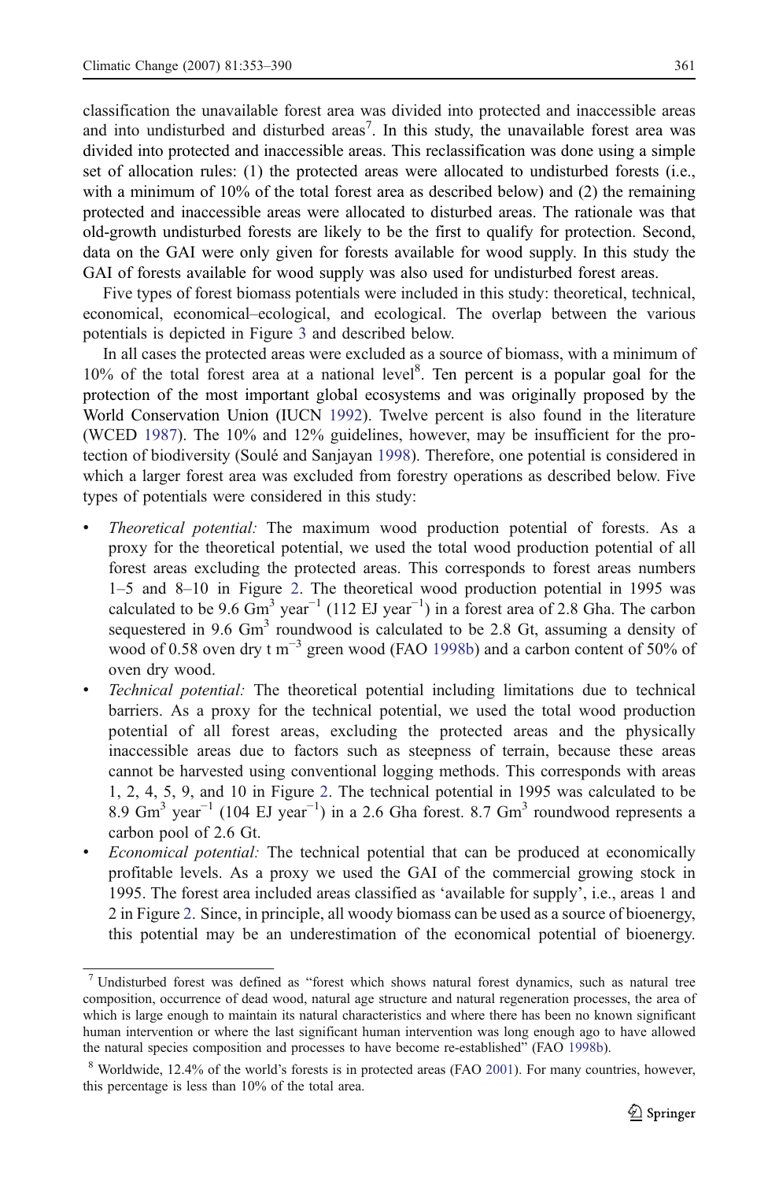classification the unavailable forest area was divided into protected and inaccessible areas and into undisturbed and disturbed areas[7]. In this study, the unavailable forest area was divided into protected and inaccessible areas. This reclassification was done using a simple set of allocation rules: (1) the protected areas were allocated to undisturbed forests (i.e., with a minimum of 10% of the total forest area as described below) and (2) the remaining protected and inaccessible areas were allocated to disturbed areas. The rationale was that old-growth undisturbed forests are likely to be the first to qualify for protection. Second, data on the GAI were only given for forests available for wood supply. In this study the GAI of forests available for wood supply was also used for undisturbed forest areas.

Five types of forest biomass potentials were included in this study: theoretical, technical, economical, economical–ecological, and ecological. The overlap between the various potentials is depicted in Figure 3 and described below.

In all cases the protected areas were excluded as a source of biomass, with a minimum of 10% of the total forest area at a national level[8]. Ten percent is a popular goal for the protection of the most important global ecosystems and was originally proposed by the World Conservation Union (IUCN 1992). Twelve percent is also found in the literature (WCED 1987). The 10% and 12% guidelines, however, may be insufficient for the protection of biodiversity (Soulé and Sanjayan 1998). Therefore, one potential is considered in which a larger forest area was excluded from forestry operations as described below. Five types of potentials were considered in this study:

- *Theoretical potential:* The maximum wood production potential of forests. As a proxy for the theoretical potential, we used the total wood production potential of all forest areas excluding the protected areas. This corresponds to forest areas numbers 1–5 and 8–10 in Figure 2. The theoretical wood production potential in 1995 was calculated to be 9.6 $Gm^3$ $year^{-1}$ (112 EJ $year^{-1}$) in a forest area of 2.8 Gha. The carbon sequestered in 9.6 $Gm^3$ roundwood is calculated to be 2.8 Gt, assuming a density of wood of 0.58 oven dry t $m^{-3}$ green wood (FAO 1998b) and a carbon content of 50% of oven dry wood.
- *Technical potential:* The theoretical potential including limitations due to technical barriers. As a proxy for the technical potential, we used the total wood production potential of all forest areas, excluding the protected areas and the physically inaccessible areas due to factors such as steepness of terrain, because these areas cannot be harvested using conventional logging methods. This corresponds with areas 1, 2, 4, 5, 9, and 10 in Figure 2. The technical potential in 1995 was calculated to be 8.9 $Gm^3$ $year^{-1}$ (104 EJ $year^{-1}$) in a 2.6 Gha forest. 8.7 $Gm^3$ roundwood represents a carbon pool of 2.6 Gt.
- *Economical potential:* The technical potential that can be produced at economically profitable levels. As a proxy we used the GAI of the commercial growing stock in 1995. The forest area included areas classified as 'available for supply', i.e., areas 1 and 2 in Figure 2. Since, in principle, all woody biomass can be used as a source of bioenergy, this potential may be an underestimation of the economical potential of bioenergy.

[7] Undisturbed forest was defined as "forest which shows natural forest dynamics, such as natural tree composition, occurrence of dead wood, natural age structure and natural regeneration processes, the area of which is large enough to maintain its natural characteristics and where there has been no known significant human intervention or where the last significant human intervention was long enough ago to have allowed the natural species composition and processes to have become re-established" (FAO 1998b).

[8] Worldwide, 12.4% of the world's forests is in protected areas (FAO 2001). For many countries, however, this percentage is less than 10% of the total area.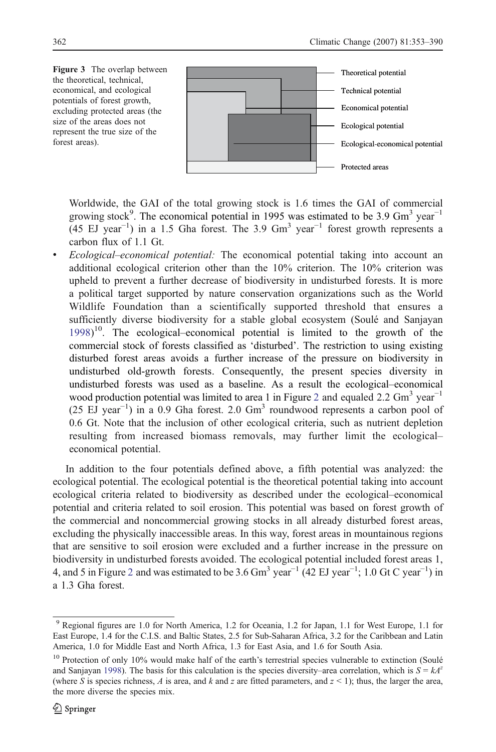Figure 3 The overlap between the theoretical, technical, economical, and ecological potentials of forest growth, excluding protected areas (the size of the areas does not represent the true size of the forest areas).

Theoretical potential

Technical potential

Economical potential

Ecological potential

Ecological-economical potential

Protected areas

Worldwide, the GAI of the total growing stock is 1.6 times the GAI of commercial growing stock[9]. The economical potential in 1995 was estimated to be 3.9 $Gm^3$ $year^{-1}$ (45 EJ $year^{-1}$) in a 1.5 Gha forest. The 3.9 $Gm^3$ $year^{-1}$ forest growth represents a carbon flux of 1.1 Gt.

- *Ecological–economical potential:* The economical potential taking into account an additional ecological criterion other than the 10% criterion. The 10% criterion was upheld to prevent a further decrease of biodiversity in undisturbed forests. It is more a political target supported by nature conservation organizations such as the World Wildlife Foundation than a scientifically supported threshold that ensures a sufficiently diverse biodiversity for a stable global ecosystem (Soulé and Sanjayan 1998)[10]. The ecological–economical potential is limited to the growth of the commercial stock of forests classified as 'disturbed'. The restriction to using existing disturbed forest areas avoids a further increase of the pressure on biodiversity in undisturbed old-growth forests. Consequently, the present species diversity in undisturbed forests was used as a baseline. As a result the ecological–economical wood production potential was limited to area 1 in Figure 2 and equaled 2.2 $Gm^3$ $year^{-1}$ (25 EJ $year^{-1}$) in a 0.9 Gha forest. 2.0 $Gm^3$ roundwood represents a carbon pool of 0.6 Gt. Note that the inclusion of other ecological criteria, such as nutrient depletion resulting from increased biomass removals, may further limit the ecological–economical potential.

In addition to the four potentials defined above, a fifth potential was analyzed: the ecological potential. The ecological potential is the theoretical potential taking into account ecological criteria related to biodiversity as described under the ecological–economical potential and criteria related to soil erosion. This potential was based on forest growth of the commercial and noncommercial growing stocks in all already disturbed forest areas, excluding the physically inaccessible areas. In this way, forest areas in mountainous regions that are sensitive to soil erosion were excluded and a further increase in the pressure on biodiversity in undisturbed forests avoided. The ecological potential included forest areas 1, 4, and 5 in Figure 2 and was estimated to be 3.6 $Gm^3$ $year^{-1}$ (42 EJ $year^{-1}$; 1.0 Gt C $year^{-1}$) in a 1.3 Gha forest.

[9] Regional figures are 1.0 for North America, 1.2 for Oceania, 1.2 for Japan, 1.1 for West Europe, 1.1 for East Europe, 1.4 for the C.I.S. and Baltic States, 2.5 for Sub-Saharan Africa, 3.2 for the Caribbean and Latin America, 1.0 for Middle East and North Africa, 1.3 for East Asia, and 1.6 for South Asia.

[10] Protection of only 10% would make half of the earth's terrestrial species vulnerable to extinction (Soulé and Sanjayan 1998). The basis for this calculation is the species diversity–area correlation, which is $S = kA^z$ (where $S$ is species richness, $A$ is area, and $k$ and $z$ are fitted parameters, and $z < 1$); thus, the larger the area, the more diverse the species mix.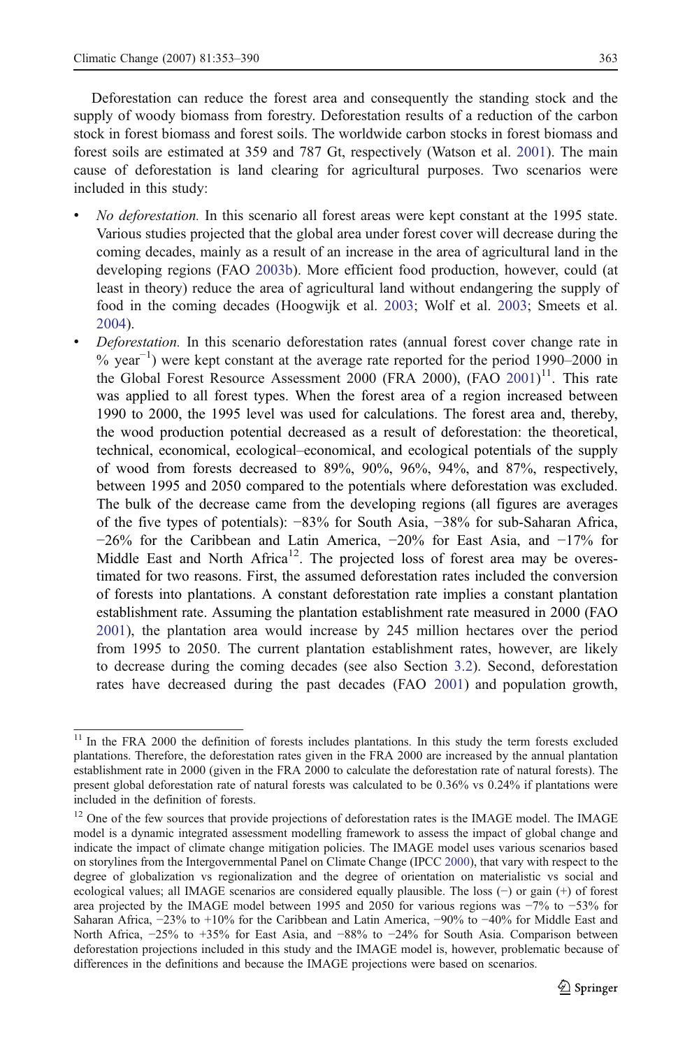Deforestation can reduce the forest area and consequently the standing stock and the supply of woody biomass from forestry. Deforestation results of a reduction of the carbon stock in forest biomass and forest soils. The worldwide carbon stocks in forest biomass and forest soils are estimated at 359 and 787 Gt, respectively (Watson et al. 2001). The main cause of deforestation is land clearing for agricultural purposes. Two scenarios were included in this study:

- *No deforestation.* In this scenario all forest areas were kept constant at the 1995 state. Various studies projected that the global area under forest cover will decrease during the coming decades, mainly as a result of an increase in the area of agricultural land in the developing regions (FAO 2003b). More efficient food production, however, could (at least in theory) reduce the area of agricultural land without endangering the supply of food in the coming decades (Hoogwijk et al. 2003; Wolf et al. 2003; Smeets et al. 2004).
- *Deforestation.* In this scenario deforestation rates (annual forest cover change rate in % $year^{-1}$) were kept constant at the average rate reported for the period 1990–2000 in the Global Forest Resource Assessment 2000 (FRA 2000), (FAO 2001)[11]. This rate was applied to all forest types. When the forest area of a region increased between 1990 to 2000, the 1995 level was used for calculations. The forest area and, thereby, the wood production potential decreased as a result of deforestation: the theoretical, technical, economical, ecological–economical, and ecological potentials of the supply of wood from forests decreased to 89%, 90%, 96%, 94%, and 87%, respectively, between 1995 and 2050 compared to the potentials where deforestation was excluded. The bulk of the decrease came from the developing regions (all figures are averages of the five types of potentials): −83% for South Asia, −38% for sub-Saharan Africa, −26% for the Caribbean and Latin America, −20% for East Asia, and −17% for Middle East and North Africa[12]. The projected loss of forest area may be overestimated for two reasons. First, the assumed deforestation rates included the conversion of forests into plantations. A constant deforestation rate implies a constant plantation establishment rate. Assuming the plantation establishment rate measured in 2000 (FAO 2001), the plantation area would increase by 245 million hectares over the period from 1995 to 2050. The current plantation establishment rates, however, are likely to decrease during the coming decades (see also Section 3.2). Second, deforestation rates have decreased during the past decades (FAO 2001) and population growth,

[11] In the FRA 2000 the definition of forests includes plantations. In this study the term forests excluded plantations. Therefore, the deforestation rates given in the FRA 2000 are increased by the annual plantation establishment rate in 2000 (given in the FRA 2000 to calculate the deforestation rate of natural forests). The present global deforestation rate of natural forests was calculated to be 0.36% vs 0.24% if plantations were included in the definition of forests.

[12] One of the few sources that provide projections of deforestation rates is the IMAGE model. The IMAGE model is a dynamic integrated assessment modelling framework to assess the impact of global change and indicate the impact of climate change mitigation policies. The IMAGE model uses various scenarios based on storylines from the Intergovernmental Panel on Climate Change (IPCC 2000), that vary with respect to the degree of globalization vs regionalization and the degree of orientation on materialistic vs social and ecological values; all IMAGE scenarios are considered equally plausible. The loss (−) or gain (+) of forest area projected by the IMAGE model between 1995 and 2050 for various regions was −7% to −53% for Saharan Africa, −23% to +10% for the Caribbean and Latin America, −90% to −40% for Middle East and North Africa, −25% to +35% for East Asia, and −88% to −24% for South Asia. Comparison between deforestation projections included in this study and the IMAGE model is, however, problematic because of differences in the definitions and because the IMAGE projections were based on scenarios.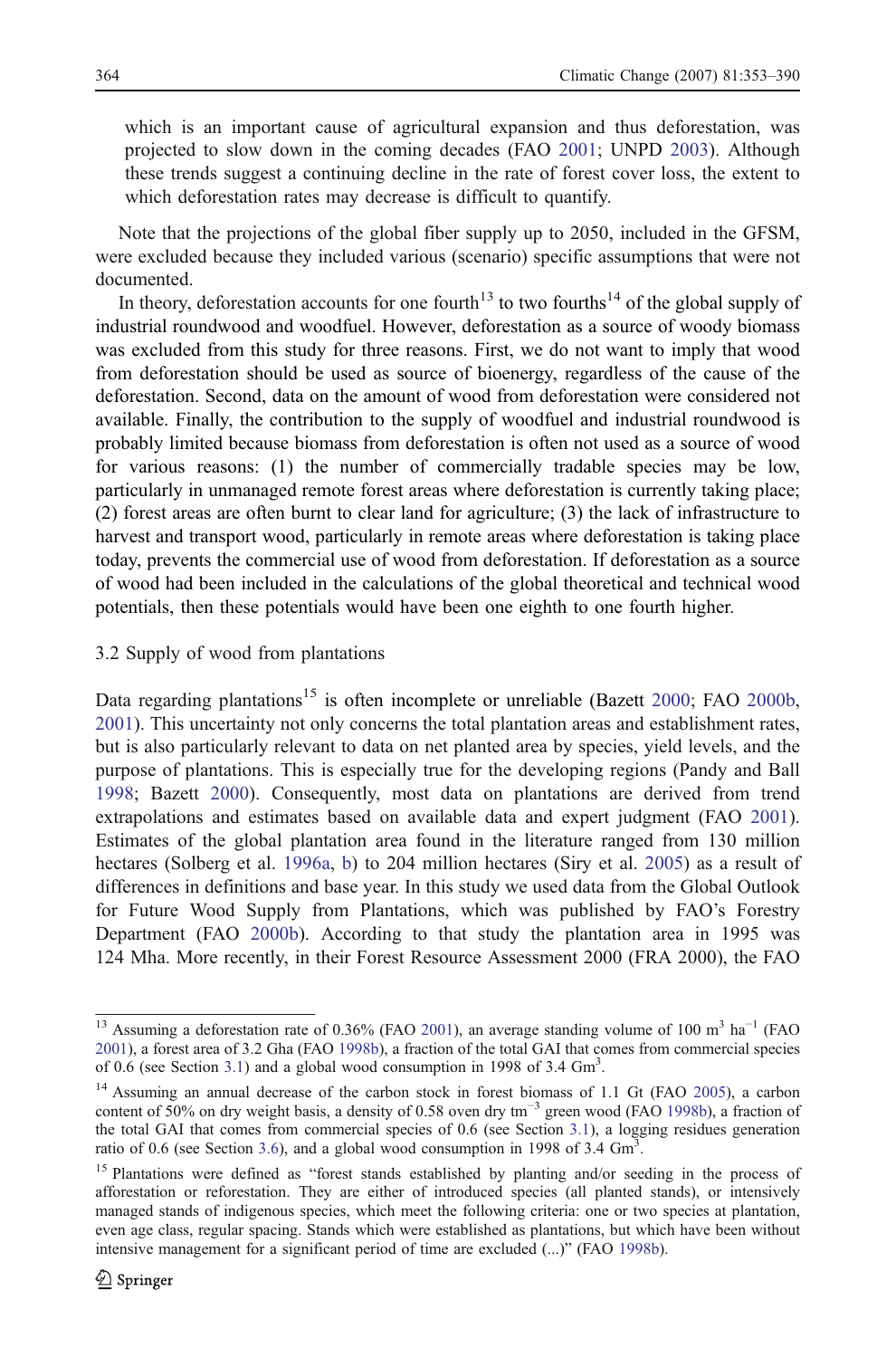which is an important cause of agricultural expansion and thus deforestation, was projected to slow down in the coming decades (FAO 2001; UNPD 2003). Although these trends suggest a continuing decline in the rate of forest cover loss, the extent to which deforestation rates may decrease is difficult to quantify.

Note that the projections of the global fiber supply up to 2050, included in the GFSM, were excluded because they included various (scenario) specific assumptions that were not documented.

In theory, deforestation accounts for one fourth[13] to two fourths[14] of the global supply of industrial roundwood and woodfuel. However, deforestation as a source of woody biomass was excluded from this study for three reasons. First, we do not want to imply that wood from deforestation should be used as source of bioenergy, regardless of the cause of the deforestation. Second, data on the amount of wood from deforestation were considered not available. Finally, the contribution to the supply of woodfuel and industrial roundwood is probably limited because biomass from deforestation is often not used as a source of wood for various reasons: (1) the number of commercially tradable species may be low, particularly in unmanaged remote forest areas where deforestation is currently taking place; (2) forest areas are often burnt to clear land for agriculture; (3) the lack of infrastructure to harvest and transport wood, particularly in remote areas where deforestation is taking place today, prevents the commercial use of wood from deforestation. If deforestation as a source of wood had been included in the calculations of the global theoretical and technical wood potentials, then these potentials would have been one eighth to one fourth higher.

### 3.2 Supply of wood from plantations

Data regarding plantations[15] is often incomplete or unreliable (Bazett 2000; FAO 2000b, 2001). This uncertainty not only concerns the total plantation areas and establishment rates, but is also particularly relevant to data on net planted area by species, yield levels, and the purpose of plantations. This is especially true for the developing regions (Pandy and Ball 1998; Bazett 2000). Consequently, most data on plantations are derived from trend extrapolations and estimates based on available data and expert judgment (FAO 2001). Estimates of the global plantation area found in the literature ranged from 130 million hectares (Solberg et al. 1996a, b) to 204 million hectares (Siry et al. 2005) as a result of differences in definitions and base year. In this study we used data from the Global Outlook for Future Wood Supply from Plantations, which was published by FAO's Forestry Department (FAO 2000b). According to that study the plantation area in 1995 was 124 Mha. More recently, in their Forest Resource Assessment 2000 (FRA 2000), the FAO

---

[13] Assuming a deforestation rate of 0.36% (FAO 2001), an average standing volume of 100 $m^3$ $ha^{-1}$ (FAO 2001), a forest area of 3.2 Gha (FAO 1998b), a fraction of the total GAI that comes from commercial species of 0.6 (see Section 3.1) and a global wood consumption in 1998 of 3.4 $Gm^3$.

[14] Assuming an annual decrease of the carbon stock in forest biomass of 1.1 Gt (FAO 2005), a carbon content of 50% on dry weight basis, a density of 0.58 oven dry $tm^{-3}$ green wood (FAO 1998b), a fraction of the total GAI that comes from commercial species of 0.6 (see Section 3.1), a logging residues generation ratio of 0.6 (see Section 3.6), and a global wood consumption in 1998 of 3.4 $Gm^3$.

[15] Plantations were defined as "forest stands established by planting and/or seeding in the process of afforestation or reforestation. They are either of introduced species (all planted stands), or intensively managed stands of indigenous species, which meet the following criteria: one or two species at plantation, even age class, regular spacing. Stands which were established as plantations, but which have been without intensive management for a significant period of time are excluded (...)" (FAO 1998b).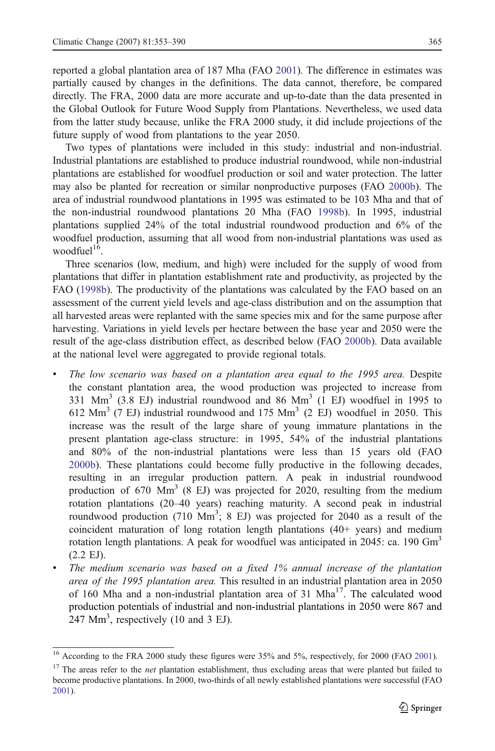reported a global plantation area of 187 Mha (FAO 2001). The difference in estimates was partially caused by changes in the definitions. The data cannot, therefore, be compared directly. The FRA, 2000 data are more accurate and up-to-date than the data presented in the Global Outlook for Future Wood Supply from Plantations. Nevertheless, we used data from the latter study because, unlike the FRA 2000 study, it did include projections of the future supply of wood from plantations to the year 2050.

Two types of plantations were included in this study: industrial and non-industrial. Industrial plantations are established to produce industrial roundwood, while non-industrial plantations are established for woodfuel production or soil and water protection. The latter may also be planted for recreation or similar nonproductive purposes (FAO 2000b). The area of industrial roundwood plantations in 1995 was estimated to be 103 Mha and that of the non-industrial roundwood plantations 20 Mha (FAO 1998b). In 1995, industrial plantations supplied 24% of the total industrial roundwood production and 6% of the woodfuel production, assuming that all wood from non-industrial plantations was used as woodfuel[16].

Three scenarios (low, medium, and high) were included for the supply of wood from plantations that differ in plantation establishment rate and productivity, as projected by the FAO (1998b). The productivity of the plantations was calculated by the FAO based on an assessment of the current yield levels and age-class distribution and on the assumption that all harvested areas were replanted with the same species mix and for the same purpose after harvesting. Variations in yield levels per hectare between the base year and 2050 were the result of the age-class distribution effect, as described below (FAO 2000b). Data available at the national level were aggregated to provide regional totals.

- *The low scenario was based on a plantation area equal to the 1995 area.* Despite the constant plantation area, the wood production was projected to increase from 331 $Mm^3$ (3.8 EJ) industrial roundwood and 86 $Mm^3$ (1 EJ) woodfuel in 1995 to 612 $Mm^3$ (7 EJ) industrial roundwood and 175 $Mm^3$ (2 EJ) woodfuel in 2050. This increase was the result of the large share of young immature plantations in the present plantation age-class structure: in 1995, 54% of the industrial plantations and 80% of the non-industrial plantations were less than 15 years old (FAO 2000b). These plantations could become fully productive in the following decades, resulting in an irregular production pattern. A peak in industrial roundwood production of 670 $Mm^3$ (8 EJ) was projected for 2020, resulting from the medium rotation plantations (20–40 years) reaching maturity. A second peak in industrial roundwood production (710 $Mm^3$; 8 EJ) was projected for 2040 as a result of the coincident maturation of long rotation length plantations (40+ years) and medium rotation length plantations. A peak for woodfuel was anticipated in 2045: ca. 190 $Gm^3$ (2.2 EJ).
- *The medium scenario was based on a fixed 1% annual increase of the plantation area of the 1995 plantation area.* This resulted in an industrial plantation area in 2050 of 160 Mha and a non-industrial plantation area of 31 Mha[17]. The calculated wood production potentials of industrial and non-industrial plantations in 2050 were 867 and 247 $Mm^3$, respectively (10 and 3 EJ).

---

[16] According to the FRA 2000 study these figures were 35% and 5%, respectively, for 2000 (FAO 2001).

[17] The areas refer to the *net* plantation establishment, thus excluding areas that were planted but failed to become productive plantations. In 2000, two-thirds of all newly established plantations were successful (FAO 2001).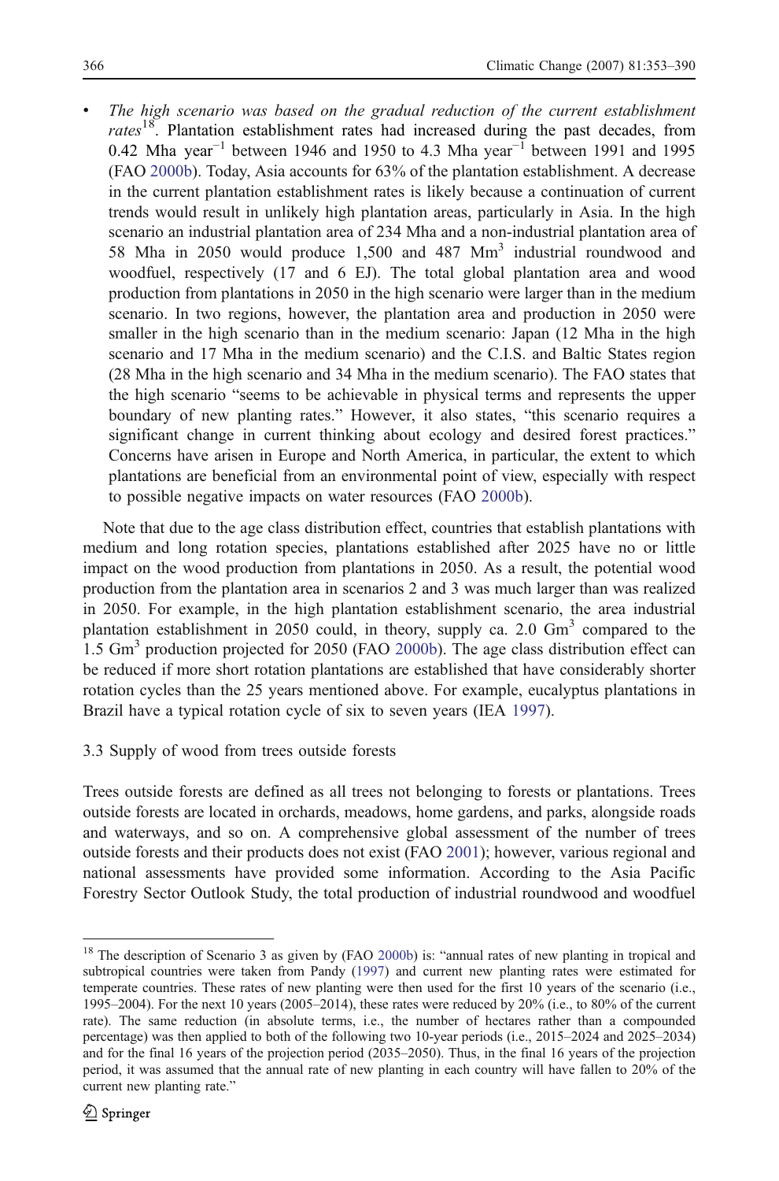- *The high scenario was based on the gradual reduction of the current establishment rates*[18]. Plantation establishment rates had increased during the past decades, from 0.42 Mha year$^{-1}$ between 1946 and 1950 to 4.3 Mha year$^{-1}$ between 1991 and 1995 (FAO 2000b). Today, Asia accounts for 63% of the plantation establishment. A decrease in the current plantation establishment rates is likely because a continuation of current trends would result in unlikely high plantation areas, particularly in Asia. In the high scenario an industrial plantation area of 234 Mha and a non-industrial plantation area of 58 Mha in 2050 would produce 1,500 and 487 Mm$^3$ industrial roundwood and woodfuel, respectively (17 and 6 EJ). The total global plantation area and wood production from plantations in 2050 in the high scenario were larger than in the medium scenario. In two regions, however, the plantation area and production in 2050 were smaller in the high scenario than in the medium scenario: Japan (12 Mha in the high scenario and 17 Mha in the medium scenario) and the C.I.S. and Baltic States region (28 Mha in the high scenario and 34 Mha in the medium scenario). The FAO states that the high scenario "seems to be achievable in physical terms and represents the upper boundary of new planting rates." However, it also states, "this scenario requires a significant change in current thinking about ecology and desired forest practices." Concerns have arisen in Europe and North America, in particular, the extent to which plantations are beneficial from an environmental point of view, especially with respect to possible negative impacts on water resources (FAO 2000b).

Note that due to the age class distribution effect, countries that establish plantations with medium and long rotation species, plantations established after 2025 have no or little impact on the wood production from plantations in 2050. As a result, the potential wood production from the plantation area in scenarios 2 and 3 was much larger than was realized in 2050. For example, in the high plantation establishment scenario, the area industrial plantation establishment in 2050 could, in theory, supply ca. 2.0 Gm$^3$ compared to the 1.5 Gm$^3$ production projected for 2050 (FAO 2000b). The age class distribution effect can be reduced if more short rotation plantations are established that have considerably shorter rotation cycles than the 25 years mentioned above. For example, eucalyptus plantations in Brazil have a typical rotation cycle of six to seven years (IEA 1997).

### 3.3 Supply of wood from trees outside forests

Trees outside forests are defined as all trees not belonging to forests or plantations. Trees outside forests are located in orchards, meadows, home gardens, and parks, alongside roads and waterways, and so on. A comprehensive global assessment of the number of trees outside forests and their products does not exist (FAO 2001); however, various regional and national assessments have provided some information. According to the Asia Pacific Forestry Sector Outlook Study, the total production of industrial roundwood and woodfuel

---

[18] The description of Scenario 3 as given by (FAO 2000b) is: "annual rates of new planting in tropical and subtropical countries were taken from Pandy (1997) and current new planting rates were estimated for temperate countries. These rates of new planting were then used for the first 10 years of the scenario (i.e., 1995–2004). For the next 10 years (2005–2014), these rates were reduced by 20% (i.e., to 80% of the current rate). The same reduction (in absolute terms, i.e., the number of hectares rather than a compounded percentage) was then applied to both of the following two 10-year periods (i.e., 2015–2024 and 2025–2034) and for the final 16 years of the projection period (2035–2050). Thus, in the final 16 years of the projection period, it was assumed that the annual rate of new planting in each country will have fallen to 20% of the current new planting rate."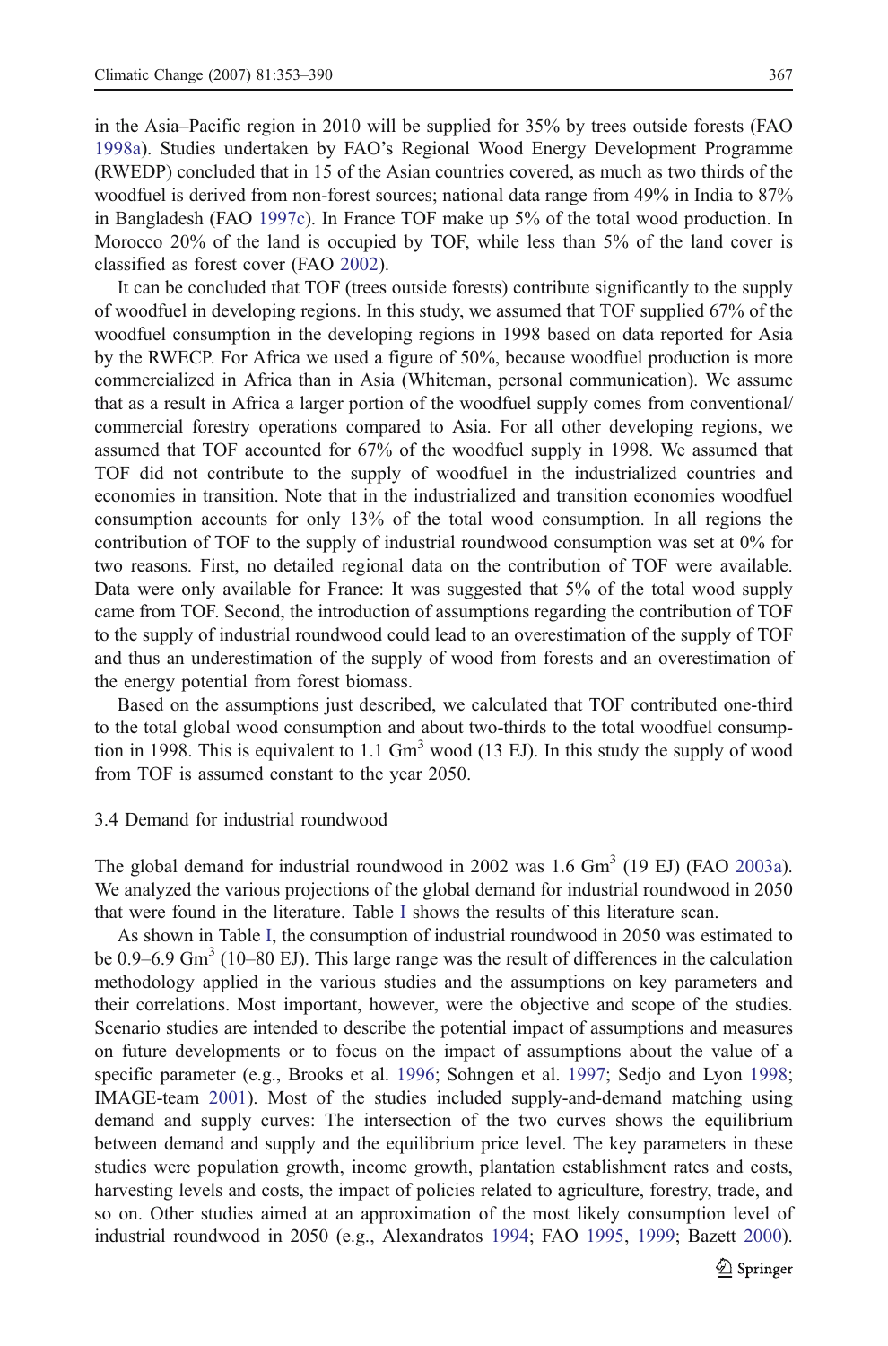in the Asia–Pacific region in 2010 will be supplied for 35% by trees outside forests (FAO 1998a). Studies undertaken by FAO's Regional Wood Energy Development Programme (RWEDP) concluded that in 15 of the Asian countries covered, as much as two thirds of the woodfuel is derived from non-forest sources; national data range from 49% in India to 87% in Bangladesh (FAO 1997c). In France TOF make up 5% of the total wood production. In Morocco 20% of the land is occupied by TOF, while less than 5% of the land cover is classified as forest cover (FAO 2002).

It can be concluded that TOF (trees outside forests) contribute significantly to the supply of woodfuel in developing regions. In this study, we assumed that TOF supplied 67% of the woodfuel consumption in the developing regions in 1998 based on data reported for Asia by the RWECP. For Africa we used a figure of 50%, because woodfuel production is more commercialized in Africa than in Asia (Whiteman, personal communication). We assume that as a result in Africa a larger portion of the woodfuel supply comes from conventional/commercial forestry operations compared to Asia. For all other developing regions, we assumed that TOF accounted for 67% of the woodfuel supply in 1998. We assumed that TOF did not contribute to the supply of woodfuel in the industrialized countries and economies in transition. Note that in the industrialized and transition economies woodfuel consumption accounts for only 13% of the total wood consumption. In all regions the contribution of TOF to the supply of industrial roundwood consumption was set at 0% for two reasons. First, no detailed regional data on the contribution of TOF were available. Data were only available for France: It was suggested that 5% of the total wood supply came from TOF. Second, the introduction of assumptions regarding the contribution of TOF to the supply of industrial roundwood could lead to an overestimation of the supply of TOF and thus an underestimation of the supply of wood from forests and an overestimation of the energy potential from forest biomass.

Based on the assumptions just described, we calculated that TOF contributed one-third to the total global wood consumption and about two-thirds to the total woodfuel consumption in 1998. This is equivalent to 1.1 $Gm^3$ wood (13 EJ). In this study the supply of wood from TOF is assumed constant to the year 2050.

### 3.4 Demand for industrial roundwood

The global demand for industrial roundwood in 2002 was 1.6 $Gm^3$ (19 EJ) (FAO 2003a). We analyzed the various projections of the global demand for industrial roundwood in 2050 that were found in the literature. Table I shows the results of this literature scan.

As shown in Table I, the consumption of industrial roundwood in 2050 was estimated to be 0.9–6.9 $Gm^3$ (10–80 EJ). This large range was the result of differences in the calculation methodology applied in the various studies and the assumptions on key parameters and their correlations. Most important, however, were the objective and scope of the studies. Scenario studies are intended to describe the potential impact of assumptions and measures on future developments or to focus on the impact of assumptions about the value of a specific parameter (e.g., Brooks et al. 1996; Sohngen et al. 1997; Sedjo and Lyon 1998; IMAGE-team 2001). Most of the studies included supply-and-demand matching using demand and supply curves: The intersection of the two curves shows the equilibrium between demand and supply and the equilibrium price level. The key parameters in these studies were population growth, income growth, plantation establishment rates and costs, harvesting levels and costs, the impact of policies related to agriculture, forestry, trade, and so on. Other studies aimed at an approximation of the most likely consumption level of industrial roundwood in 2050 (e.g., Alexandratos 1994; FAO 1995, 1999; Bazett 2000).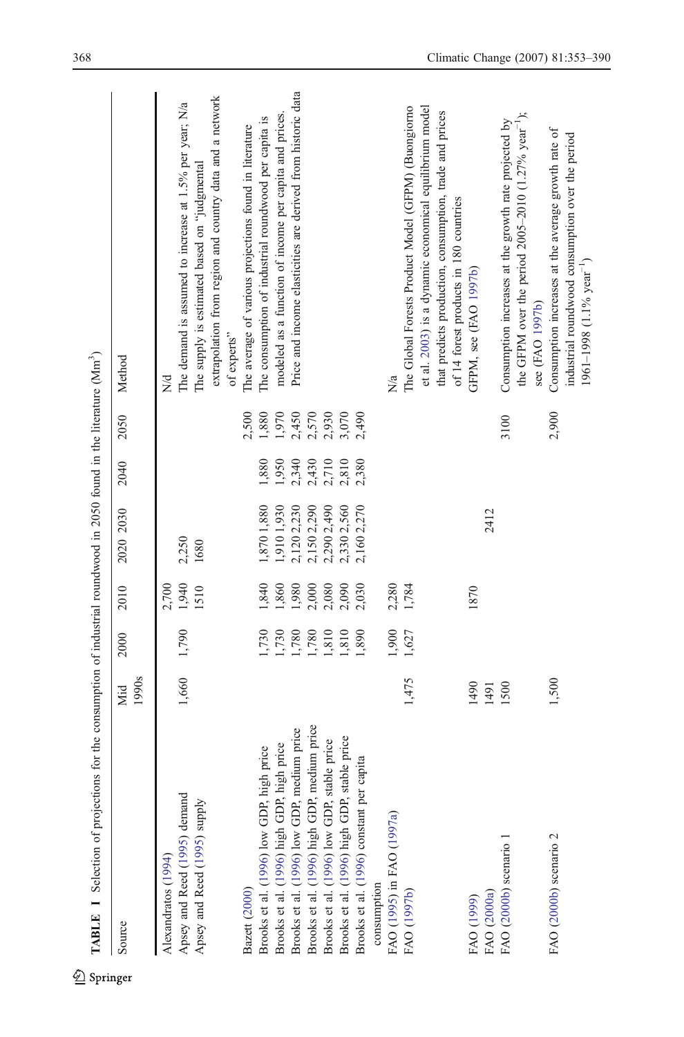**TABLE 1** Selection of projections for the consumption of industrial roundwood in 2050 found in the literature (Mm³)

| Source | Mid 1990s | 2000 | 2010 | 2020 | 2030 | 2040 | 2050 | Method |
|---|---|---|---|---|---|---|---|---|
| Alexandratos (1994) | | | 2,700 | | | | | N/d |
| Apsey and Reed (1995) demand | 1,660 | 1,790 | 1,940 | 2,250 | | | | The demand is assumed to increase at 1.5% per year; N/a |
| Apsey and Reed (1995) supply | | | 1510 | 1680 | | | | The supply is estimated based on "judgmental extrapolation from region and country data and a network of experts" |
| Bazett (2000) | | | | | | | 2,500 | The average of various projections found in literature |
| Brooks et al. (1996) low GDP, high price | | 1,730 | 1,840 | 1,870 | 1,880 | 1,880 | 1,880 | The consumption of industrial roundwood per capita is modeled as a function of income per capita and prices. Price and income elasticities are derived from historic data |
| Brooks et al. (1996) high GDP, high price | | 1,730 | 1,860 | 1,910 | 1,930 | 1,950 | 1,970 | |
| Brooks et al. (1996) low GDP, medium price | | 1,780 | 1,980 | 2,120 | 2,230 | 2,340 | 2,450 | |
| Brooks et al. (1996) high GDP, medium price | | 1,780 | 2,000 | 2,150 | 2,290 | 2,430 | 2,570 | |
| Brooks et al. (1996) low GDP, stable price | | 1,810 | 2,080 | 2,290 | 2,490 | 2,710 | 2,930 | |
| Brooks et al. (1996) high GDP, stable price | | 1,810 | 2,090 | 2,330 | 2,560 | 2,810 | 3,070 | |
| Brooks et al. (1996) constant per capita consumption | | 1,890 | 2,030 | 2,160 | 2,270 | 2,380 | 2,490 | |
| FAO (1995) in FAO (1997a) | | 1,900 | 2,280 | | | | | N/a |
| FAO (1997b) | 1,475 | 1,627 | 1,784 | | | | | The Global Forests Product Model (GFPM) (Buongiorno et al. 2003) is a dynamic economical equilibrium model that predicts production, consumption, trade and prices of 14 forest products in 180 countries |
| FAO (1999) | 1490 | | 1870 | | | | | GFPM, see (FAO 1997b) |
| FAO (2000a) | 1491 | | | | 2412 | | | |
| FAO (2000b) scenario 1 | 1500 | | | | | | 3100 | Consumption increases at the growth rate projected by the GFPM over the period 2005–2010 (1.27% year$^{-1}$); see (FAO 1997b) |
| FAO (2000b) scenario 2 | 1,500 | | | | | | 2,900 | Consumption increases at the average growth rate of industrial roundwood consumption over the period 1961–1998 (1.1% year$^{-1}$) |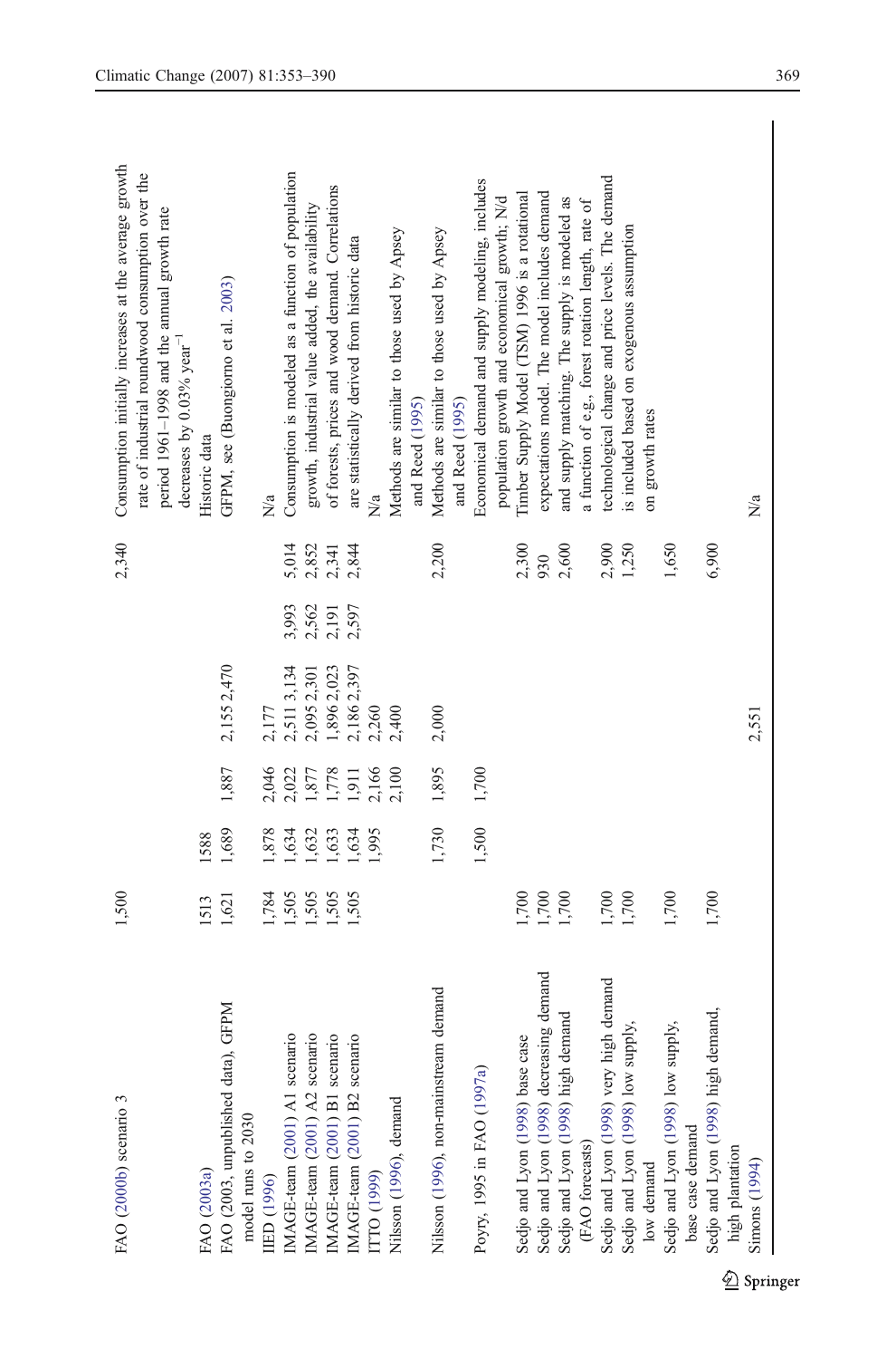| | | | | | | | | |
|---|---|---|---|---|---|---|---|---|
| FAO (2000b) scenario 3 | 1,500 | | | | | | 2,340 | Consumption initially increases at the average growth rate of industrial roundwood consumption over the period 1961–1998 and the annual growth rate decreases by 0.03% year$^{-1}$ |
| FAO (2003a) | 1513 | 1588 | | | | | | Historic data |
| FAO (2003, unpublished data), GFPM model runs to 2030 | 1,621 | 1,689 | 1,887 | 2,155 | 2,470 | | | GFPM, see (Buongiorno et al. 2003) |
| IIED (1996) | 1,784 | 1,878 | 2,046 | 2,177 | | | | N/a |
| IMAGE-team (2001) A1 scenario | 1,505 | 1,634 | 2,022 | 2,511 | 3,134 | 3,993 | 5,014 | Consumption is modeled as a function of population growth, industrial value added, the availability of forests, prices and wood demand. Correlations are statistically derived from historic data |
| IMAGE-team (2001) A2 scenario | 1,505 | 1,632 | 1,877 | 2,095 | 2,301 | 2,562 | 2,852 | |
| IMAGE-team (2001) B1 scenario | 1,505 | 1,633 | 1,778 | 1,896 | 2,023 | 2,191 | 2,341 | |
| IMAGE-team (2001) B2 scenario | 1,505 | 1,634 | 1,911 | 2,186 | 2,397 | 2,597 | 2,844 | |
| ITTO (1999) | | 1,995 | 2,166 | 2,260 | | | | N/a |
| Nilsson (1996), demand | | | 2,100 | 2,400 | | | | Methods are similar to those used by Apsey and Reed (1995) |
| Nilsson (1996), non-mainstream demand | | 1,730 | 1,895 | 2,000 | | | 2,200 | Methods are similar to those used by Apsey and Reed (1995) |
| Poyry, 1995 in FAO (1997a) | | 1,500 | 1,700 | | | | | Economical demand and supply modeling, includes population growth and economical growth; N/d |
| Sedjo and Lyon (1998) base case | 1,700 | | | | | | 2,300 | Timber Supply Model (TSM) 1996 is a rotational expectations model. The model includes demand and supply matching. The supply is modeled as a function of e.g., forest rotation length, rate of technological change and price levels. The demand is included based on exogenous assumption on growth rates |
| Sedjo and Lyon (1998) decreasing demand | 1,700 | | | | | | 930 | |
| Sedjo and Lyon (1998) high demand (FAO forecasts) | 1,700 | | | | | | 2,600 | |
| Sedjo and Lyon (1998) very high demand | 1,700 | | | | | | 2,900 | |
| Sedjo and Lyon (1998) low supply, low demand | 1,700 | | | | | | 1,250 | |
| Sedjo and Lyon (1998) low supply, base case demand | 1,700 | | | | | | 1,650 | |
| Sedjo and Lyon (1998) high demand, high plantation | 1,700 | | | | | | 6,900 | |
| Simons (1994) | | | | 2,551 | | | | N/a |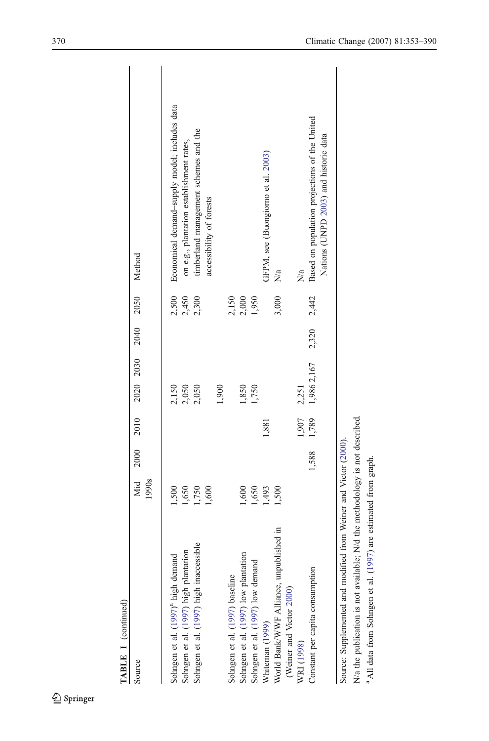**TABLE I** (continued)

| Source | Mid 1990s | 2000 | 2010 | 2020 | 2030 | 2040 | 2050 | Method |
|---|---|---|---|---|---|---|---|---|
| Sohngen et al. (1997)[a] high demand | 1,500 | | | 2,150 | | | 2,500 | Economical demand–supply model; includes data on e.g., plantation establishment rates, timberland management schemes and the accessibility of forests |
| Sohngen et al. (1997) high plantation | 1,650 | | | 2,050 | | | 2,450 | |
| Sohngen et al. (1997) high inaccessible | 1,750 | | | 2,050 | | | 2,300 | |
| Sohngen et al. (1997) baseline | 1,600 | | | 1,900 | | | 2,150 | |
| Sohngen et al. (1997) low plantation | 1,600 | | | 1,850 | | | 2,000 | |
| Sohngen et al. (1997) low demand | 1,650 | | | 1,750 | | | 1,950 | |
| Whiteman (1999) | 1,493 | | 1,881 | | | | | GFPM, see (Buongiorno et al. 2003) |
| World Bank/WWF Alliance, unpublished in (Weiner and Victor 2000) | 1,500 | | | | | | 3,000 | N/a |
| WRI (1998) | | | 1,907 | 2,251 | | | | N/a |
| Constant per capita consumption | | 1,588 | 1,789 | 1,986 | 2,167 | 2,320 | 2,442 | Based on population projections of the United Nations (UNPD 2003) and historic data |

Source: Supplemented and modified from Weiner and Victor (2000).

N/a the publication is not available; N/d the methodology is not described.

[a] All data from Sohngen et al. (1997) are estimated from graph.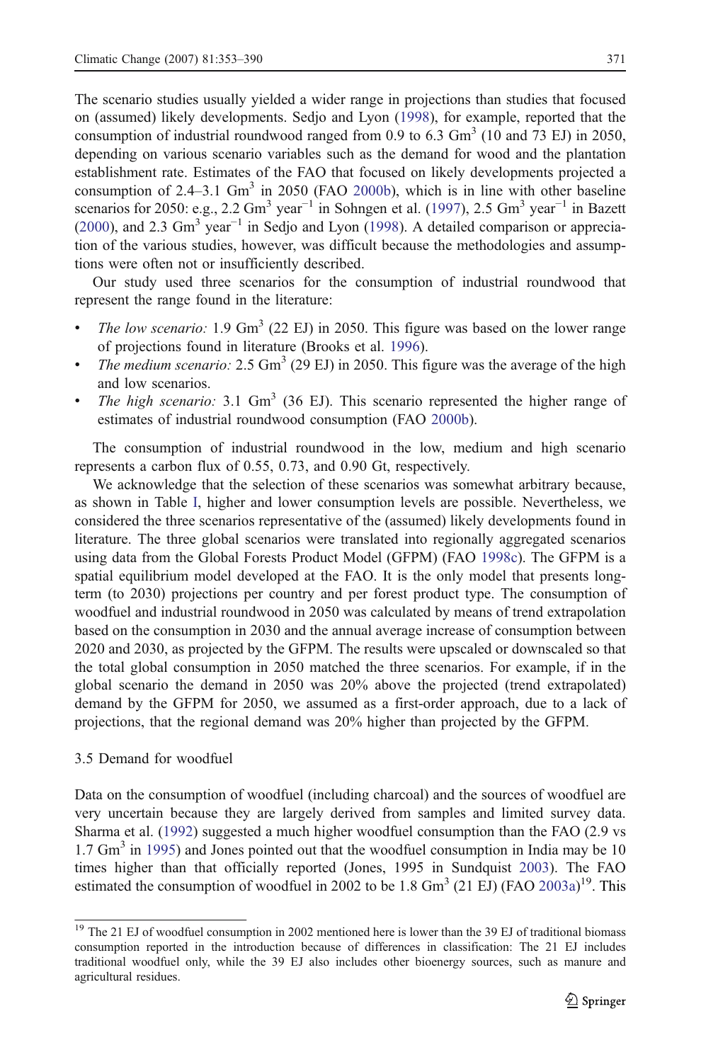The scenario studies usually yielded a wider range in projections than studies that focused on (assumed) likely developments. Sedjo and Lyon (1998), for example, reported that the consumption of industrial roundwood ranged from 0.9 to 6.3 $Gm^3$ (10 and 73 EJ) in 2050, depending on various scenario variables such as the demand for wood and the plantation establishment rate. Estimates of the FAO that focused on likely developments projected a consumption of 2.4–3.1 $Gm^3$ in 2050 (FAO 2000b), which is in line with other baseline scenarios for 2050: e.g., 2.2 $Gm^3$ $year^{-1}$ in Sohngen et al. (1997), 2.5 $Gm^3$ $year^{-1}$ in Bazett (2000), and 2.3 $Gm^3$ $year^{-1}$ in Sedjo and Lyon (1998). A detailed comparison or appreciation of the various studies, however, was difficult because the methodologies and assumptions were often not or insufficiently described.

Our study used three scenarios for the consumption of industrial roundwood that represent the range found in the literature:

- *The low scenario:* 1.9 $Gm^3$ (22 EJ) in 2050. This figure was based on the lower range of projections found in literature (Brooks et al. 1996).
- *The medium scenario:* 2.5 $Gm^3$ (29 EJ) in 2050. This figure was the average of the high and low scenarios.
- *The high scenario:* 3.1 $Gm^3$ (36 EJ). This scenario represented the higher range of estimates of industrial roundwood consumption (FAO 2000b).

The consumption of industrial roundwood in the low, medium and high scenario represents a carbon flux of 0.55, 0.73, and 0.90 Gt, respectively.

We acknowledge that the selection of these scenarios was somewhat arbitrary because, as shown in Table I, higher and lower consumption levels are possible. Nevertheless, we considered the three scenarios representative of the (assumed) likely developments found in literature. The three global scenarios were translated into regionally aggregated scenarios using data from the Global Forests Product Model (GFPM) (FAO 1998c). The GFPM is a spatial equilibrium model developed at the FAO. It is the only model that presents long-term (to 2030) projections per country and per forest product type. The consumption of woodfuel and industrial roundwood in 2050 was calculated by means of trend extrapolation based on the consumption in 2030 and the annual average increase of consumption between 2020 and 2030, as projected by the GFPM. The results were upscaled or downscaled so that the total global consumption in 2050 matched the three scenarios. For example, if in the global scenario the demand in 2050 was 20% above the projected (trend extrapolated) demand by the GFPM for 2050, we assumed as a first-order approach, due to a lack of projections, that the regional demand was 20% higher than projected by the GFPM.

### 3.5 Demand for woodfuel

Data on the consumption of woodfuel (including charcoal) and the sources of woodfuel are very uncertain because they are largely derived from samples and limited survey data. Sharma et al. (1992) suggested a much higher woodfuel consumption than the FAO (2.9 vs 1.7 $Gm^3$ in 1995) and Jones pointed out that the woodfuel consumption in India may be 10 times higher than that officially reported (Jones, 1995 in Sundquist 2003). The FAO estimated the consumption of woodfuel in 2002 to be 1.8 $Gm^3$ (21 EJ) (FAO 2003a)[19]. This

[19] The 21 EJ of woodfuel consumption in 2002 mentioned here is lower than the 39 EJ of traditional biomass consumption reported in the introduction because of differences in classification: The 21 EJ includes traditional woodfuel only, while the 39 EJ also includes other bioenergy sources, such as manure and agricultural residues.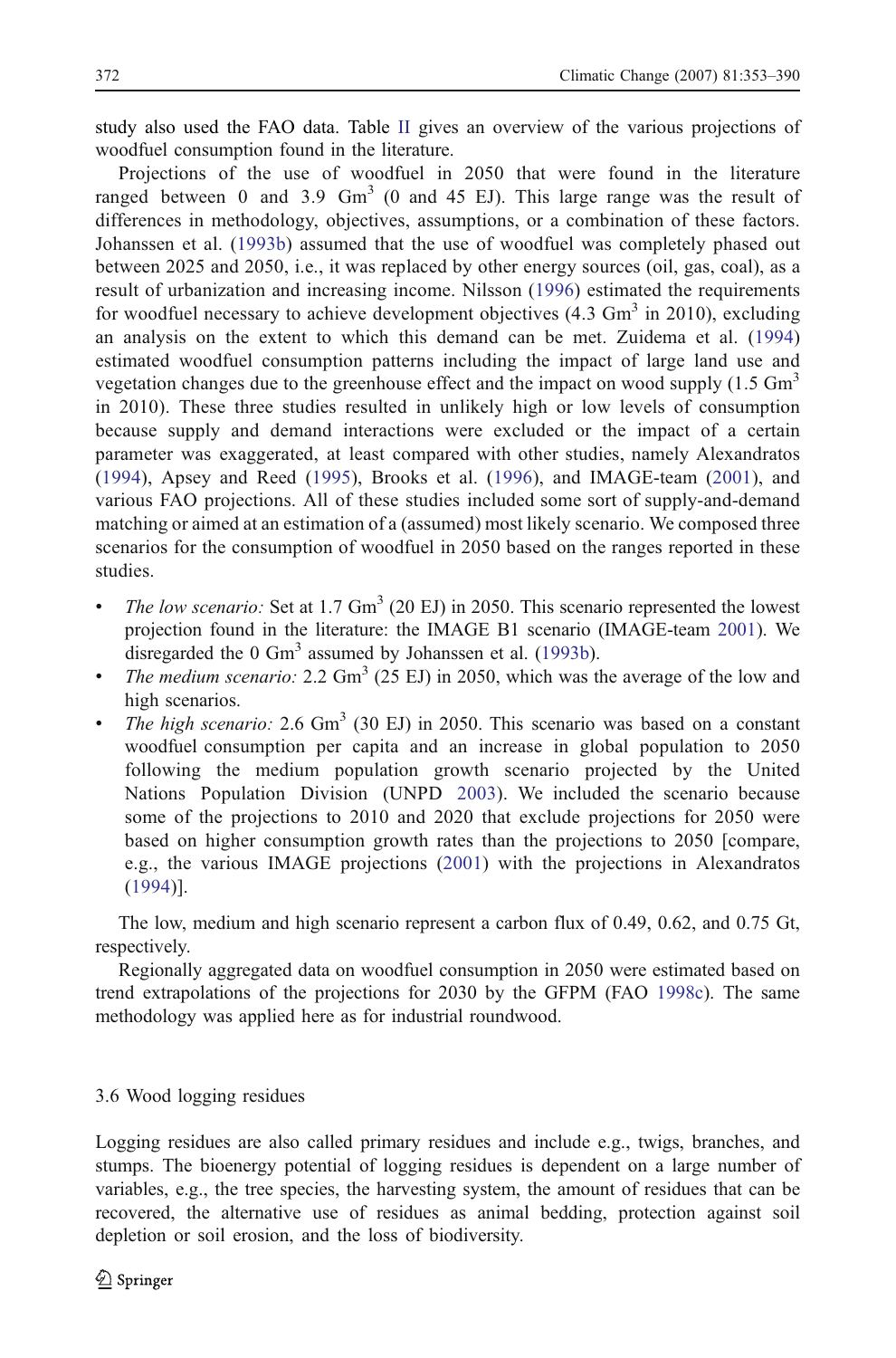study also used the FAO data. Table II gives an overview of the various projections of woodfuel consumption found in the literature.

Projections of the use of woodfuel in 2050 that were found in the literature ranged between 0 and 3.9 $Gm^3$ (0 and 45 EJ). This large range was the result of differences in methodology, objectives, assumptions, or a combination of these factors. Johanssen et al. (1993b) assumed that the use of woodfuel was completely phased out between 2025 and 2050, i.e., it was replaced by other energy sources (oil, gas, coal), as a result of urbanization and increasing income. Nilsson (1996) estimated the requirements for woodfuel necessary to achieve development objectives (4.3 $Gm^3$ in 2010), excluding an analysis on the extent to which this demand can be met. Zuidema et al. (1994) estimated woodfuel consumption patterns including the impact of large land use and vegetation changes due to the greenhouse effect and the impact on wood supply (1.5 $Gm^3$ in 2010). These three studies resulted in unlikely high or low levels of consumption because supply and demand interactions were excluded or the impact of a certain parameter was exaggerated, at least compared with other studies, namely Alexandratos (1994), Apsey and Reed (1995), Brooks et al. (1996), and IMAGE-team (2001), and various FAO projections. All of these studies included some sort of supply-and-demand matching or aimed at an estimation of a (assumed) most likely scenario. We composed three scenarios for the consumption of woodfuel in 2050 based on the ranges reported in these studies.

- *The low scenario:* Set at 1.7 $Gm^3$ (20 EJ) in 2050. This scenario represented the lowest projection found in the literature: the IMAGE B1 scenario (IMAGE-team 2001). We disregarded the 0 $Gm^3$ assumed by Johanssen et al. (1993b).
- *The medium scenario:* 2.2 $Gm^3$ (25 EJ) in 2050, which was the average of the low and high scenarios.
- *The high scenario:* 2.6 $Gm^3$ (30 EJ) in 2050. This scenario was based on a constant woodfuel consumption per capita and an increase in global population to 2050 following the medium population growth scenario projected by the United Nations Population Division (UNPD 2003). We included the scenario because some of the projections to 2010 and 2020 that exclude projections for 2050 were based on higher consumption growth rates than the projections to 2050 [compare, e.g., the various IMAGE projections (2001) with the projections in Alexandratos (1994)].

The low, medium and high scenario represent a carbon flux of 0.49, 0.62, and 0.75 Gt, respectively.

Regionally aggregated data on woodfuel consumption in 2050 were estimated based on trend extrapolations of the projections for 2030 by the GFPM (FAO 1998c). The same methodology was applied here as for industrial roundwood.

## 3.6 Wood logging residues

Logging residues are also called primary residues and include e.g., twigs, branches, and stumps. The bioenergy potential of logging residues is dependent on a large number of variables, e.g., the tree species, the harvesting system, the amount of residues that can be recovered, the alternative use of residues as animal bedding, protection against soil depletion or soil erosion, and the loss of biodiversity.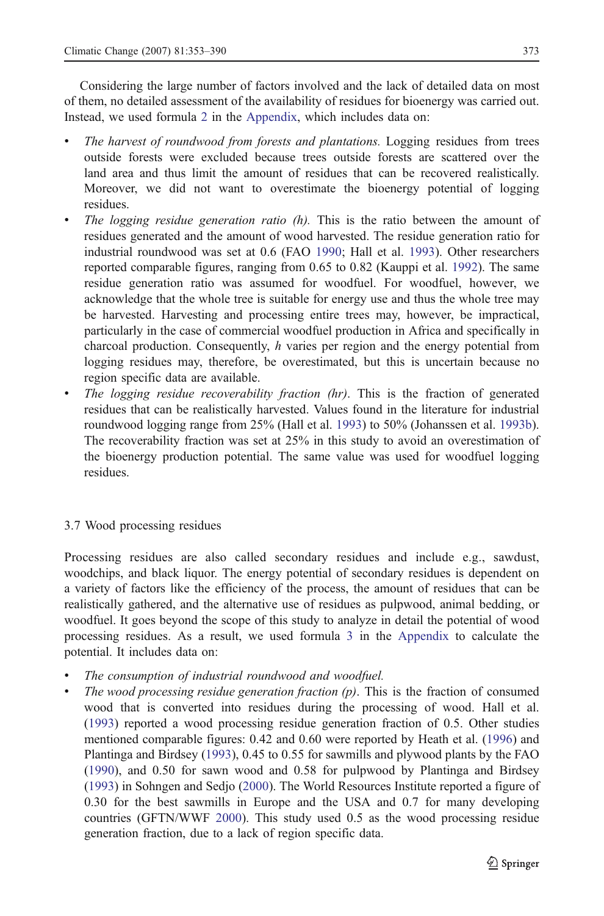Considering the large number of factors involved and the lack of detailed data on most of them, no detailed assessment of the availability of residues for bioenergy was carried out. Instead, we used formula 2 in the Appendix, which includes data on:

- *The harvest of roundwood from forests and plantations.* Logging residues from trees outside forests were excluded because trees outside forests are scattered over the land area and thus limit the amount of residues that can be recovered realistically. Moreover, we did not want to overestimate the bioenergy potential of logging residues.
- *The logging residue generation ratio (h).* This is the ratio between the amount of residues generated and the amount of wood harvested. The residue generation ratio for industrial roundwood was set at 0.6 (FAO 1990; Hall et al. 1993). Other researchers reported comparable figures, ranging from 0.65 to 0.82 (Kauppi et al. 1992). The same residue generation ratio was assumed for woodfuel. For woodfuel, however, we acknowledge that the whole tree is suitable for energy use and thus the whole tree may be harvested. Harvesting and processing entire trees may, however, be impractical, particularly in the case of commercial woodfuel production in Africa and specifically in charcoal production. Consequently, *h* varies per region and the energy potential from logging residues may, therefore, be overestimated, but this is uncertain because no region specific data are available.
- *The logging residue recoverability fraction (hr).* This is the fraction of generated residues that can be realistically harvested. Values found in the literature for industrial roundwood logging range from 25% (Hall et al. 1993) to 50% (Johanssen et al. 1993b). The recoverability fraction was set at 25% in this study to avoid an overestimation of the bioenergy production potential. The same value was used for woodfuel logging residues.

### 3.7 Wood processing residues

Processing residues are also called secondary residues and include e.g., sawdust, woodchips, and black liquor. The energy potential of secondary residues is dependent on a variety of factors like the efficiency of the process, the amount of residues that can be realistically gathered, and the alternative use of residues as pulpwood, animal bedding, or woodfuel. It goes beyond the scope of this study to analyze in detail the potential of wood processing residues. As a result, we used formula 3 in the Appendix to calculate the potential. It includes data on:

- *The consumption of industrial roundwood and woodfuel.*
- *The wood processing residue generation fraction (p).* This is the fraction of consumed wood that is converted into residues during the processing of wood. Hall et al. (1993) reported a wood processing residue generation fraction of 0.5. Other studies mentioned comparable figures: 0.42 and 0.60 were reported by Heath et al. (1996) and Plantinga and Birdsey (1993), 0.45 to 0.55 for sawmills and plywood plants by the FAO (1990), and 0.50 for sawn wood and 0.58 for pulpwood by Plantinga and Birdsey (1993) in Sohngen and Sedjo (2000). The World Resources Institute reported a figure of 0.30 for the best sawmills in Europe and the USA and 0.7 for many developing countries (GFTN/WWF 2000). This study used 0.5 as the wood processing residue generation fraction, due to a lack of region specific data.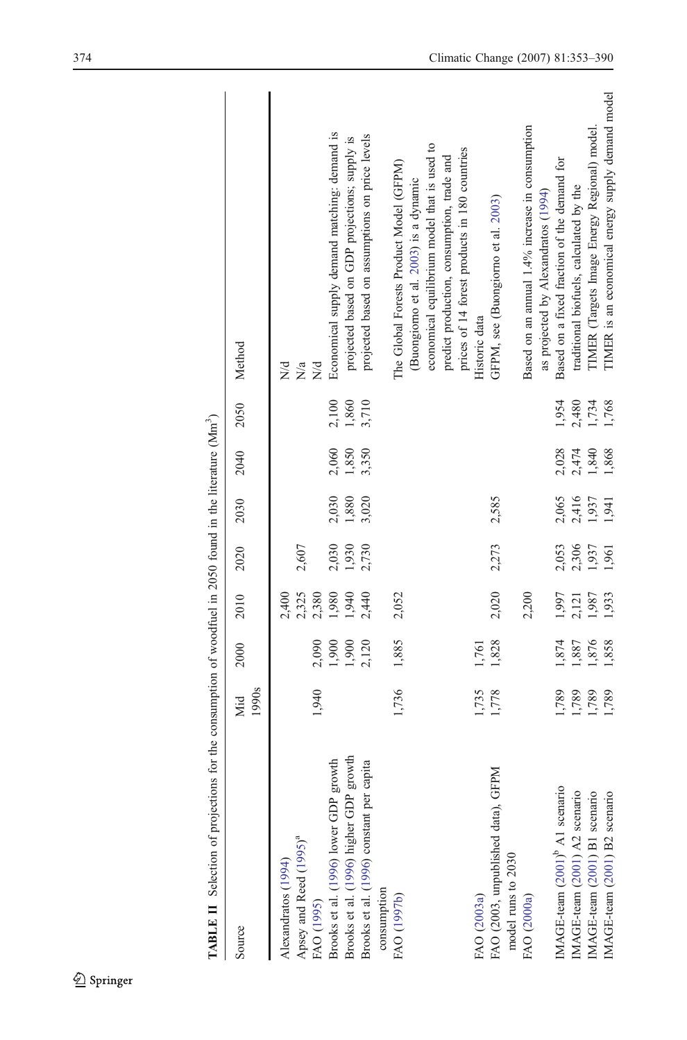**TABLE II** Selection of projections for the consumption of woodfuel in 2050 found in the literature (Mm$^3$)

| Source | Mid 1990s | 2000 | 2010 | 2020 | 2030 | 2040 | 2050 | Method |
|---|---|---|---|---|---|---|---|---|
| Alexandratos (1994) | | | 2,400 | | | | | N/d |
| Apsey and Reed (1995)[a] | | | 2,325 | 2,607 | | | | N/a |
| FAO (1995) | 1,940 | 2,090 | 2,380 | | | | | N/d |
| Brooks et al. (1996) lower GDP growth | | 1,900 | 1,980 | 2,030 | 2,030 | 2,060 | 2,100 | Economical supply demand matching: demand is |
| Brooks et al. (1996) higher GDP growth | | 1,900 | 1,940 | 1,930 | 1,880 | 1,850 | 1,860 | projected based on GDP projections; supply is |
| Brooks et al. (1996) constant per capita consumption | | 2,120 | 2,440 | 2,730 | 3,020 | 3,350 | 3,710 | projected based on assumptions on price levels |
| FAO (1997b) | 1,736 | 1,885 | 2,052 | | | | | The Global Forests Product Model (GFPM) (Buongiorno et al. 2003) is a dynamic economical equilibrium model that is used to predict production, consumption, trade and prices of 14 forest products in 180 countries |
| FAO (2003a) | 1,735 | 1,761 | | | | | | Historic data |
| FAO (2003, unpublished data), GFPM model runs to 2030 | 1,778 | 1,828 | 2,020 | 2,273 | 2,585 | | | GFPM, see (Buongiorno et al. 2003) |
| FAO (2000a) | | | 2,200 | | | | | Based on an annual 1.4% increase in consumption as projected by Alexandratos (1994) |
| IMAGE-team (2001)[b] A1 scenario | 1,789 | 1,874 | 1,997 | 2,053 | 2,065 | 2,028 | 1,954 | Based on a fixed fraction of the demand for |
| IMAGE-team (2001) A2 scenario | 1,789 | 1,887 | 2,121 | 2,306 | 2,416 | 2,474 | 2,480 | traditional biofuels, calculated by the |
| IMAGE-team (2001) B1 scenario | 1,789 | 1,876 | 1,987 | 1,937 | 1,937 | 1,840 | 1,734 | TIMER (Targets Image Energy Regional) model. |
| IMAGE-team (2001) B2 scenario | 1,789 | 1,858 | 1,933 | 1,961 | 1,941 | 1,868 | 1,768 | TIMER is an economical energy supply demand model |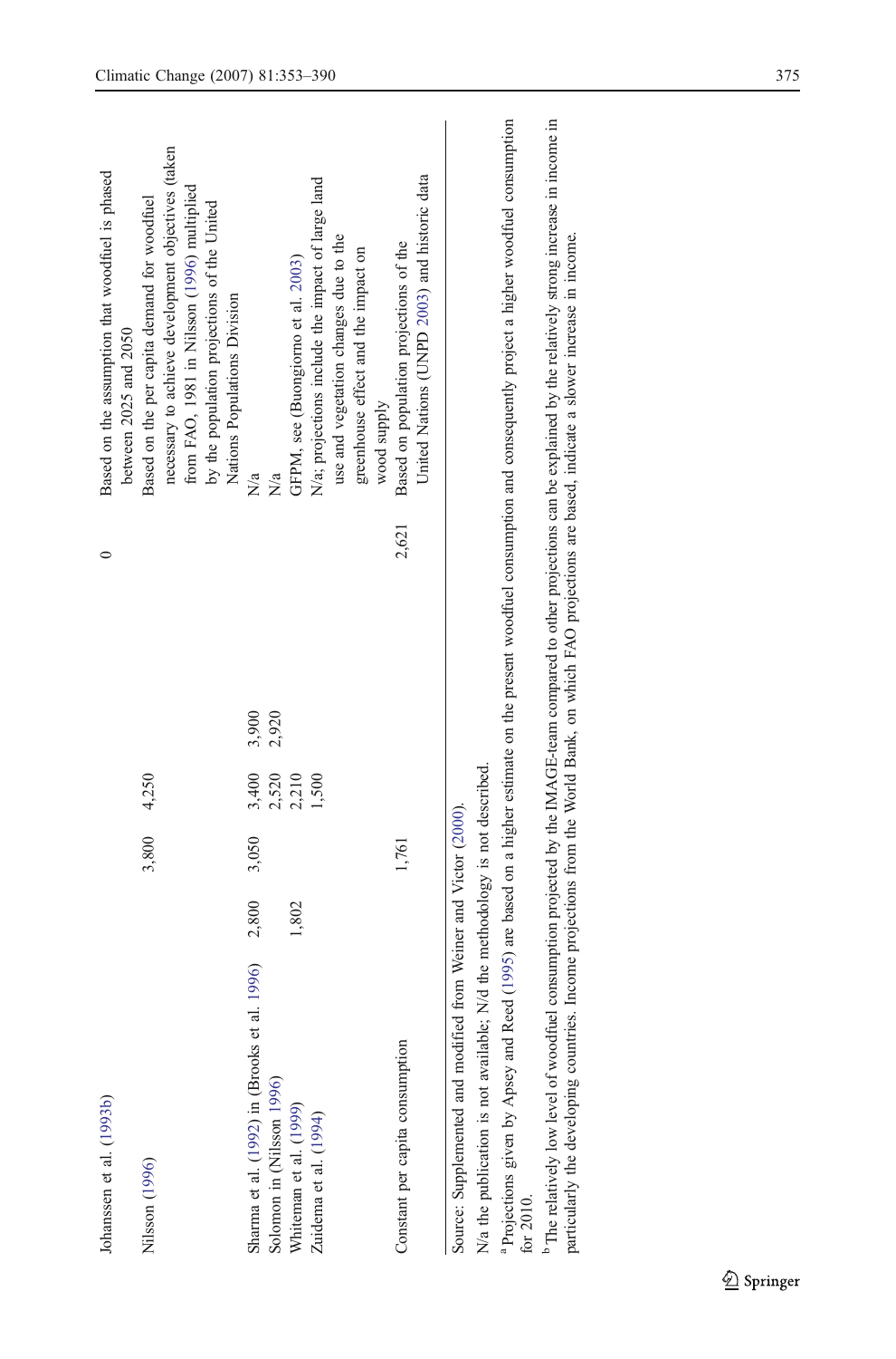| | | | | | | |
|---|---|---|---|---|---|---|
| Johanssen et al. (1993b) | | | | | 0 | Based on the assumption that woodfuel is phased between 2025 and 2050 |
| Nilsson (1996) | | 3,800 | 4,250 | | | Based on the per capita demand for woodfuel necessary to achieve development objectives (taken from FAO, 1981 in Nilsson (1996) multiplied by the population projections of the United Nations Populations Division |
| Sharma et al. (1992) in (Brooks et al. 1996) | 2,800 | 3,050 | 3,400 | 3,900 | | N/a |
| Solomon in (Nilsson 1996) | | | 2,520 | 2,920 | | N/a |
| Whiteman et al. (1999) | 1,802 | | 2,210 | | | GFPM, see (Buongiorno et al. 2003) |
| Zuidema et al. (1994) | | | 1,500 | | | N/a; projections include the impact of large land use and vegetation changes due to the greenhouse effect and the impact on wood supply |
| Constant per capita consumption | | 1,761 | | | 2,621 | Based on population projections of the United Nations (UNPD 2003) and historic data |

Source: Supplemented and modified from Weiner and Victor (2000).

N/a the publication is not available; N/d the methodology is not described.

[a] Projections given by Apsey and Reed (1995) are based on a higher estimate on the present woodfuel consumption and consequently project a higher woodfuel consumption for 2010.

[b] The relatively low level of woodfuel consumption projected by the IMAGE-team compared to other projections can be explained by the relatively strong increase in income in particularly the developing countries. Income projections from the World Bank, on which FAO projections are based, indicate a slower increase in income.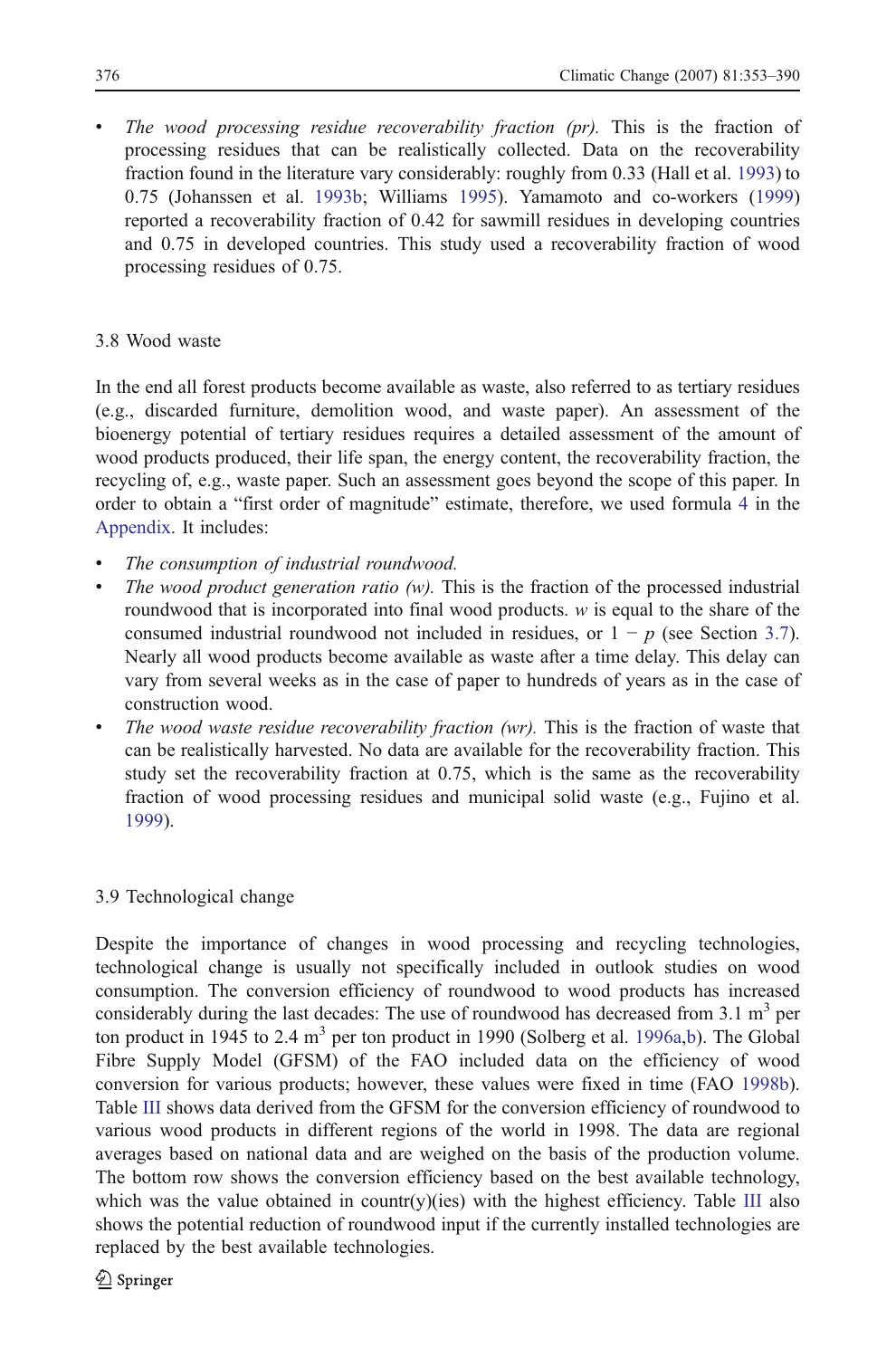- *The wood processing residue recoverability fraction (pr).* This is the fraction of processing residues that can be realistically collected. Data on the recoverability fraction found in the literature vary considerably: roughly from 0.33 (Hall et al. 1993) to 0.75 (Johanssen et al. 1993b; Williams 1995). Yamamoto and co-workers (1999) reported a recoverability fraction of 0.42 for sawmill residues in developing countries and 0.75 in developed countries. This study used a recoverability fraction of wood processing residues of 0.75.

### 3.8 Wood waste

In the end all forest products become available as waste, also referred to as tertiary residues (e.g., discarded furniture, demolition wood, and waste paper). An assessment of the bioenergy potential of tertiary residues requires a detailed assessment of the amount of wood products produced, their life span, the energy content, the recoverability fraction, the recycling of, e.g., waste paper. Such an assessment goes beyond the scope of this paper. In order to obtain a "first order of magnitude" estimate, therefore, we used formula 4 in the Appendix. It includes:

- *The consumption of industrial roundwood.*
- *The wood product generation ratio (w).* This is the fraction of the processed industrial roundwood that is incorporated into final wood products. $w$ is equal to the share of the consumed industrial roundwood not included in residues, or $1 - p$ (see Section 3.7). Nearly all wood products become available as waste after a time delay. This delay can vary from several weeks as in the case of paper to hundreds of years as in the case of construction wood.
- *The wood waste residue recoverability fraction (wr).* This is the fraction of waste that can be realistically harvested. No data are available for the recoverability fraction. This study set the recoverability fraction at 0.75, which is the same as the recoverability fraction of wood processing residues and municipal solid waste (e.g., Fujino et al. 1999).

### 3.9 Technological change

Despite the importance of changes in wood processing and recycling technologies, technological change is usually not specifically included in outlook studies on wood consumption. The conversion efficiency of roundwood to wood products has increased considerably during the last decades: The use of roundwood has decreased from 3.1 $m^3$ per ton product in 1945 to 2.4 $m^3$ per ton product in 1990 (Solberg et al. 1996a,b). The Global Fibre Supply Model (GFSM) of the FAO included data on the efficiency of wood conversion for various products; however, these values were fixed in time (FAO 1998b). Table III shows data derived from the GFSM for the conversion efficiency of roundwood to various wood products in different regions of the world in 1998. The data are regional averages based on national data and are weighed on the basis of the production volume. The bottom row shows the conversion efficiency based on the best available technology, which was the value obtained in countr(y)(ies) with the highest efficiency. Table III also shows the potential reduction of roundwood input if the currently installed technologies are replaced by the best available technologies.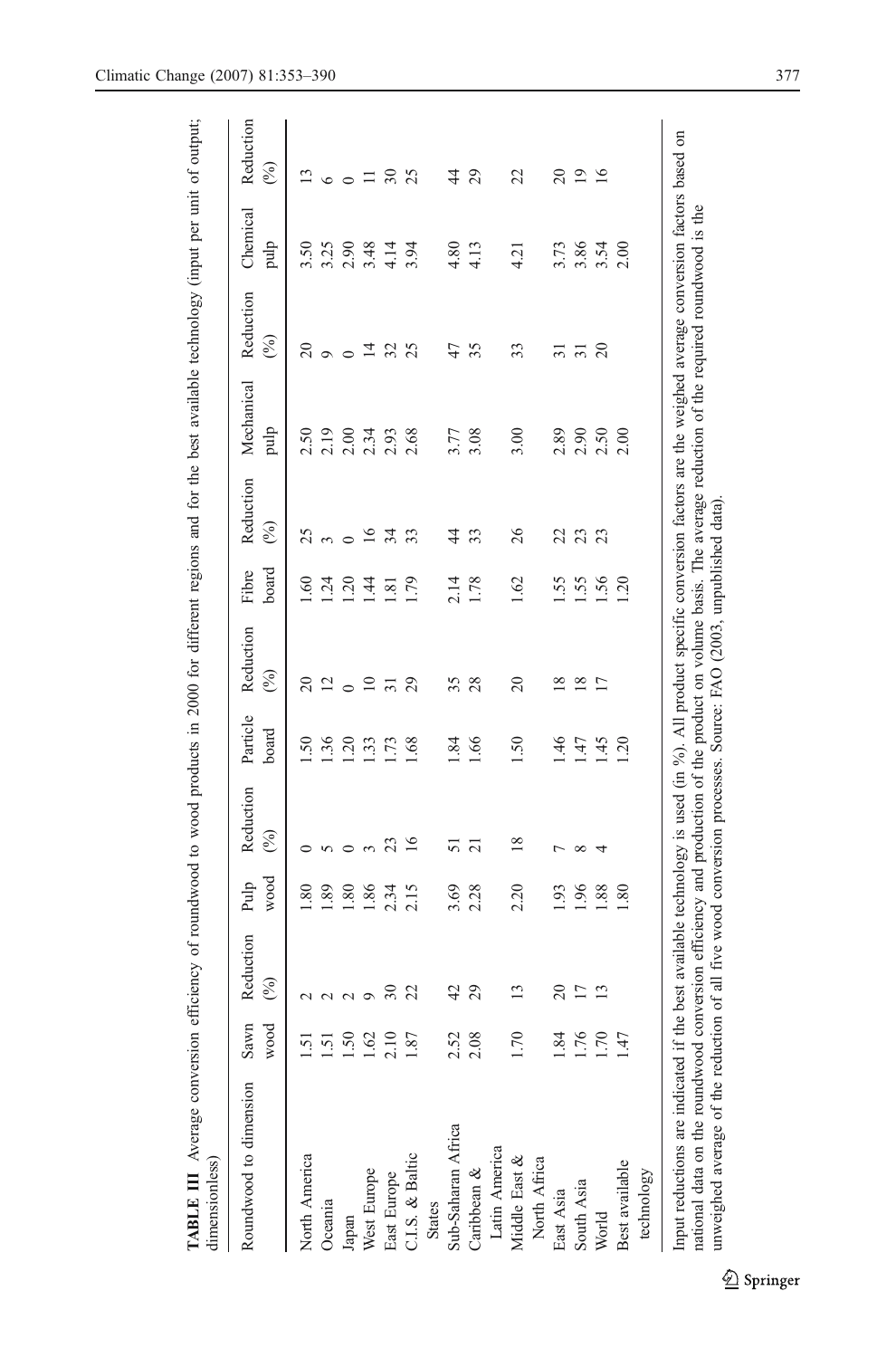**TABLE III** Average conversion efficiency of roundwood to wood products in 2000 for different regions and for the best available technology (input per unit of output; dimensionless)

| Roundwood to dimension | Sawn wood | Reduction (%) | Pulp wood | Reduction (%) | Particle board | Reduction (%) | Fibre board | Reduction (%) | Mechanical pulp | Reduction (%) | Chemical pulp | Reduction (%) |
|---|---|---|---|---|---|---|---|---|---|---|---|---|
| North America | 1.51 | 2 | 1.80 | 0 | 1.50 | 20 | 1.60 | 25 | 2.50 | 20 | 3.50 | 13 |
| Oceania | 1.51 | 2 | 1.89 | 5 | 1.36 | 12 | 1.24 | 3 | 2.19 | 9 | 3.25 | 6 |
| Japan | 1.50 | 2 | 1.80 | 0 | 1.20 | 0 | 1.20 | 0 | 2.00 | 0 | 2.90 | 0 |
| West Europe | 1.62 | 9 | 1.86 | 3 | 1.33 | 10 | 1.44 | 16 | 2.34 | 14 | 3.48 | 11 |
| East Europe | 2.10 | 30 | 2.34 | 23 | 1.73 | 31 | 1.81 | 34 | 2.93 | 32 | 4.14 | 30 |
| C.I.S. & Baltic States | 1.87 | 22 | 2.15 | 16 | 1.68 | 29 | 1.79 | 33 | 2.68 | 25 | 3.94 | 25 |
| Sub-Saharan Africa | 2.52 | 42 | 3.69 | 51 | 1.84 | 35 | 2.14 | 44 | 3.77 | 47 | 4.80 | 44 |
| Caribbean & Latin America | 2.08 | 29 | 2.28 | 21 | 1.66 | 28 | 1.78 | 33 | 3.08 | 35 | 4.13 | 29 |
| Middle East & North Africa | 1.70 | 13 | 2.20 | 18 | 1.50 | 20 | 1.62 | 26 | 3.00 | 33 | 4.21 | 22 |
| East Asia | 1.84 | 20 | 1.93 | 7 | 1.46 | 18 | 1.55 | 22 | 2.89 | 31 | 3.73 | 20 |
| South Asia | 1.76 | 17 | 1.96 | 8 | 1.47 | 18 | 1.55 | 23 | 2.90 | 31 | 3.86 | 19 |
| World | 1.70 | 13 | 1.88 | 4 | 1.45 | 17 | 1.56 | 23 | 2.50 | 20 | 3.54 | 16 |
| Best available technology | 1.47 | | 1.80 | | 1.20 | | 1.20 | | 2.00 | | 2.00 | |

Input reductions are indicated if the best available technology is used (in %). All product specific conversion factors are the weighed average conversion factors based on national data on the roundwood conversion efficiency and production of the product on volume basis. The average reduction of the required roundwood is the unweighed average of the reduction of all five wood conversion processes. Source: FAO (2003, unpublished data).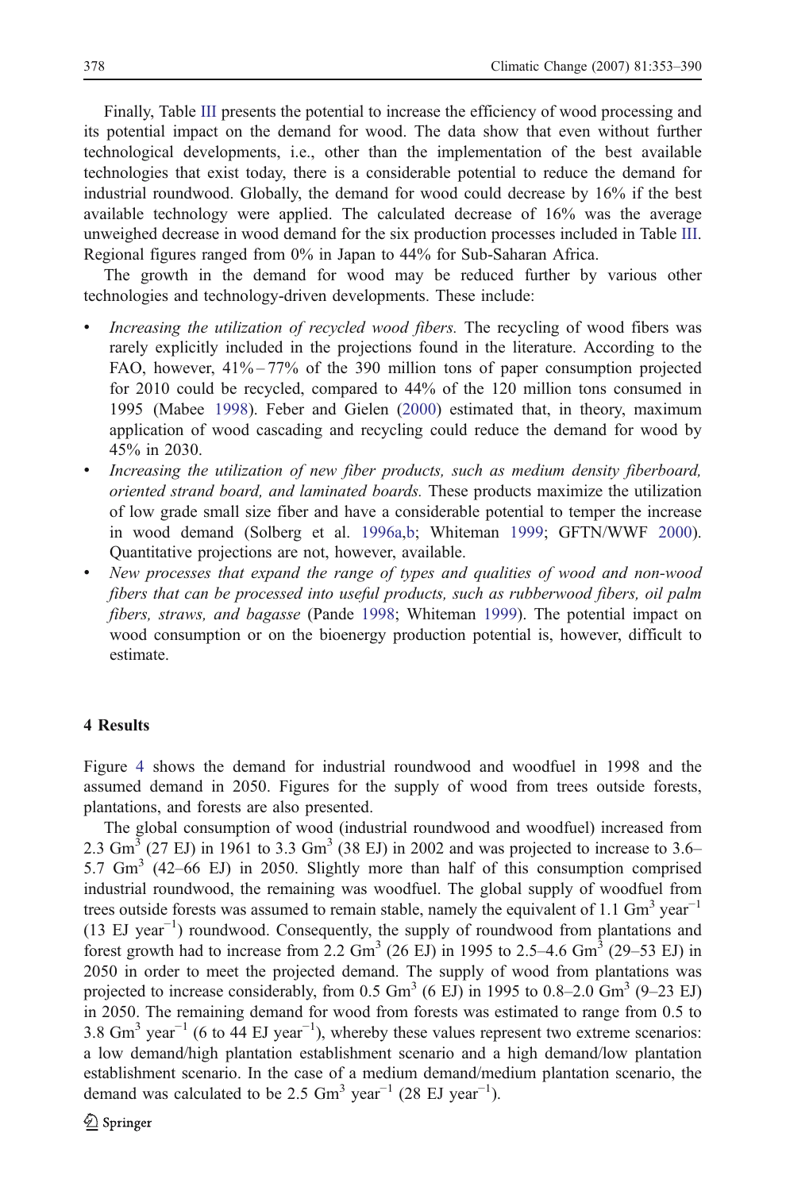Finally, Table III presents the potential to increase the efficiency of wood processing and its potential impact on the demand for wood. The data show that even without further technological developments, i.e., other than the implementation of the best available technologies that exist today, there is a considerable potential to reduce the demand for industrial roundwood. Globally, the demand for wood could decrease by 16% if the best available technology were applied. The calculated decrease of 16% was the average unweighed decrease in wood demand for the six production processes included in Table III. Regional figures ranged from 0% in Japan to 44% for Sub-Saharan Africa.

The growth in the demand for wood may be reduced further by various other technologies and technology-driven developments. These include:

- *Increasing the utilization of recycled wood fibers.* The recycling of wood fibers was rarely explicitly included in the projections found in the literature. According to the FAO, however, 41%–77% of the 390 million tons of paper consumption projected for 2010 could be recycled, compared to 44% of the 120 million tons consumed in 1995 (Mabee 1998). Feber and Gielen (2000) estimated that, in theory, maximum application of wood cascading and recycling could reduce the demand for wood by 45% in 2030.
- *Increasing the utilization of new fiber products, such as medium density fiberboard, oriented strand board, and laminated boards.* These products maximize the utilization of low grade small size fiber and have a considerable potential to temper the increase in wood demand (Solberg et al. 1996a,b; Whiteman 1999; GFTN/WWF 2000). Quantitative projections are not, however, available.
- *New processes that expand the range of types and qualities of wood and non-wood fibers that can be processed into useful products, such as rubberwood fibers, oil palm fibers, straws, and bagasse* (Pande 1998; Whiteman 1999). The potential impact on wood consumption or on the bioenergy production potential is, however, difficult to estimate.

## 4 Results

Figure 4 shows the demand for industrial roundwood and woodfuel in 1998 and the assumed demand in 2050. Figures for the supply of wood from trees outside forests, plantations, and forests are also presented.

The global consumption of wood (industrial roundwood and woodfuel) increased from 2.3 $Gm^3$ (27 EJ) in 1961 to 3.3 $Gm^3$ (38 EJ) in 2002 and was projected to increase to 3.6–5.7 $Gm^3$ (42–66 EJ) in 2050. Slightly more than half of this consumption comprised industrial roundwood, the remaining was woodfuel. The global supply of woodfuel from trees outside forests was assumed to remain stable, namely the equivalent of 1.1 $Gm^3$ $year^{-1}$ (13 EJ $year^{-1}$) roundwood. Consequently, the supply of roundwood from plantations and forest growth had to increase from 2.2 $Gm^3$ (26 EJ) in 1995 to 2.5–4.6 $Gm^3$ (29–53 EJ) in 2050 in order to meet the projected demand. The supply of wood from plantations was projected to increase considerably, from 0.5 $Gm^3$ (6 EJ) in 1995 to 0.8–2.0 $Gm^3$ (9–23 EJ) in 2050. The remaining demand for wood from forests was estimated to range from 0.5 to 3.8 $Gm^3$ $year^{-1}$ (6 to 44 EJ $year^{-1}$), whereby these values represent two extreme scenarios: a low demand/high plantation establishment scenario and a high demand/low plantation establishment scenario. In the case of a medium demand/medium plantation scenario, the demand was calculated to be 2.5 $Gm^3$ $year^{-1}$ (28 EJ $year^{-1}$).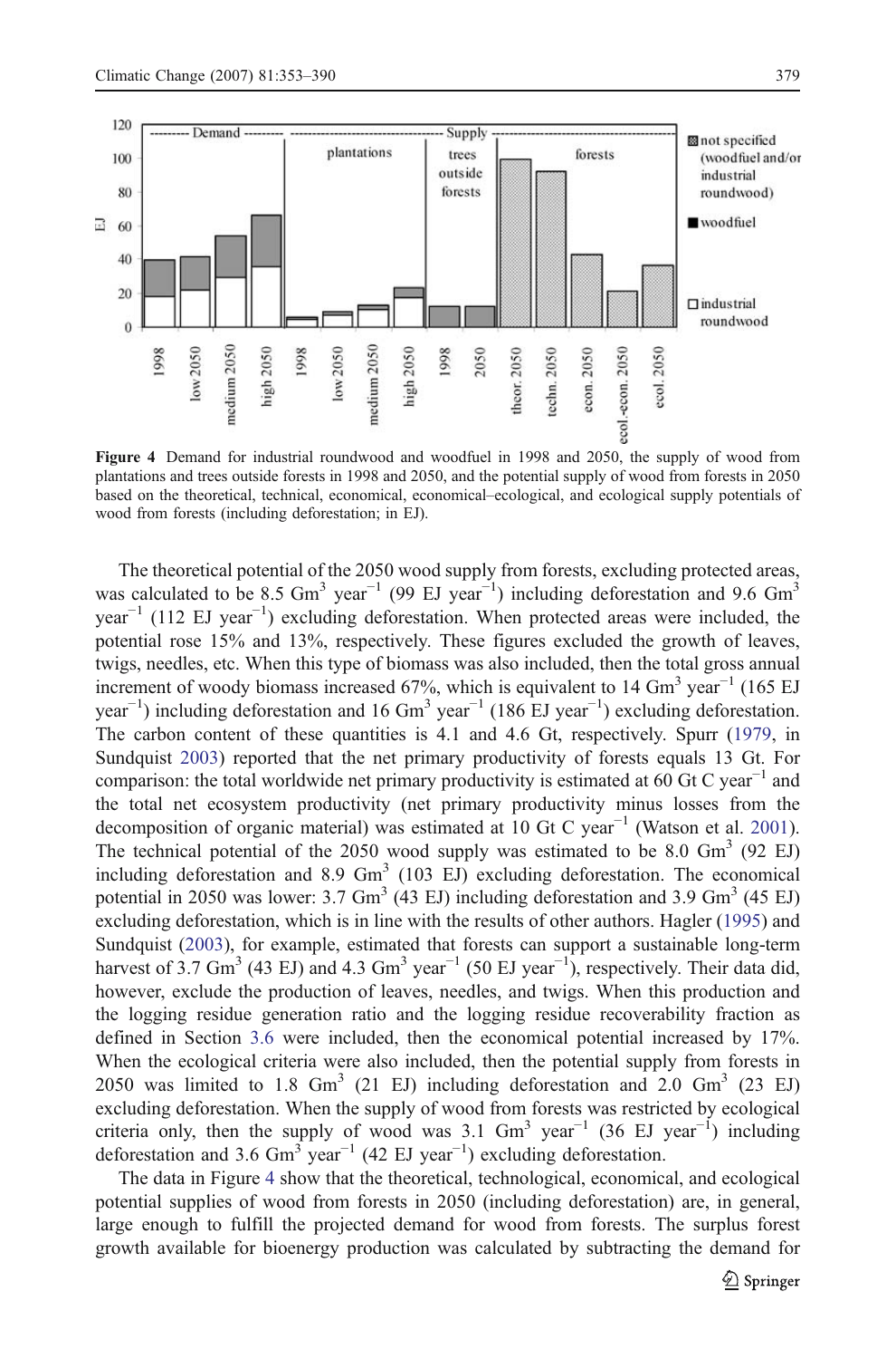Figure 4 Demand for industrial roundwood and woodfuel in 1998 and 2050, the supply of wood from plantations and trees outside forests in 1998 and 2050, and the potential supply of wood from forests in 2050 based on the theoretical, technical, economical, economical–ecological, and ecological supply potentials of wood from forests (including deforestation; in EJ).

The theoretical potential of the 2050 wood supply from forests, excluding protected areas, was calculated to be 8.5 Gm$^3$ year$^{-1}$ (99 EJ year$^{-1}$) including deforestation and 9.6 Gm$^3$ year$^{-1}$ (112 EJ year$^{-1}$) excluding deforestation. When protected areas were included, the potential rose 15% and 13%, respectively. These figures excluded the growth of leaves, twigs, needles, etc. When this type of biomass was also included, then the total gross annual increment of woody biomass increased 67%, which is equivalent to 14 Gm$^3$ year$^{-1}$ (165 EJ year$^{-1}$) including deforestation and 16 Gm$^3$ year$^{-1}$ (186 EJ year$^{-1}$) excluding deforestation. The carbon content of these quantities is 4.1 and 4.6 Gt, respectively. Spurr (1979, in Sundquist 2003) reported that the net primary productivity of forests equals 13 Gt. For comparison: the total worldwide net primary productivity is estimated at 60 Gt C year$^{-1}$ and the total net ecosystem productivity (net primary productivity minus losses from the decomposition of organic material) was estimated at 10 Gt C year$^{-1}$ (Watson et al. 2001). The technical potential of the 2050 wood supply was estimated to be 8.0 Gm$^3$ (92 EJ) including deforestation and 8.9 Gm$^3$ (103 EJ) excluding deforestation. The economical potential in 2050 was lower: 3.7 Gm$^3$ (43 EJ) including deforestation and 3.9 Gm$^3$ (45 EJ) excluding deforestation, which is in line with the results of other authors. Hagler (1995) and Sundquist (2003), for example, estimated that forests can support a sustainable long-term harvest of 3.7 Gm$^3$ (43 EJ) and 4.3 Gm$^3$ year$^{-1}$ (50 EJ year$^{-1}$), respectively. Their data did, however, exclude the production of leaves, needles, and twigs. When this production and the logging residue generation ratio and the logging residue recoverability fraction as defined in Section 3.6 were included, then the economical potential increased by 17%. When the ecological criteria were also included, then the potential supply from forests in 2050 was limited to 1.8 Gm$^3$ (21 EJ) including deforestation and 2.0 Gm$^3$ (23 EJ) excluding deforestation. When the supply of wood from forests was restricted by ecological criteria only, then the supply of wood was 3.1 Gm$^3$ year$^{-1}$ (36 EJ year$^{-1}$) including deforestation and 3.6 Gm$^3$ year$^{-1}$ (42 EJ year$^{-1}$) excluding deforestation.

The data in Figure 4 show that the theoretical, technological, economical, and ecological potential supplies of wood from forests in 2050 (including deforestation) are, in general, large enough to fulfill the projected demand for wood from forests. The surplus forest growth available for bioenergy production was calculated by subtracting the demand for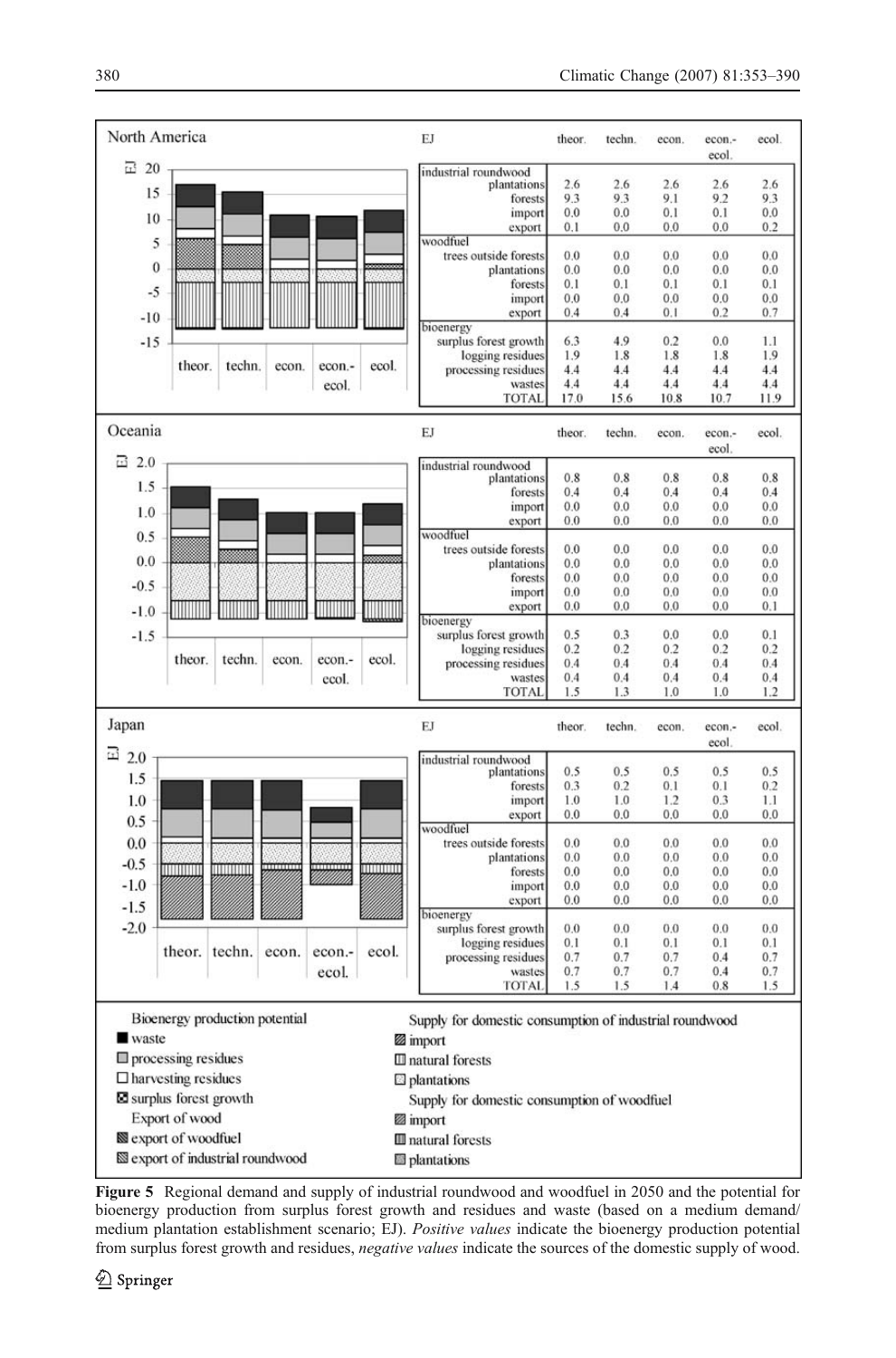North America

| EJ | theor. | techn. | econ. | econ.-ecol. | ecol. |
|---|---|---|---|---|---|
| industrial roundwood | | | | | |
| plantations | 2.6 | 2.6 | 2.6 | 2.6 | 2.6 |
| forests | 9.3 | 9.3 | 9.1 | 9.2 | 9.3 |
| import | 0.0 | 0.0 | 0.1 | 0.1 | 0.0 |
| export | 0.1 | 0.0 | 0.0 | 0.0 | 0.2 |
| woodfuel | | | | | |
| trees outside forests | 0.0 | 0.0 | 0.0 | 0.0 | 0.0 |
| plantations | 0.0 | 0.0 | 0.0 | 0.0 | 0.0 |
| forests | 0.1 | 0.1 | 0.1 | 0.1 | 0.1 |
| import | 0.0 | 0.0 | 0.0 | 0.0 | 0.0 |
| export | 0.4 | 0.4 | 0.1 | 0.2 | 0.7 |
| bioenergy | | | | | |
| surplus forest growth | 6.3 | 4.9 | 0.2 | 0.0 | 1.1 |
| logging residues | 1.9 | 1.8 | 1.8 | 1.8 | 1.9 |
| processing residues | 4.4 | 4.4 | 4.4 | 4.4 | 4.4 |
| wastes | 4.4 | 4.4 | 4.4 | 4.4 | 4.4 |
| TOTAL | 17.0 | 15.6 | 10.8 | 10.7 | 11.9 |

Oceania

| EJ | theor. | techn. | econ. | econ.-ecol. | ecol. |
|---|---|---|---|---|---|
| industrial roundwood | | | | | |
| plantations | 0.8 | 0.8 | 0.8 | 0.8 | 0.8 |
| forests | 0.4 | 0.4 | 0.4 | 0.4 | 0.4 |
| import | 0.0 | 0.0 | 0.0 | 0.0 | 0.0 |
| export | 0.0 | 0.0 | 0.0 | 0.0 | 0.0 |
| woodfuel | | | | | |
| trees outside forests | 0.0 | 0.0 | 0.0 | 0.0 | 0.0 |
| plantations | 0.0 | 0.0 | 0.0 | 0.0 | 0.0 |
| forests | 0.0 | 0.0 | 0.0 | 0.0 | 0.0 |
| import | 0.0 | 0.0 | 0.0 | 0.0 | 0.0 |
| export | 0.0 | 0.0 | 0.0 | 0.0 | 0.1 |
| bioenergy | | | | | |
| surplus forest growth | 0.5 | 0.3 | 0.0 | 0.0 | 0.1 |
| logging residues | 0.2 | 0.2 | 0.2 | 0.2 | 0.2 |
| processing residues | 0.4 | 0.4 | 0.4 | 0.4 | 0.4 |
| wastes | 0.4 | 0.4 | 0.4 | 0.4 | 0.4 |
| TOTAL | 1.5 | 1.3 | 1.0 | 1.0 | 1.2 |

Japan

| EJ | theor. | techn. | econ. | econ.-ecol. | ecol. |
|---|---|---|---|---|---|
| industrial roundwood | | | | | |
| plantations | 0.5 | 0.5 | 0.5 | 0.5 | 0.5 |
| forests | 0.3 | 0.2 | 0.1 | 0.1 | 0.2 |
| import | 1.0 | 1.0 | 1.2 | 0.3 | 1.1 |
| export | 0.0 | 0.0 | 0.0 | 0.0 | 0.0 |
| woodfuel | | | | | |
| trees outside forests | 0.0 | 0.0 | 0.0 | 0.0 | 0.0 |
| plantations | 0.0 | 0.0 | 0.0 | 0.0 | 0.0 |
| forests | 0.0 | 0.0 | 0.0 | 0.0 | 0.0 |
| import | 0.0 | 0.0 | 0.0 | 0.0 | 0.0 |
| export | 0.0 | 0.0 | 0.0 | 0.0 | 0.0 |
| bioenergy | | | | | |
| surplus forest growth | 0.0 | 0.0 | 0.0 | 0.0 | 0.0 |
| logging residues | 0.1 | 0.1 | 0.1 | 0.1 | 0.1 |
| processing residues | 0.7 | 0.7 | 0.7 | 0.4 | 0.7 |
| wastes | 0.7 | 0.7 | 0.7 | 0.4 | 0.7 |
| TOTAL | 1.5 | 1.5 | 1.4 | 0.8 | 1.5 |

Bioenergy production potential: waste; processing residues; harvesting residues; surplus forest growth

Export of wood: export of woodfuel; export of industrial roundwood

Supply for domestic consumption of industrial roundwood: import; natural forests; plantations

Supply for domestic consumption of woodfuel: import; natural forests; plantations

**Figure 5** Regional demand and supply of industrial roundwood and woodfuel in 2050 and the potential for bioenergy production from surplus forest growth and residues and waste (based on a medium demand/medium plantation establishment scenario; EJ). *Positive values* indicate the bioenergy production potential from surplus forest growth and residues, *negative values* indicate the sources of the domestic supply of wood.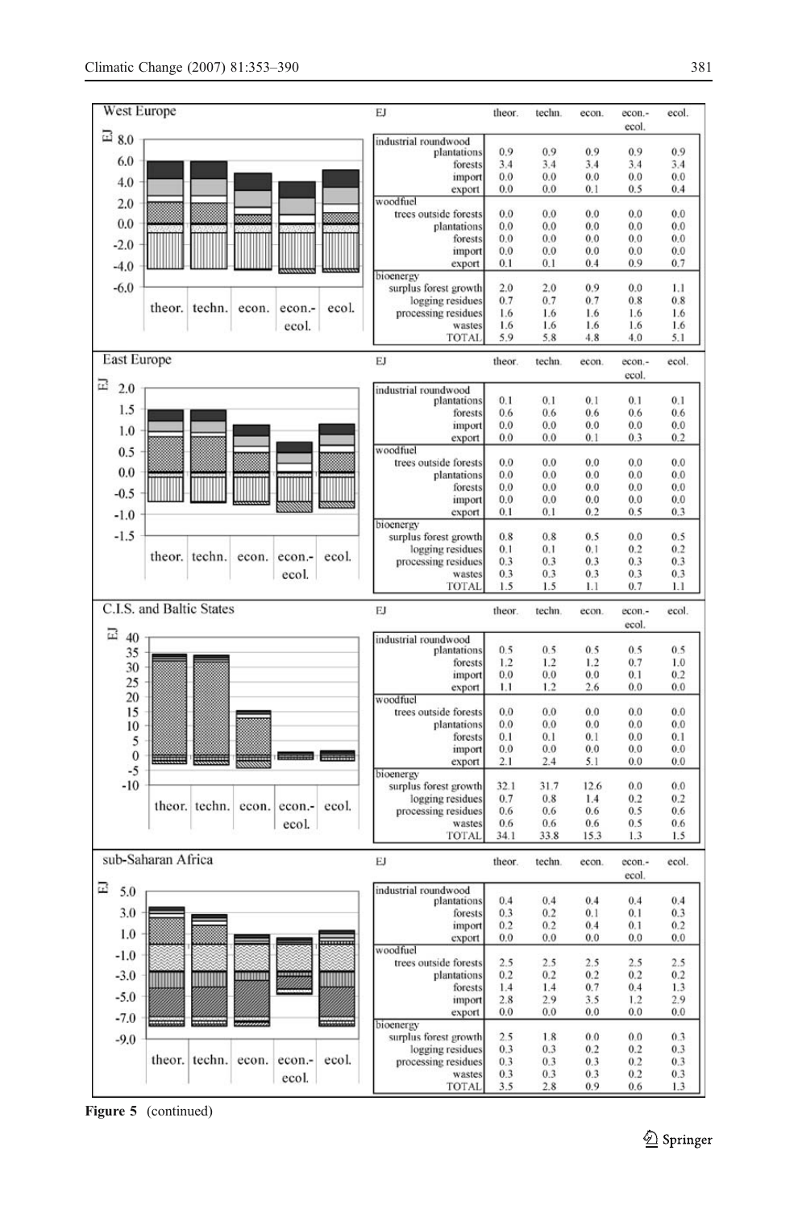## West Europe

| EJ | theor. | techn. | econ. | econ.-ecol. | ecol. |
|---|---|---|---|---|---|
| **industrial roundwood** | | | | | |
| plantations | 0.9 | 0.9 | 0.9 | 0.9 | 0.9 |
| forests | 3.4 | 3.4 | 3.4 | 3.4 | 3.4 |
| import | 0.0 | 0.0 | 0.0 | 0.0 | 0.0 |
| export | 0.0 | 0.0 | 0.1 | 0.5 | 0.4 |
| **woodfuel** | | | | | |
| trees outside forests | 0.0 | 0.0 | 0.0 | 0.0 | 0.0 |
| plantations | 0.0 | 0.0 | 0.0 | 0.0 | 0.0 |
| forests | 0.0 | 0.0 | 0.0 | 0.0 | 0.0 |
| import | 0.0 | 0.0 | 0.0 | 0.0 | 0.0 |
| export | 0.1 | 0.1 | 0.4 | 0.9 | 0.7 |
| **bioenergy** | | | | | |
| surplus forest growth | 2.0 | 2.0 | 0.9 | 0.0 | 1.1 |
| logging residues | 0.7 | 0.7 | 0.7 | 0.8 | 0.8 |
| processing residues | 1.6 | 1.6 | 1.6 | 1.6 | 1.6 |
| wastes | 1.6 | 1.6 | 1.6 | 1.6 | 1.6 |
| TOTAL | 5.9 | 5.8 | 4.8 | 4.0 | 5.1 |

## East Europe

| EJ | theor. | techn. | econ. | econ.-ecol. | ecol. |
|---|---|---|---|---|---|
| **industrial roundwood** | | | | | |
| plantations | 0.1 | 0.1 | 0.1 | 0.1 | 0.1 |
| forests | 0.6 | 0.6 | 0.6 | 0.6 | 0.6 |
| import | 0.0 | 0.0 | 0.0 | 0.0 | 0.0 |
| export | 0.0 | 0.0 | 0.1 | 0.3 | 0.2 |
| **woodfuel** | | | | | |
| trees outside forests | 0.0 | 0.0 | 0.0 | 0.0 | 0.0 |
| plantations | 0.0 | 0.0 | 0.0 | 0.0 | 0.0 |
| forests | 0.0 | 0.0 | 0.0 | 0.0 | 0.0 |
| import | 0.0 | 0.0 | 0.0 | 0.0 | 0.0 |
| export | 0.1 | 0.1 | 0.2 | 0.5 | 0.3 |
| **bioenergy** | | | | | |
| surplus forest growth | 0.8 | 0.8 | 0.5 | 0.0 | 0.5 |
| logging residues | 0.1 | 0.1 | 0.1 | 0.2 | 0.2 |
| processing residues | 0.3 | 0.3 | 0.3 | 0.3 | 0.3 |
| wastes | 0.3 | 0.3 | 0.3 | 0.3 | 0.3 |
| TOTAL | 1.5 | 1.5 | 1.1 | 0.7 | 1.1 |

## C.I.S. and Baltic States

| EJ | theor. | techn. | econ. | econ.-ecol. | ecol. |
|---|---|---|---|---|---|
| **industrial roundwood** | | | | | |
| plantations | 0.5 | 0.5 | 0.5 | 0.5 | 0.5 |
| forests | 1.2 | 1.2 | 1.2 | 0.7 | 1.0 |
| import | 0.0 | 0.0 | 0.0 | 0.1 | 0.2 |
| export | 1.1 | 1.2 | 2.6 | 0.0 | 0.0 |
| **woodfuel** | | | | | |
| trees outside forests | 0.0 | 0.0 | 0.0 | 0.0 | 0.0 |
| plantations | 0.0 | 0.0 | 0.0 | 0.0 | 0.0 |
| forests | 0.1 | 0.1 | 0.1 | 0.0 | 0.1 |
| import | 0.0 | 0.0 | 0.0 | 0.0 | 0.0 |
| export | 2.1 | 2.4 | 5.1 | 0.0 | 0.0 |
| **bioenergy** | | | | | |
| surplus forest growth | 32.1 | 31.7 | 12.6 | 0.0 | 0.0 |
| logging residues | 0.7 | 0.8 | 1.4 | 0.2 | 0.2 |
| processing residues | 0.6 | 0.6 | 0.6 | 0.5 | 0.6 |
| wastes | 0.6 | 0.6 | 0.6 | 0.5 | 0.6 |
| TOTAL | 34.1 | 33.8 | 15.3 | 1.3 | 1.5 |

## sub-Saharan Africa

| EJ | theor. | techn. | econ. | econ.-ecol. | ecol. |
|---|---|---|---|---|---|
| **industrial roundwood** | | | | | |
| plantations | 0.4 | 0.4 | 0.4 | 0.4 | 0.4 |
| forests | 0.3 | 0.2 | 0.1 | 0.1 | 0.3 |
| import | 0.2 | 0.2 | 0.4 | 0.1 | 0.2 |
| export | 0.0 | 0.0 | 0.0 | 0.0 | 0.0 |
| **woodfuel** | | | | | |
| trees outside forests | 2.5 | 2.5 | 2.5 | 2.5 | 2.5 |
| plantations | 0.2 | 0.2 | 0.2 | 0.2 | 0.2 |
| forests | 1.4 | 1.4 | 0.7 | 0.4 | 1.3 |
| import | 2.8 | 2.9 | 3.5 | 1.2 | 2.9 |
| export | 0.0 | 0.0 | 0.0 | 0.0 | 0.0 |
| **bioenergy** | | | | | |
| surplus forest growth | 2.5 | 1.8 | 0.0 | 0.0 | 0.3 |
| logging residues | 0.3 | 0.3 | 0.2 | 0.2 | 0.3 |
| processing residues | 0.3 | 0.3 | 0.3 | 0.2 | 0.3 |
| wastes | 0.3 | 0.3 | 0.3 | 0.2 | 0.3 |
| TOTAL | 3.5 | 2.8 | 0.9 | 0.6 | 1.3 |

**Figure 5** (continued)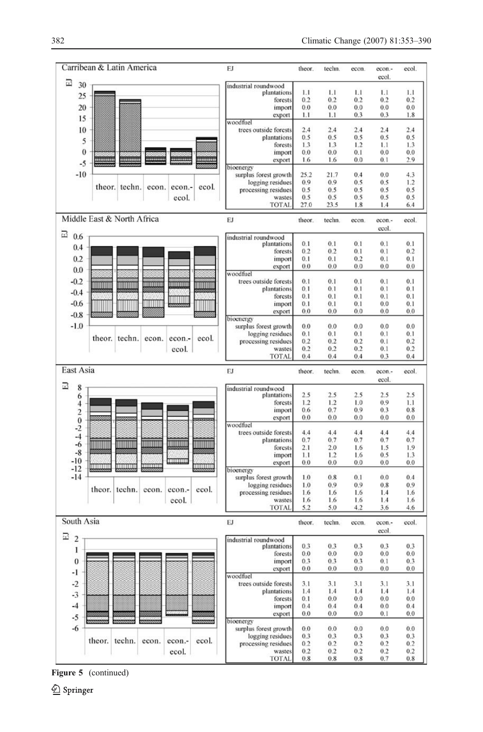**Carribean & Latin America**

| EJ | theor. | techn. | econ. | econ.-ecol. | ecol. |
|---|---|---|---|---|---|
| **industrial roundwood** | | | | | |
| plantations | 1.1 | 1.1 | 1.1 | 1.1 | 1.1 |
| forests | 0.2 | 0.2 | 0.2 | 0.2 | 0.2 |
| import | 0.0 | 0.0 | 0.0 | 0.0 | 0.0 |
| export | 1.1 | 1.1 | 0.3 | 0.3 | 1.8 |
| **woodfuel** | | | | | |
| trees outside forests | 2.4 | 2.4 | 2.4 | 2.4 | 2.4 |
| plantations | 0.5 | 0.5 | 0.5 | 0.5 | 0.5 |
| forests | 1.3 | 1.3 | 1.2 | 1.1 | 1.3 |
| import | 0.0 | 0.0 | 0.1 | 0.0 | 0.0 |
| export | 1.6 | 1.6 | 0.0 | 0.1 | 2.9 |
| **bioenergy** | | | | | |
| surplus forest growth | 25.2 | 21.7 | 0.4 | 0.0 | 4.3 |
| logging residues | 0.9 | 0.9 | 0.5 | 0.5 | 1.2 |
| processing residues | 0.5 | 0.5 | 0.5 | 0.5 | 0.5 |
| wastes | 0.5 | 0.5 | 0.5 | 0.5 | 0.5 |
| TOTAL | 27.0 | 23.5 | 1.8 | 1.4 | 6.4 |

**Middle East & North Africa**

| EJ | theor. | techn. | econ. | econ.-ecol. | ecol. |
|---|---|---|---|---|---|
| **industrial roundwood** | | | | | |
| plantations | 0.1 | 0.1 | 0.1 | 0.1 | 0.1 |
| forests | 0.2 | 0.2 | 0.1 | 0.1 | 0.2 |
| import | 0.1 | 0.1 | 0.2 | 0.1 | 0.1 |
| export | 0.0 | 0.0 | 0.0 | 0.0 | 0.0 |
| **woodfuel** | | | | | |
| trees outside forests | 0.1 | 0.1 | 0.1 | 0.1 | 0.1 |
| plantations | 0.1 | 0.1 | 0.1 | 0.1 | 0.1 |
| forests | 0.1 | 0.1 | 0.1 | 0.1 | 0.1 |
| import | 0.1 | 0.1 | 0.1 | 0.0 | 0.1 |
| export | 0.0 | 0.0 | 0.0 | 0.0 | 0.0 |
| **bioenergy** | | | | | |
| surplus forest growth | 0.0 | 0.0 | 0.0 | 0.0 | 0.0 |
| logging residues | 0.1 | 0.1 | 0.1 | 0.1 | 0.1 |
| processing residues | 0.2 | 0.2 | 0.2 | 0.1 | 0.2 |
| wastes | 0.2 | 0.2 | 0.2 | 0.1 | 0.2 |
| TOTAL | 0.4 | 0.4 | 0.4 | 0.3 | 0.4 |

**East Asia**

| EJ | theor. | techn. | econ. | econ.-ecol. | ecol. |
|---|---|---|---|---|---|
| **industrial roundwood** | | | | | |
| plantations | 2.5 | 2.5 | 2.5 | 2.5 | 2.5 |
| forests | 1.2 | 1.2 | 1.0 | 0.9 | 1.1 |
| import | 0.6 | 0.7 | 0.9 | 0.3 | 0.8 |
| export | 0.0 | 0.0 | 0.0 | 0.0 | 0.0 |
| **woodfuel** | | | | | |
| trees outside forests | 4.4 | 4.4 | 4.4 | 4.4 | 4.4 |
| plantations | 0.7 | 0.7 | 0.7 | 0.7 | 0.7 |
| forests | 2.1 | 2.0 | 1.6 | 1.5 | 1.9 |
| import | 1.1 | 1.2 | 1.6 | 0.5 | 1.3 |
| export | 0.0 | 0.0 | 0.0 | 0.0 | 0.0 |
| **bioenergy** | | | | | |
| surplus forest growth | 1.0 | 0.8 | 0.1 | 0.0 | 0.4 |
| logging residues | 1.0 | 0.9 | 0.9 | 0.8 | 0.9 |
| processing residues | 1.6 | 1.6 | 1.6 | 1.4 | 1.6 |
| wastes | 1.6 | 1.6 | 1.6 | 1.4 | 1.6 |
| TOTAL | 5.2 | 5.0 | 4.2 | 3.6 | 4.6 |

**South Asia**

| EJ | theor. | techn. | econ. | econ.-ecol. | ecol. |
|---|---|---|---|---|---|
| **industrial roundwood** | | | | | |
| plantations | 0.3 | 0.3 | 0.3 | 0.3 | 0.3 |
| forests | 0.0 | 0.0 | 0.0 | 0.0 | 0.0 |
| import | 0.3 | 0.3 | 0.3 | 0.1 | 0.3 |
| export | 0.0 | 0.0 | 0.0 | 0.0 | 0.0 |
| **woodfuel** | | | | | |
| trees outside forests | 3.1 | 3.1 | 3.1 | 3.1 | 3.1 |
| plantations | 1.4 | 1.4 | 1.4 | 1.4 | 1.4 |
| forests | 0.1 | 0.0 | 0.0 | 0.0 | 0.0 |
| import | 0.4 | 0.4 | 0.4 | 0.0 | 0.4 |
| export | 0.0 | 0.0 | 0.0 | 0.1 | 0.0 |
| **bioenergy** | | | | | |
| surplus forest growth | 0.0 | 0.0 | 0.0 | 0.0 | 0.0 |
| logging residues | 0.3 | 0.3 | 0.3 | 0.3 | 0.3 |
| processing residues | 0.2 | 0.2 | 0.2 | 0.2 | 0.2 |
| wastes | 0.2 | 0.2 | 0.2 | 0.2 | 0.2 |
| TOTAL | 0.8 | 0.8 | 0.8 | 0.7 | 0.8 |

**Figure 5** (continued)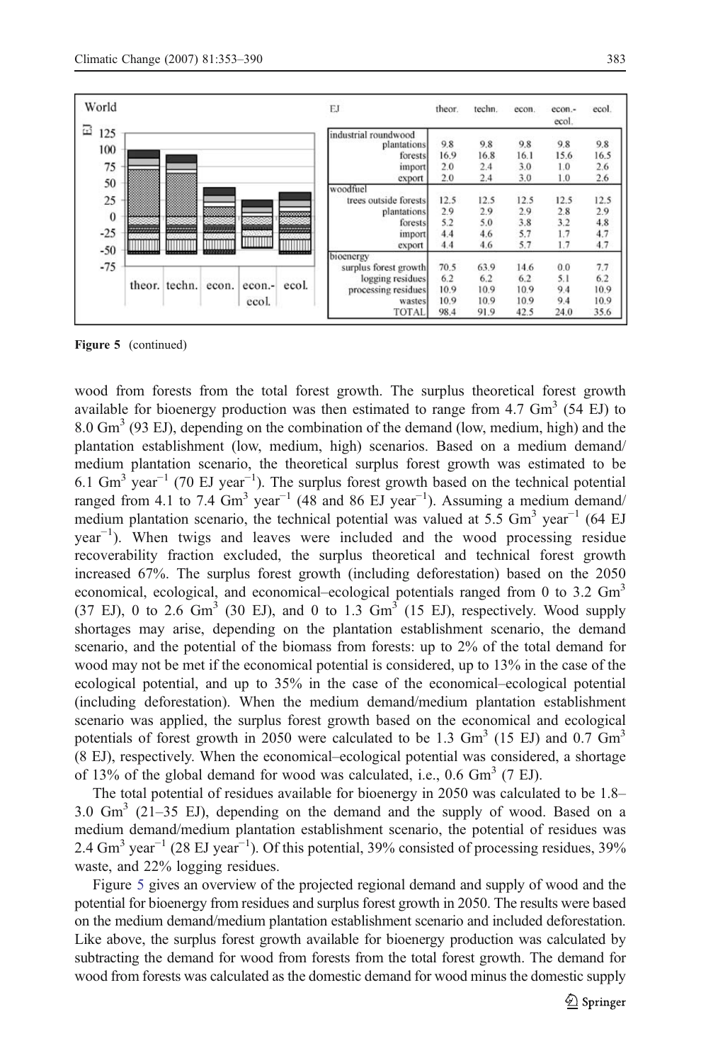World

| EJ | theor. | techn. | econ. | econ.-ecol. | ecol. |
|---|---|---|---|---|---|
| industrial roundwood | | | | | |
| plantations | 9.8 | 9.8 | 9.8 | 9.8 | 9.8 |
| forests | 16.9 | 16.8 | 16.1 | 15.6 | 16.5 |
| import | 2.0 | 2.4 | 3.0 | 1.0 | 2.6 |
| export | 2.0 | 2.4 | 3.0 | 1.0 | 2.6 |
| woodfuel | | | | | |
| trees outside forests | 12.5 | 12.5 | 12.5 | 12.5 | 12.5 |
| plantations | 2.9 | 2.9 | 2.9 | 2.8 | 2.9 |
| forests | 5.2 | 5.0 | 3.8 | 3.2 | 4.8 |
| import | 4.4 | 4.6 | 5.7 | 1.7 | 4.7 |
| export | 4.4 | 4.6 | 5.7 | 1.7 | 4.7 |
| bioenergy | | | | | |
| surplus forest growth | 70.5 | 63.9 | 14.6 | 0.0 | 7.7 |
| logging residues | 6.2 | 6.2 | 6.2 | 5.1 | 6.2 |
| processing residues | 10.9 | 10.9 | 10.9 | 9.4 | 10.9 |
| wastes | 10.9 | 10.9 | 10.9 | 9.4 | 10.9 |
| TOTAL | 98.4 | 91.9 | 42.5 | 24.0 | 35.6 |

**Figure 5** (continued)

wood from forests from the total forest growth. The surplus theoretical forest growth available for bioenergy production was then estimated to range from 4.7 $Gm^3$ (54 EJ) to 8.0 $Gm^3$ (93 EJ), depending on the combination of the demand (low, medium, high) and the plantation establishment (low, medium, high) scenarios. Based on a medium demand/medium plantation scenario, the theoretical surplus forest growth was estimated to be 6.1 $Gm^3$ $year^{-1}$ (70 EJ $year^{-1}$). The surplus forest growth based on the technical potential ranged from 4.1 to 7.4 $Gm^3$ $year^{-1}$ (48 and 86 EJ $year^{-1}$). Assuming a medium demand/medium plantation scenario, the technical potential was valued at 5.5 $Gm^3$ $year^{-1}$ (64 EJ $year^{-1}$). When twigs and leaves were included and the wood processing residue recoverability fraction excluded, the surplus theoretical and technical forest growth increased 67%. The surplus forest growth (including deforestation) based on the 2050 economical, ecological, and economical–ecological potentials ranged from 0 to 3.2 $Gm^3$ (37 EJ), 0 to 2.6 $Gm^3$ (30 EJ), and 0 to 1.3 $Gm^3$ (15 EJ), respectively. Wood supply shortages may arise, depending on the plantation establishment scenario, the demand scenario, and the potential of the biomass from forests: up to 2% of the total demand for wood may not be met if the economical potential is considered, up to 13% in the case of the ecological potential, and up to 35% in the case of the economical–ecological potential (including deforestation). When the medium demand/medium plantation establishment scenario was applied, the surplus forest growth based on the economical and ecological potentials of forest growth in 2050 were calculated to be 1.3 $Gm^3$ (15 EJ) and 0.7 $Gm^3$ (8 EJ), respectively. When the economical–ecological potential was considered, a shortage of 13% of the global demand for wood was calculated, i.e., 0.6 $Gm^3$ (7 EJ).

The total potential of residues available for bioenergy in 2050 was calculated to be 1.8–3.0 $Gm^3$ (21–35 EJ), depending on the demand and the supply of wood. Based on a medium demand/medium plantation establishment scenario, the potential of residues was 2.4 $Gm^3$ $year^{-1}$ (28 EJ $year^{-1}$). Of this potential, 39% consisted of processing residues, 39% waste, and 22% logging residues.

Figure 5 gives an overview of the projected regional demand and supply of wood and the potential for bioenergy from residues and surplus forest growth in 2050. The results were based on the medium demand/medium plantation establishment scenario and included deforestation. Like above, the surplus forest growth available for bioenergy production was calculated by subtracting the demand for wood from forests from the total forest growth. The demand for wood from forests was calculated as the domestic demand for wood minus the domestic supply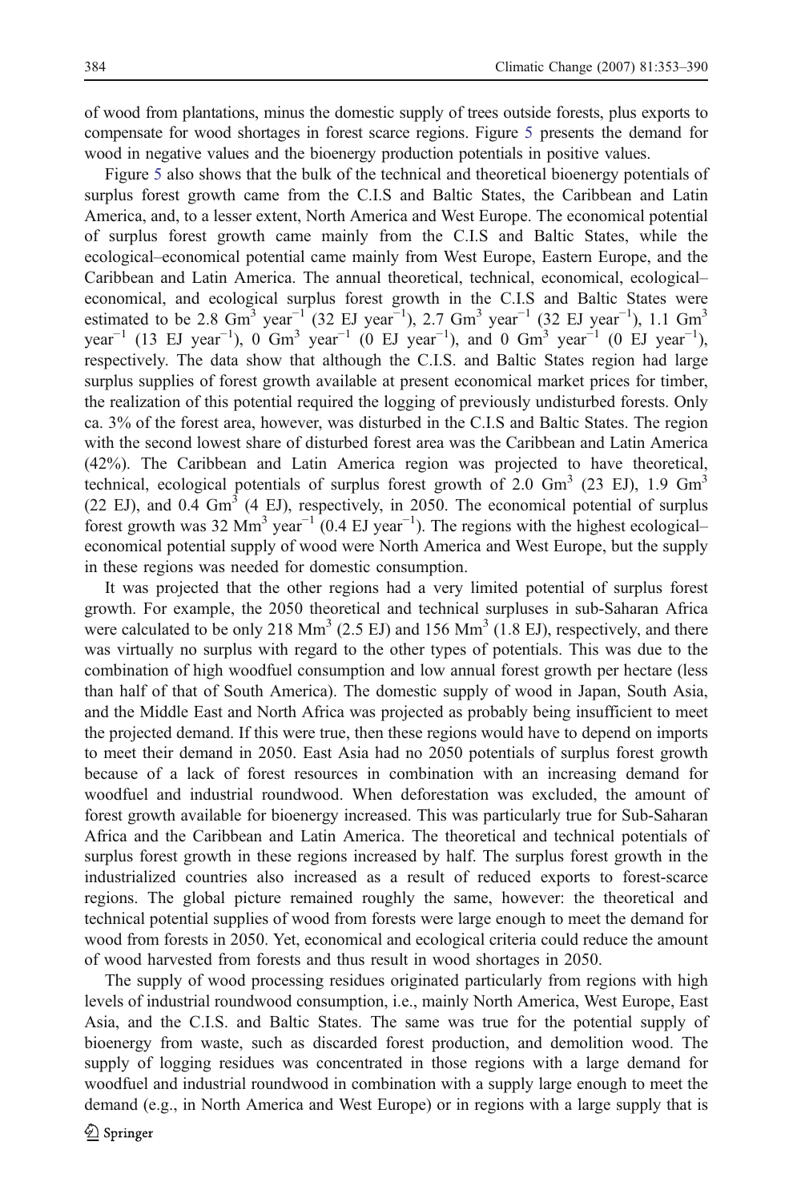of wood from plantations, minus the domestic supply of trees outside forests, plus exports to compensate for wood shortages in forest scarce regions. Figure 5 presents the demand for wood in negative values and the bioenergy production potentials in positive values.

Figure 5 also shows that the bulk of the technical and theoretical bioenergy potentials of surplus forest growth came from the C.I.S and Baltic States, the Caribbean and Latin America, and, to a lesser extent, North America and West Europe. The economical potential of surplus forest growth came mainly from the C.I.S and Baltic States, while the ecological–economical potential came mainly from West Europe, Eastern Europe, and the Caribbean and Latin America. The annual theoretical, technical, economical, ecological–economical, and ecological surplus forest growth in the C.I.S and Baltic States were estimated to be 2.8 $Gm^3$ $year^{-1}$ (32 EJ $year^{-1}$), 2.7 $Gm^3$ $year^{-1}$ (32 EJ $year^{-1}$), 1.1 $Gm^3$ $year^{-1}$ (13 EJ $year^{-1}$), 0 $Gm^3$ $year^{-1}$ (0 EJ $year^{-1}$), and 0 $Gm^3$ $year^{-1}$ (0 EJ $year^{-1}$), respectively. The data show that although the C.I.S. and Baltic States region had large surplus supplies of forest growth available at present economical market prices for timber, the realization of this potential required the logging of previously undisturbed forests. Only ca. 3% of the forest area, however, was disturbed in the C.I.S and Baltic States. The region with the second lowest share of disturbed forest area was the Caribbean and Latin America (42%). The Caribbean and Latin America region was projected to have theoretical, technical, ecological potentials of surplus forest growth of 2.0 $Gm^3$ (23 EJ), 1.9 $Gm^3$ (22 EJ), and 0.4 $Gm^3$ (4 EJ), respectively, in 2050. The economical potential of surplus forest growth was 32 $Mm^3$ $year^{-1}$ (0.4 EJ $year^{-1}$). The regions with the highest ecological–economical potential supply of wood were North America and West Europe, but the supply in these regions was needed for domestic consumption.

It was projected that the other regions had a very limited potential of surplus forest growth. For example, the 2050 theoretical and technical surpluses in sub-Saharan Africa were calculated to be only 218 $Mm^3$ (2.5 EJ) and 156 $Mm^3$ (1.8 EJ), respectively, and there was virtually no surplus with regard to the other types of potentials. This was due to the combination of high woodfuel consumption and low annual forest growth per hectare (less than half of that of South America). The domestic supply of wood in Japan, South Asia, and the Middle East and North Africa was projected as probably being insufficient to meet the projected demand. If this were true, then these regions would have to depend on imports to meet their demand in 2050. East Asia had no 2050 potentials of surplus forest growth because of a lack of forest resources in combination with an increasing demand for woodfuel and industrial roundwood. When deforestation was excluded, the amount of forest growth available for bioenergy increased. This was particularly true for Sub-Saharan Africa and the Caribbean and Latin America. The theoretical and technical potentials of surplus forest growth in these regions increased by half. The surplus forest growth in the industrialized countries also increased as a result of reduced exports to forest-scarce regions. The global picture remained roughly the same, however: the theoretical and technical potential supplies of wood from forests were large enough to meet the demand for wood from forests in 2050. Yet, economical and ecological criteria could reduce the amount of wood harvested from forests and thus result in wood shortages in 2050.

The supply of wood processing residues originated particularly from regions with high levels of industrial roundwood consumption, i.e., mainly North America, West Europe, East Asia, and the C.I.S. and Baltic States. The same was true for the potential supply of bioenergy from waste, such as discarded forest production, and demolition wood. The supply of logging residues was concentrated in those regions with a large demand for woodfuel and industrial roundwood in combination with a supply large enough to meet the demand (e.g., in North America and West Europe) or in regions with a large supply that is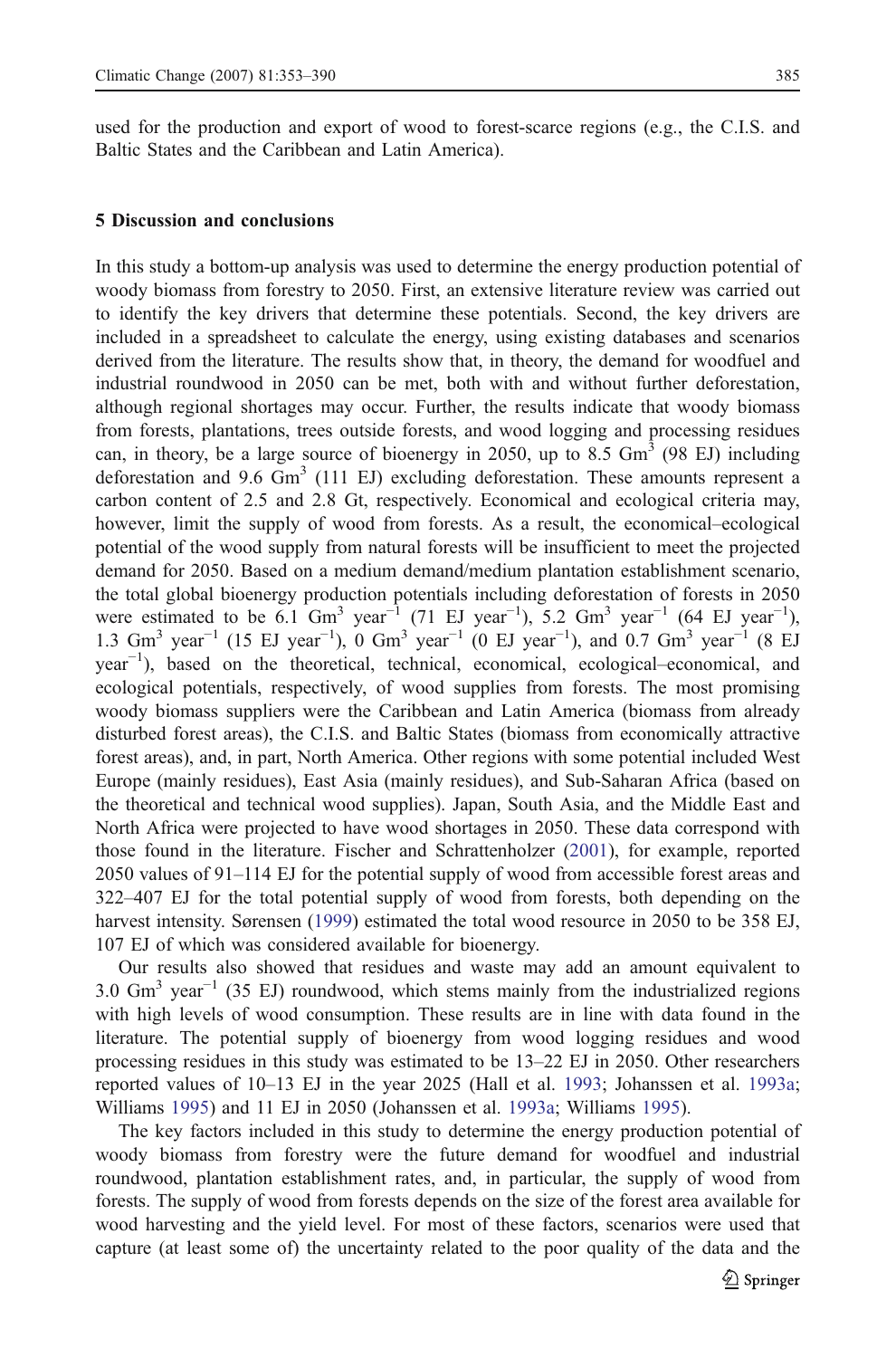used for the production and export of wood to forest-scarce regions (e.g., the C.I.S. and Baltic States and the Caribbean and Latin America).

## 5 Discussion and conclusions

In this study a bottom-up analysis was used to determine the energy production potential of woody biomass from forestry to 2050. First, an extensive literature review was carried out to identify the key drivers that determine these potentials. Second, the key drivers are included in a spreadsheet to calculate the energy, using existing databases and scenarios derived from the literature. The results show that, in theory, the demand for woodfuel and industrial roundwood in 2050 can be met, both with and without further deforestation, although regional shortages may occur. Further, the results indicate that woody biomass from forests, plantations, trees outside forests, and wood logging and processing residues can, in theory, be a large source of bioenergy in 2050, up to 8.5 $Gm^3$ (98 EJ) including deforestation and 9.6 $Gm^3$ (111 EJ) excluding deforestation. These amounts represent a carbon content of 2.5 and 2.8 Gt, respectively. Economical and ecological criteria may, however, limit the supply of wood from forests. As a result, the economical–ecological potential of the wood supply from natural forests will be insufficient to meet the projected demand for 2050. Based on a medium demand/medium plantation establishment scenario, the total global bioenergy production potentials including deforestation of forests in 2050 were estimated to be 6.1 $Gm^3$ $year^{-1}$ (71 EJ $year^{-1}$), 5.2 $Gm^3$ $year^{-1}$ (64 EJ $year^{-1}$), 1.3 $Gm^3$ $year^{-1}$ (15 EJ $year^{-1}$), 0 $Gm^3$ $year^{-1}$ (0 EJ $year^{-1}$), and 0.7 $Gm^3$ $year^{-1}$ (8 EJ $year^{-1}$), based on the theoretical, technical, economical, ecological–economical, and ecological potentials, respectively, of wood supplies from forests. The most promising woody biomass suppliers were the Caribbean and Latin America (biomass from already disturbed forest areas), the C.I.S. and Baltic States (biomass from economically attractive forest areas), and, in part, North America. Other regions with some potential included West Europe (mainly residues), East Asia (mainly residues), and Sub-Saharan Africa (based on the theoretical and technical wood supplies). Japan, South Asia, and the Middle East and North Africa were projected to have wood shortages in 2050. These data correspond with those found in the literature. Fischer and Schrattenholzer (2001), for example, reported 2050 values of 91–114 EJ for the potential supply of wood from accessible forest areas and 322–407 EJ for the total potential supply of wood from forests, both depending on the harvest intensity. Sørensen (1999) estimated the total wood resource in 2050 to be 358 EJ, 107 EJ of which was considered available for bioenergy.

Our results also showed that residues and waste may add an amount equivalent to 3.0 $Gm^3$ $year^{-1}$ (35 EJ) roundwood, which stems mainly from the industrialized regions with high levels of wood consumption. These results are in line with data found in the literature. The potential supply of bioenergy from wood logging residues and wood processing residues in this study was estimated to be 13–22 EJ in 2050. Other researchers reported values of 10–13 EJ in the year 2025 (Hall et al. 1993; Johanssen et al. 1993a; Williams 1995) and 11 EJ in 2050 (Johanssen et al. 1993a; Williams 1995).

The key factors included in this study to determine the energy production potential of woody biomass from forestry were the future demand for woodfuel and industrial roundwood, plantation establishment rates, and, in particular, the supply of wood from forests. The supply of wood from forests depends on the size of the forest area available for wood harvesting and the yield level. For most of these factors, scenarios were used that capture (at least some of) the uncertainty related to the poor quality of the data and the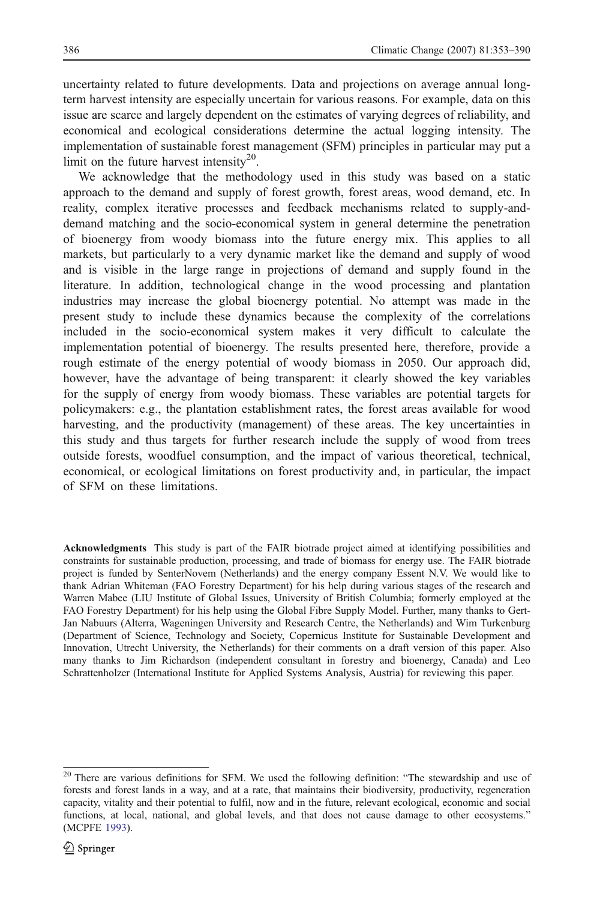uncertainty related to future developments. Data and projections on average annual long-term harvest intensity are especially uncertain for various reasons. For example, data on this issue are scarce and largely dependent on the estimates of varying degrees of reliability, and economical and ecological considerations determine the actual logging intensity. The implementation of sustainable forest management (SFM) principles in particular may put a limit on the future harvest intensity[20].

We acknowledge that the methodology used in this study was based on a static approach to the demand and supply of forest growth, forest areas, wood demand, etc. In reality, complex iterative processes and feedback mechanisms related to supply-and-demand matching and the socio-economical system in general determine the penetration of bioenergy from woody biomass into the future energy mix. This applies to all markets, but particularly to a very dynamic market like the demand and supply of wood and is visible in the large range in projections of demand and supply found in the literature. In addition, technological change in the wood processing and plantation industries may increase the global bioenergy potential. No attempt was made in the present study to include these dynamics because the complexity of the correlations included in the socio-economical system makes it very difficult to calculate the implementation potential of bioenergy. The results presented here, therefore, provide a rough estimate of the energy potential of woody biomass in 2050. Our approach did, however, have the advantage of being transparent: it clearly showed the key variables for the supply of energy from woody biomass. These variables are potential targets for policymakers: e.g., the plantation establishment rates, the forest areas available for wood harvesting, and the productivity (management) of these areas. The key uncertainties in this study and thus targets for further research include the supply of wood from trees outside forests, woodfuel consumption, and the impact of various theoretical, technical, economical, or ecological limitations on forest productivity and, in particular, the impact of SFM on these limitations.

**Acknowledgments** This study is part of the FAIR biotrade project aimed at identifying possibilities and constraints for sustainable production, processing, and trade of biomass for energy use. The FAIR biotrade project is funded by SenterNovem (Netherlands) and the energy company Essent N.V. We would like to thank Adrian Whiteman (FAO Forestry Department) for his help during various stages of the research and Warren Mabee (LIU Institute of Global Issues, University of British Columbia; formerly employed at the FAO Forestry Department) for his help using the Global Fibre Supply Model. Further, many thanks to Gert-Jan Nabuurs (Alterra, Wageningen University and Research Centre, the Netherlands) and Wim Turkenburg (Department of Science, Technology and Society, Copernicus Institute for Sustainable Development and Innovation, Utrecht University, the Netherlands) for their comments on a draft version of this paper. Also many thanks to Jim Richardson (independent consultant in forestry and bioenergy, Canada) and Leo Schrattenholzer (International Institute for Applied Systems Analysis, Austria) for reviewing this paper.

[20] There are various definitions for SFM. We used the following definition: "The stewardship and use of forests and forest lands in a way, and at a rate, that maintains their biodiversity, productivity, regeneration capacity, vitality and their potential to fulfil, now and in the future, relevant ecological, economic and social functions, at local, national, and global levels, and that does not cause damage to other ecosystems." (MCPFE 1993).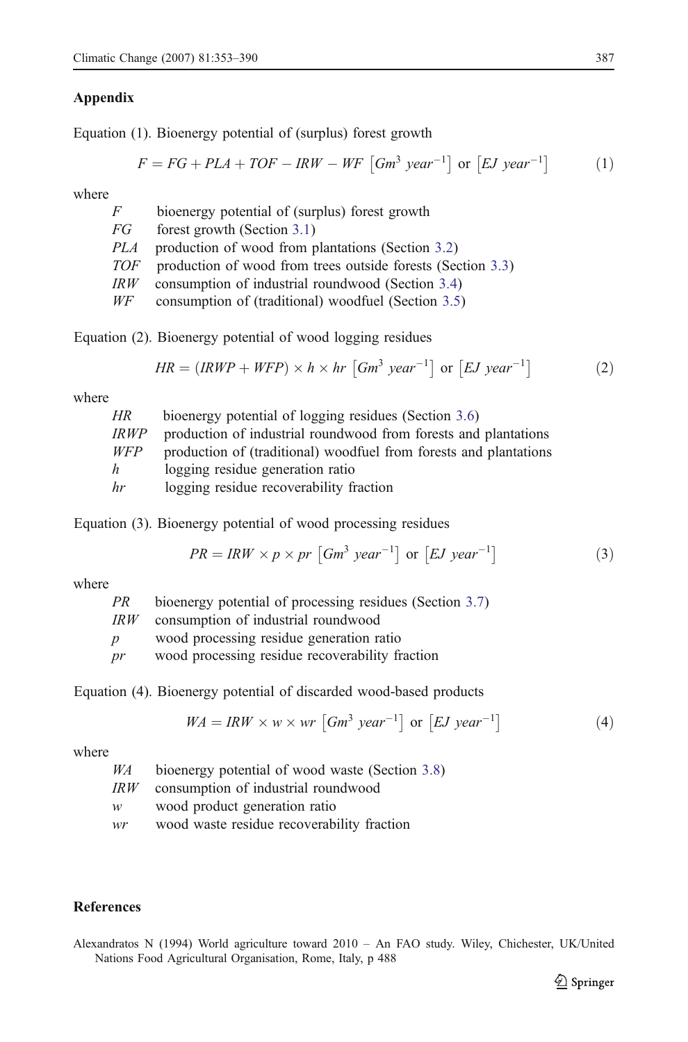## Appendix

Equation (1). Bioenergy potential of (surplus) forest growth

$$F = FG + PLA + TOF - IRW - WF \ \left[Gm^3\ year^{-1}\right] \text{ or } \left[EJ\ year^{-1}\right] \tag{1}$$

where

- $F$ bioenergy potential of (surplus) forest growth
- $FG$ forest growth (Section 3.1)
- $PLA$ production of wood from plantations (Section 3.2)
- $TOF$ production of wood from trees outside forests (Section 3.3)
- $IRW$ consumption of industrial roundwood (Section 3.4)
- $WF$ consumption of (traditional) woodfuel (Section 3.5)

Equation (2). Bioenergy potential of wood logging residues

$$HR = (IRWP + WFP) \times h \times hr \ \left[Gm^3\ year^{-1}\right] \text{ or } \left[EJ\ year^{-1}\right] \tag{2}$$

where

- $HR$ bioenergy potential of logging residues (Section 3.6)
- $IRWP$ production of industrial roundwood from forests and plantations
- $WFP$ production of (traditional) woodfuel from forests and plantations
- $h$ logging residue generation ratio
- $hr$ logging residue recoverability fraction

Equation (3). Bioenergy potential of wood processing residues

$$PR = IRW \times p \times pr \ \left[Gm^3\ year^{-1}\right] \text{ or } \left[EJ\ year^{-1}\right] \tag{3}$$

where

- $PR$ bioenergy potential of processing residues (Section 3.7)
- $IRW$ consumption of industrial roundwood
- $p$ wood processing residue generation ratio
- $pr$ wood processing residue recoverability fraction

Equation (4). Bioenergy potential of discarded wood-based products

$$WA = IRW \times w \times wr \ \left[Gm^3\ year^{-1}\right] \text{ or } \left[EJ\ year^{-1}\right] \tag{4}$$

where

- $WA$ bioenergy potential of wood waste (Section 3.8)
- $IRW$ consumption of industrial roundwood
- $w$ wood product generation ratio
- $wr$ wood waste residue recoverability fraction

## References

Alexandratos N (1994) World agriculture toward 2010 – An FAO study. Wiley, Chichester, UK/United Nations Food Agricultural Organisation, Rome, Italy, p 488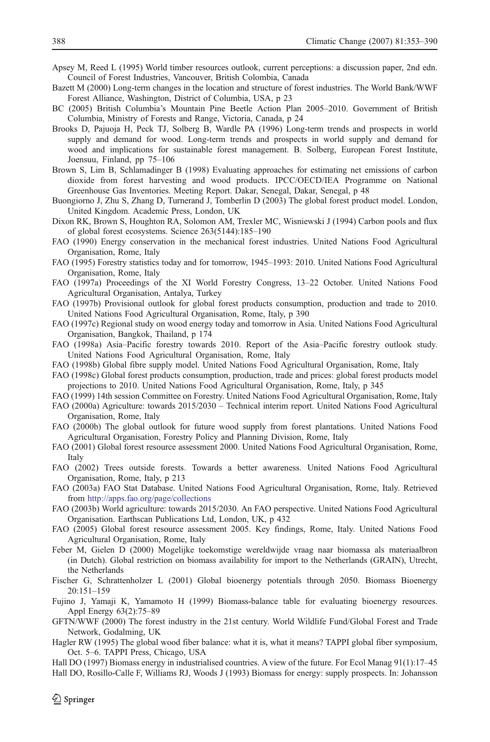Apsey M, Reed L (1995) World timber resources outlook, current perceptions: a discussion paper, 2nd edn. Council of Forest Industries, Vancouver, British Colombia, Canada

Bazett M (2000) Long-term changes in the location and structure of forest industries. The World Bank/WWF Forest Alliance, Washington, District of Columbia, USA, p 23

BC (2005) British Columbia's Mountain Pine Beetle Action Plan 2005–2010. Government of British Columbia, Ministry of Forests and Range, Victoria, Canada, p 24

Brooks D, Pajuoja H, Peck TJ, Solberg B, Wardle PA (1996) Long-term trends and prospects in world supply and demand for wood. Long-term trends and prospects in world supply and demand for wood and implications for sustainable forest management. B. Solberg, European Forest Institute, Joensuu, Finland, pp 75–106

Brown S, Lim B, Schlamadinger B (1998) Evaluating approaches for estimating net emissions of carbon dioxide from forest harvesting and wood products. IPCC/OECD/IEA Programme on National Greenhouse Gas Inventories. Meeting Report. Dakar, Senegal, Dakar, Senegal, p 48

Buongiorno J, Zhu S, Zhang D, Turnerand J, Tomberlin D (2003) The global forest product model. London, United Kingdom. Academic Press, London, UK

Dixon RK, Brown S, Houghton RA, Solomon AM, Trexler MC, Wisniewski J (1994) Carbon pools and flux of global forest ecosystems. Science 263(5144):185–190

FAO (1990) Energy conservation in the mechanical forest industries. United Nations Food Agricultural Organisation, Rome, Italy

FAO (1995) Forestry statistics today and for tomorrow, 1945–1993: 2010. United Nations Food Agricultural Organisation, Rome, Italy

FAO (1997a) Proceedings of the XI World Forestry Congress, 13–22 October. United Nations Food Agricultural Organisation, Antalya, Turkey

FAO (1997b) Provisional outlook for global forest products consumption, production and trade to 2010. United Nations Food Agricultural Organisation, Rome, Italy, p 390

FAO (1997c) Regional study on wood energy today and tomorrow in Asia. United Nations Food Agricultural Organisation, Bangkok, Thailand, p 174

FAO (1998a) Asia–Pacific forestry towards 2010. Report of the Asia–Pacific forestry outlook study. United Nations Food Agricultural Organisation, Rome, Italy

FAO (1998b) Global fibre supply model. United Nations Food Agricultural Organisation, Rome, Italy

FAO (1998c) Global forest products consumption, production, trade and prices: global forest products model projections to 2010. United Nations Food Agricultural Organisation, Rome, Italy, p 345

FAO (1999) 14th session Committee on Forestry. United Nations Food Agricultural Organisation, Rome, Italy

FAO (2000a) Agriculture: towards 2015/2030 – Technical interim report. United Nations Food Agricultural Organisation, Rome, Italy

FAO (2000b) The global outlook for future wood supply from forest plantations. United Nations Food Agricultural Organisation, Forestry Policy and Planning Division, Rome, Italy

FAO (2001) Global forest resource assessment 2000. United Nations Food Agricultural Organisation, Rome, Italy

FAO (2002) Trees outside forests. Towards a better awareness. United Nations Food Agricultural Organisation, Rome, Italy, p 213

FAO (2003a) FAO Stat Database. United Nations Food Agricultural Organisation, Rome, Italy. Retrieved from http://apps.fao.org/page/collections

FAO (2003b) World agriculture: towards 2015/2030. An FAO perspective. United Nations Food Agricultural Organisation. Earthscan Publications Ltd, London, UK, p 432

FAO (2005) Global forest resource assessment 2005. Key findings, Rome, Italy. United Nations Food Agricultural Organisation, Rome, Italy

Feber M, Gielen D (2000) Mogelijke toekomstige wereldwijde vraag naar biomassa als materiaalbron (in Dutch). Global restriction on biomass availability for import to the Netherlands (GRAIN), Utrecht, the Netherlands

Fischer G, Schrattenholzer L (2001) Global bioenergy potentials through 2050. Biomass Bioenergy 20:151–159

Fujino J, Yamaji K, Yamamoto H (1999) Biomass-balance table for evaluating bioenergy resources. Appl Energy 63(2):75–89

GFTN/WWF (2000) The forest industry in the 21st century. World Wildlife Fund/Global Forest and Trade Network, Godalming, UK

Hagler RW (1995) The global wood fiber balance: what it is, what it means? TAPPI global fiber symposium, Oct. 5–6. TAPPI Press, Chicago, USA

Hall DO (1997) Biomass energy in industrialised countries. A view of the future. For Ecol Manag 91(1):17–45

Hall DO, Rosillo-Calle F, Williams RJ, Woods J (1993) Biomass for energy: supply prospects. In: Johansson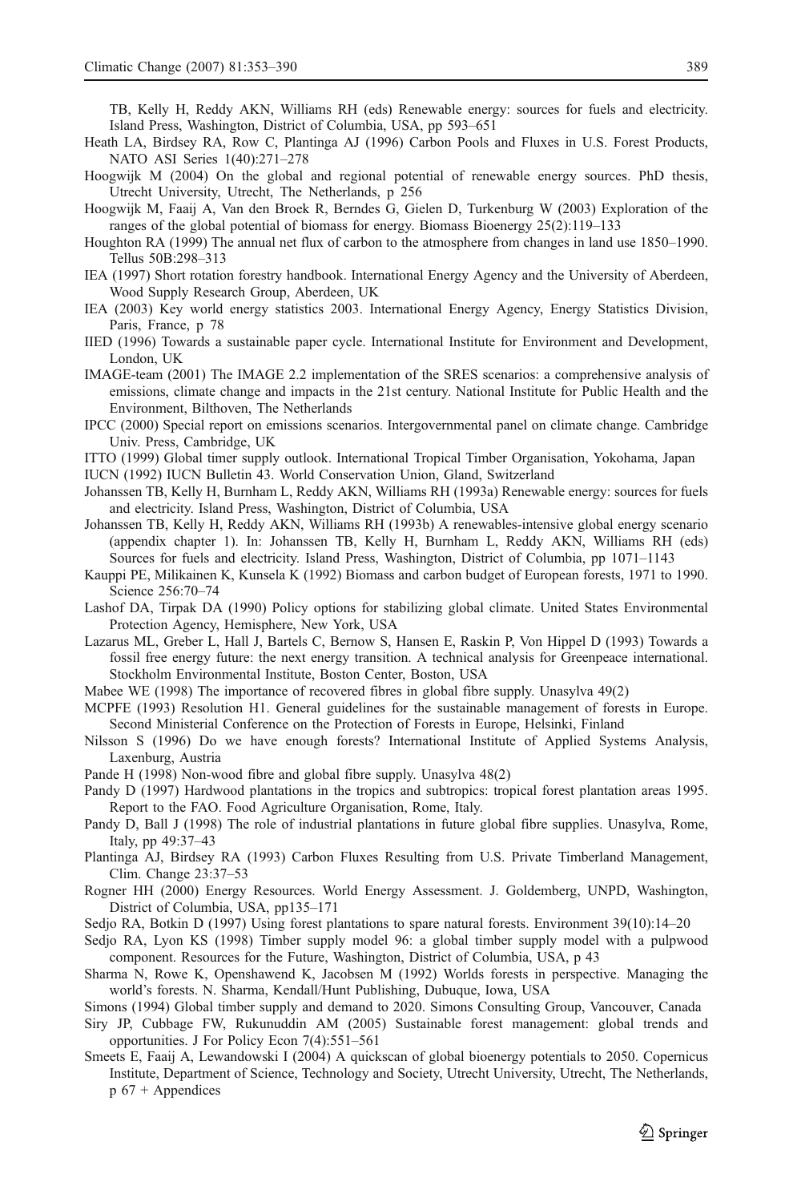TB, Kelly H, Reddy AKN, Williams RH (eds) Renewable energy: sources for fuels and electricity. Island Press, Washington, District of Columbia, USA, pp 593–651

Heath LA, Birdsey RA, Row C, Plantinga AJ (1996) Carbon Pools and Fluxes in U.S. Forest Products, NATO ASI Series 1(40):271–278

Hoogwijk M (2004) On the global and regional potential of renewable energy sources. PhD thesis, Utrecht University, Utrecht, The Netherlands, p 256

Hoogwijk M, Faaij A, Van den Broek R, Berndes G, Gielen D, Turkenburg W (2003) Exploration of the ranges of the global potential of biomass for energy. Biomass Bioenergy 25(2):119–133

Houghton RA (1999) The annual net flux of carbon to the atmosphere from changes in land use 1850–1990. Tellus 50B:298–313

IEA (1997) Short rotation forestry handbook. International Energy Agency and the University of Aberdeen, Wood Supply Research Group, Aberdeen, UK

IEA (2003) Key world energy statistics 2003. International Energy Agency, Energy Statistics Division, Paris, France, p 78

IIED (1996) Towards a sustainable paper cycle. International Institute for Environment and Development, London, UK

IMAGE-team (2001) The IMAGE 2.2 implementation of the SRES scenarios: a comprehensive analysis of emissions, climate change and impacts in the 21st century. National Institute for Public Health and the Environment, Bilthoven, The Netherlands

IPCC (2000) Special report on emissions scenarios. Intergovernmental panel on climate change. Cambridge Univ. Press, Cambridge, UK

ITTO (1999) Global timer supply outlook. International Tropical Timber Organisation, Yokohama, Japan

IUCN (1992) IUCN Bulletin 43. World Conservation Union, Gland, Switzerland

Johanssen TB, Kelly H, Burnham L, Reddy AKN, Williams RH (1993a) Renewable energy: sources for fuels and electricity. Island Press, Washington, District of Columbia, USA

Johanssen TB, Kelly H, Reddy AKN, Williams RH (1993b) A renewables-intensive global energy scenario (appendix chapter 1). In: Johanssen TB, Kelly H, Burnham L, Reddy AKN, Williams RH (eds) Sources for fuels and electricity. Island Press, Washington, District of Columbia, pp 1071–1143

Kauppi PE, Milikainen K, Kunsela K (1992) Biomass and carbon budget of European forests, 1971 to 1990. Science 256:70–74

Lashof DA, Tirpak DA (1990) Policy options for stabilizing global climate. United States Environmental Protection Agency, Hemisphere, New York, USA

Lazarus ML, Greber L, Hall J, Bartels C, Bernow S, Hansen E, Raskin P, Von Hippel D (1993) Towards a fossil free energy future: the next energy transition. A technical analysis for Greenpeace international. Stockholm Environmental Institute, Boston Center, Boston, USA

Mabee WE (1998) The importance of recovered fibres in global fibre supply. Unasylva 49(2)

MCPFE (1993) Resolution H1. General guidelines for the sustainable management of forests in Europe. Second Ministerial Conference on the Protection of Forests in Europe, Helsinki, Finland

Nilsson S (1996) Do we have enough forests? International Institute of Applied Systems Analysis, Laxenburg, Austria

Pande H (1998) Non-wood fibre and global fibre supply. Unasylva 48(2)

Pandy D (1997) Hardwood plantations in the tropics and subtropics: tropical forest plantation areas 1995. Report to the FAO. Food Agriculture Organisation, Rome, Italy.

Pandy D, Ball J (1998) The role of industrial plantations in future global fibre supplies. Unasylva, Rome, Italy, pp 49:37–43

Plantinga AJ, Birdsey RA (1993) Carbon Fluxes Resulting from U.S. Private Timberland Management, Clim. Change 23:37–53

Rogner HH (2000) Energy Resources. World Energy Assessment. J. Goldemberg, UNPD, Washington, District of Columbia, USA, pp135–171

Sedjo RA, Botkin D (1997) Using forest plantations to spare natural forests. Environment 39(10):14–20

Sedjo RA, Lyon KS (1998) Timber supply model 96: a global timber supply model with a pulpwood component. Resources for the Future, Washington, District of Columbia, USA, p 43

Sharma N, Rowe K, Openshawend K, Jacobsen M (1992) Worlds forests in perspective. Managing the world's forests. N. Sharma, Kendall/Hunt Publishing, Dubuque, Iowa, USA

Simons (1994) Global timber supply and demand to 2020. Simons Consulting Group, Vancouver, Canada

Siry JP, Cubbage FW, Rukunuddin AM (2005) Sustainable forest management: global trends and opportunities. J For Policy Econ 7(4):551–561

Smeets E, Faaij A, Lewandowski I (2004) A quickscan of global bioenergy potentials to 2050. Copernicus Institute, Department of Science, Technology and Society, Utrecht University, Utrecht, The Netherlands, p 67 + Appendices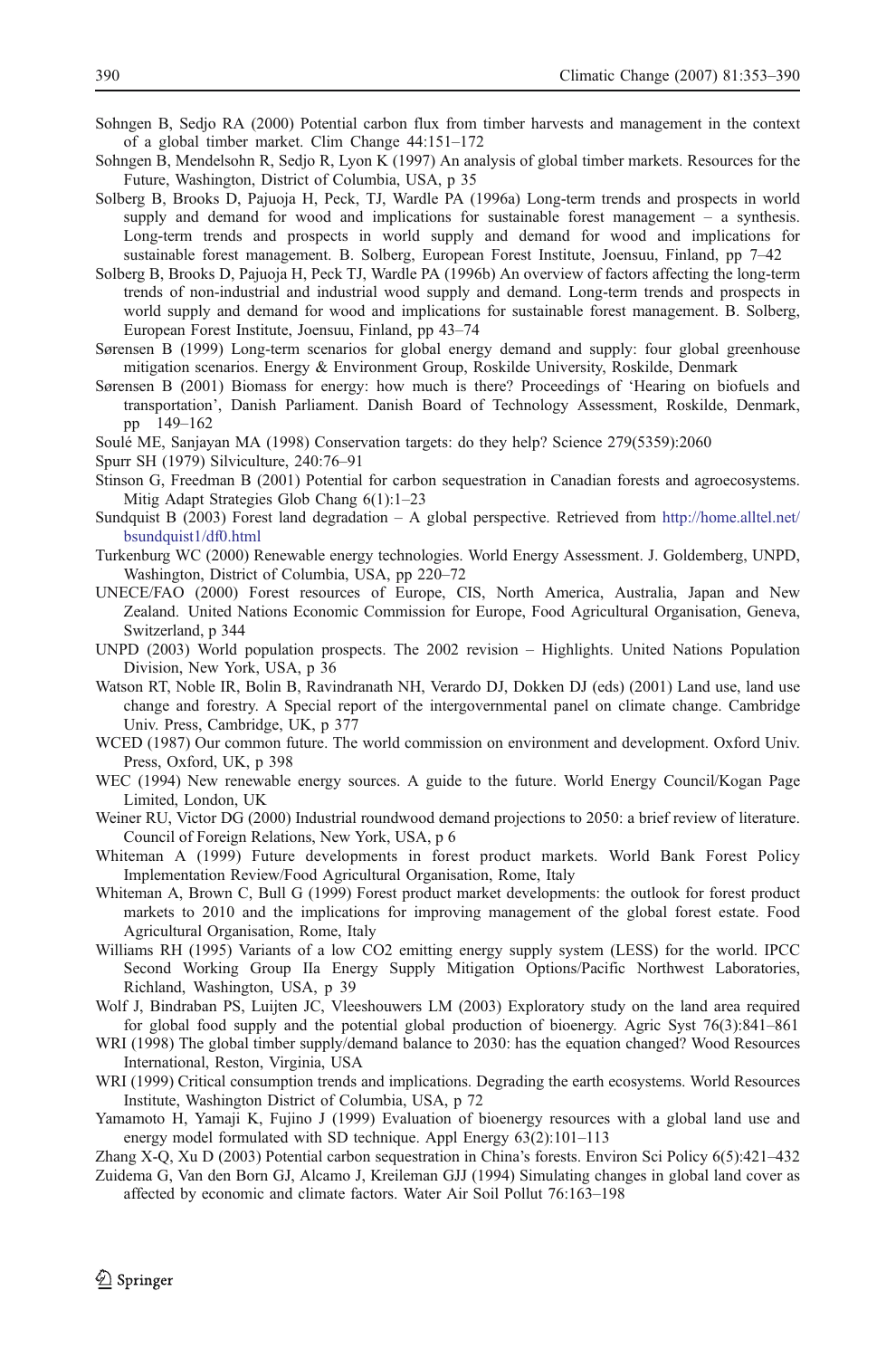Sohngen B, Sedjo RA (2000) Potential carbon flux from timber harvests and management in the context of a global timber market. Clim Change 44:151–172

Sohngen B, Mendelsohn R, Sedjo R, Lyon K (1997) An analysis of global timber markets. Resources for the Future, Washington, District of Columbia, USA, p 35

Solberg B, Brooks D, Pajuoja H, Peck, TJ, Wardle PA (1996a) Long-term trends and prospects in world supply and demand for wood and implications for sustainable forest management – a synthesis. Long-term trends and prospects in world supply and demand for wood and implications for sustainable forest management. B. Solberg, European Forest Institute, Joensuu, Finland, pp 7–42

Solberg B, Brooks D, Pajuoja H, Peck TJ, Wardle PA (1996b) An overview of factors affecting the long-term trends of non-industrial and industrial wood supply and demand. Long-term trends and prospects in world supply and demand for wood and implications for sustainable forest management. B. Solberg, European Forest Institute, Joensuu, Finland, pp 43–74

Sørensen B (1999) Long-term scenarios for global energy demand and supply: four global greenhouse mitigation scenarios. Energy & Environment Group, Roskilde University, Roskilde, Denmark

Sørensen B (2001) Biomass for energy: how much is there? Proceedings of 'Hearing on biofuels and transportation', Danish Parliament. Danish Board of Technology Assessment, Roskilde, Denmark, pp 149–162

Soulé ME, Sanjayan MA (1998) Conservation targets: do they help? Science 279(5359):2060

Spurr SH (1979) Silviculture, 240:76–91

Stinson G, Freedman B (2001) Potential for carbon sequestration in Canadian forests and agroecosystems. Mitig Adapt Strategies Glob Chang 6(1):1–23

Sundquist B (2003) Forest land degradation – A global perspective. Retrieved from http://home.alltel.net/bsundquist1/df0.html

Turkenburg WC (2000) Renewable energy technologies. World Energy Assessment. J. Goldemberg, UNPD, Washington, District of Columbia, USA, pp 220–72

UNECE/FAO (2000) Forest resources of Europe, CIS, North America, Australia, Japan and New Zealand. United Nations Economic Commission for Europe, Food Agricultural Organisation, Geneva, Switzerland, p 344

UNPD (2003) World population prospects. The 2002 revision – Highlights. United Nations Population Division, New York, USA, p 36

Watson RT, Noble IR, Bolin B, Ravindranath NH, Verardo DJ, Dokken DJ (eds) (2001) Land use, land use change and forestry. A Special report of the intergovernmental panel on climate change. Cambridge Univ. Press, Cambridge, UK, p 377

WCED (1987) Our common future. The world commission on environment and development. Oxford Univ. Press, Oxford, UK, p 398

WEC (1994) New renewable energy sources. A guide to the future. World Energy Council/Kogan Page Limited, London, UK

Weiner RU, Victor DG (2000) Industrial roundwood demand projections to 2050: a brief review of literature. Council of Foreign Relations, New York, USA, p 6

Whiteman A (1999) Future developments in forest product markets. World Bank Forest Policy Implementation Review/Food Agricultural Organisation, Rome, Italy

Whiteman A, Brown C, Bull G (1999) Forest product market developments: the outlook for forest product markets to 2010 and the implications for improving management of the global forest estate. Food Agricultural Organisation, Rome, Italy

Williams RH (1995) Variants of a low CO2 emitting energy supply system (LESS) for the world. IPCC Second Working Group IIa Energy Supply Mitigation Options/Pacific Northwest Laboratories, Richland, Washington, USA, p 39

Wolf J, Bindraban PS, Luijten JC, Vleeshouwers LM (2003) Exploratory study on the land area required for global food supply and the potential global production of bioenergy. Agric Syst 76(3):841–861

WRI (1998) The global timber supply/demand balance to 2030: has the equation changed? Wood Resources International, Reston, Virginia, USA

WRI (1999) Critical consumption trends and implications. Degrading the earth ecosystems. World Resources Institute, Washington District of Columbia, USA, p 72

Yamamoto H, Yamaji K, Fujino J (1999) Evaluation of bioenergy resources with a global land use and energy model formulated with SD technique. Appl Energy 63(2):101–113

Zhang X-Q, Xu D (2003) Potential carbon sequestration in China's forests. Environ Sci Policy 6(5):421–432

Zuidema G, Van den Born GJ, Alcamo J, Kreileman GJJ (1994) Simulating changes in global land cover as affected by economic and climate factors. Water Air Soil Pollut 76:163–198